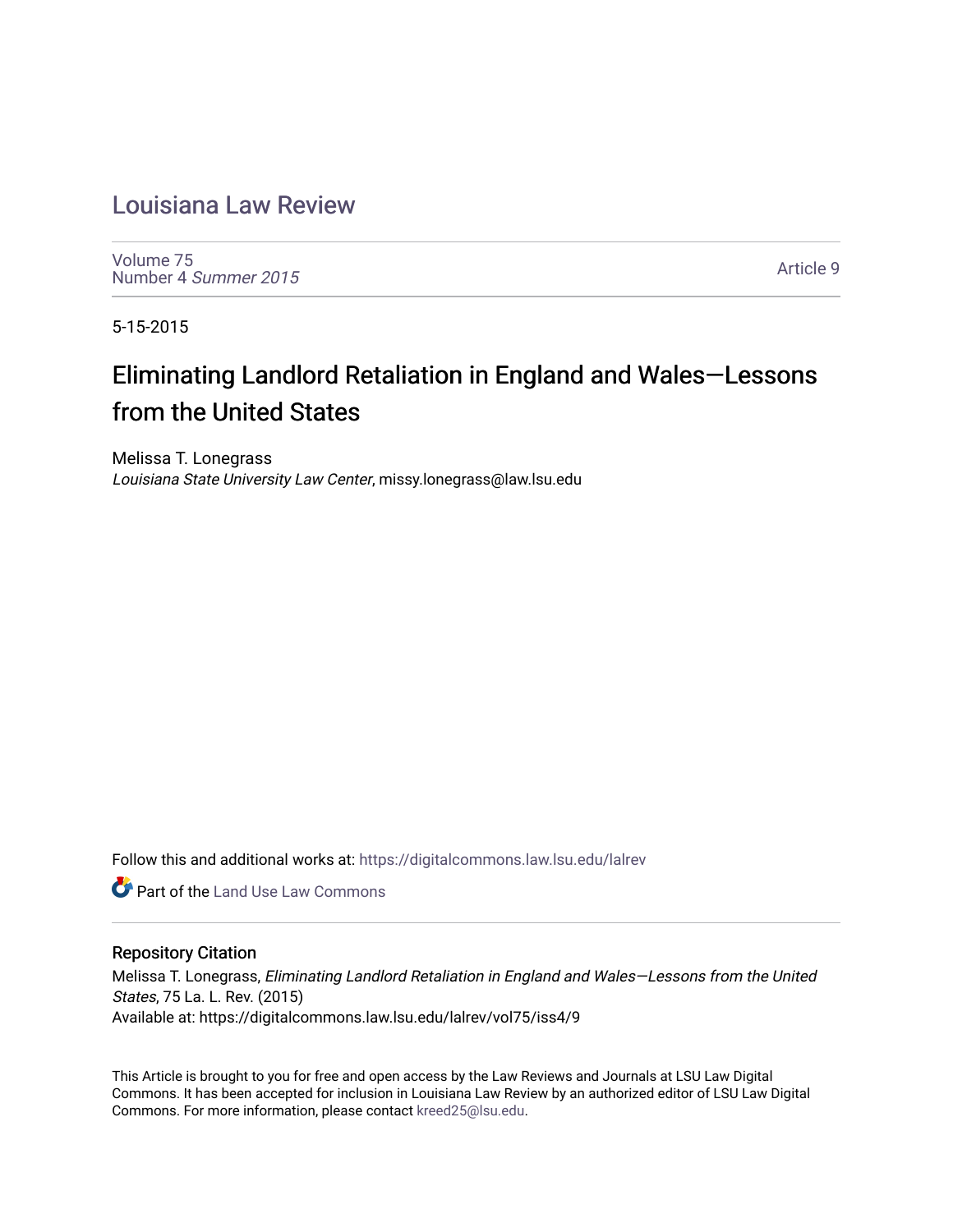# Louisiana Law Review

Volume 75
Number 4 *Summer 2015*

Article 9

5-15-2015

## Eliminating Landlord Retaliation in England and Wales—Lessons from the United States

Melissa T. Lonegrass
*Louisiana State University Law Center*, missy.lonegrass@law.lsu.edu

Follow this and additional works at: https://digitalcommons.law.lsu.edu/lalrev

Part of the Land Use Law Commons

### Repository Citation

Melissa T. Lonegrass, *Eliminating Landlord Retaliation in England and Wales—Lessons from the United States*, 75 La. L. Rev. (2015)
Available at: https://digitalcommons.law.lsu.edu/lalrev/vol75/iss4/9

This Article is brought to you for free and open access by the Law Reviews and Journals at LSU Law Digital Commons. It has been accepted for inclusion in Louisiana Law Review by an authorized editor of LSU Law Digital Commons. For more information, please contact kreed25@lsu.edu.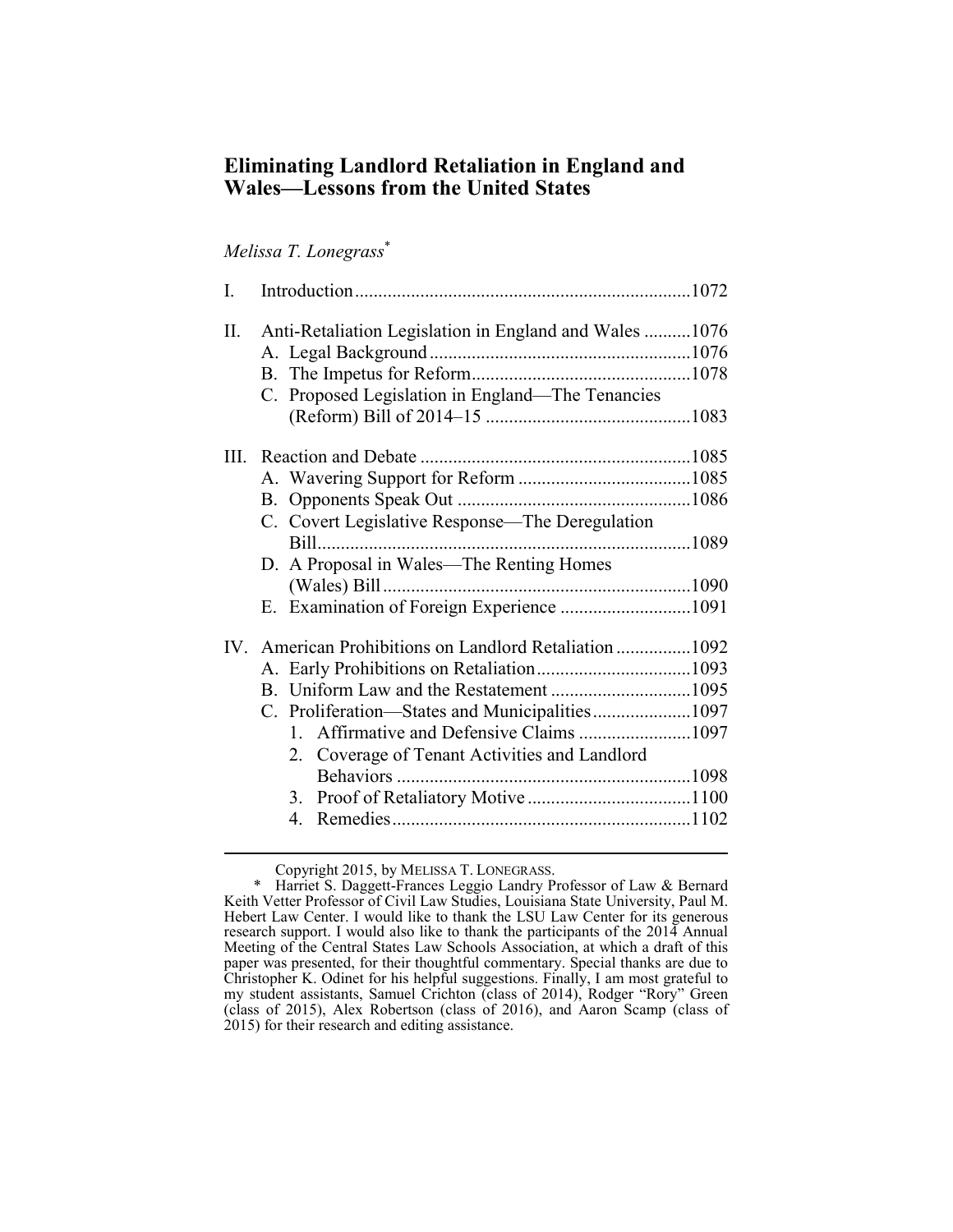# Eliminating Landlord Retaliation in England and Wales—Lessons from the United States

*Melissa T. Longrass*[*]

I. Introduction .......................................................................1072

II. Anti-Retaliation Legislation in England and Wales ..........1076
   A. Legal Background .......................................................1076
   B. The Impetus for Reform...............................................1078
   C. Proposed Legislation in England—The Tenancies (Reform) Bill of 2014–15 ............................................1083

III. Reaction and Debate ..........................................................1085
   A. Wavering Support for Reform .....................................1085
   B. Opponents Speak Out ..................................................1086
   C. Covert Legislative Response—The Deregulation Bill................................................................................1089
   D. A Proposal in Wales—The Renting Homes (Wales) Bill .................................................................1090
   E. Examination of Foreign Experience ............................1091

IV. American Prohibitions on Landlord Retaliation ................1092
   A. Early Prohibitions on Retaliation.................................1093
   B. Uniform Law and the Restatement ..............................1095
   C. Proliferation—States and Municipalities.....................1097
      1. Affirmative and Defensive Claims ........................1097
      2. Coverage of Tenant Activities and Landlord Behaviors ...............................................................1098
      3. Proof of Retaliatory Motive ...................................1100
      4. Remedies................................................................1102

---

Copyright 2015, by MELISSA T. LONGRASS.

\* Harriet S. Daggett-Frances Leggio Landry Professor of Law & Bernard Keith Vetter Professor of Civil Law Studies, Louisiana State University, Paul M. Hebert Law Center. I would like to thank the LSU Law Center for its generous research support. I would also like to thank the participants of the 2014 Annual Meeting of the Central States Law Schools Association, at which a draft of this paper was presented, for their thoughtful commentary. Special thanks are due to Christopher K. Odinet for his helpful suggestions. Finally, I am most grateful to my student assistants, Samuel Crichton (class of 2014), Rodger "Rory" Green (class of 2015), Alex Robertson (class of 2016), and Aaron Scamp (class of 2015) for their research and editing assistance.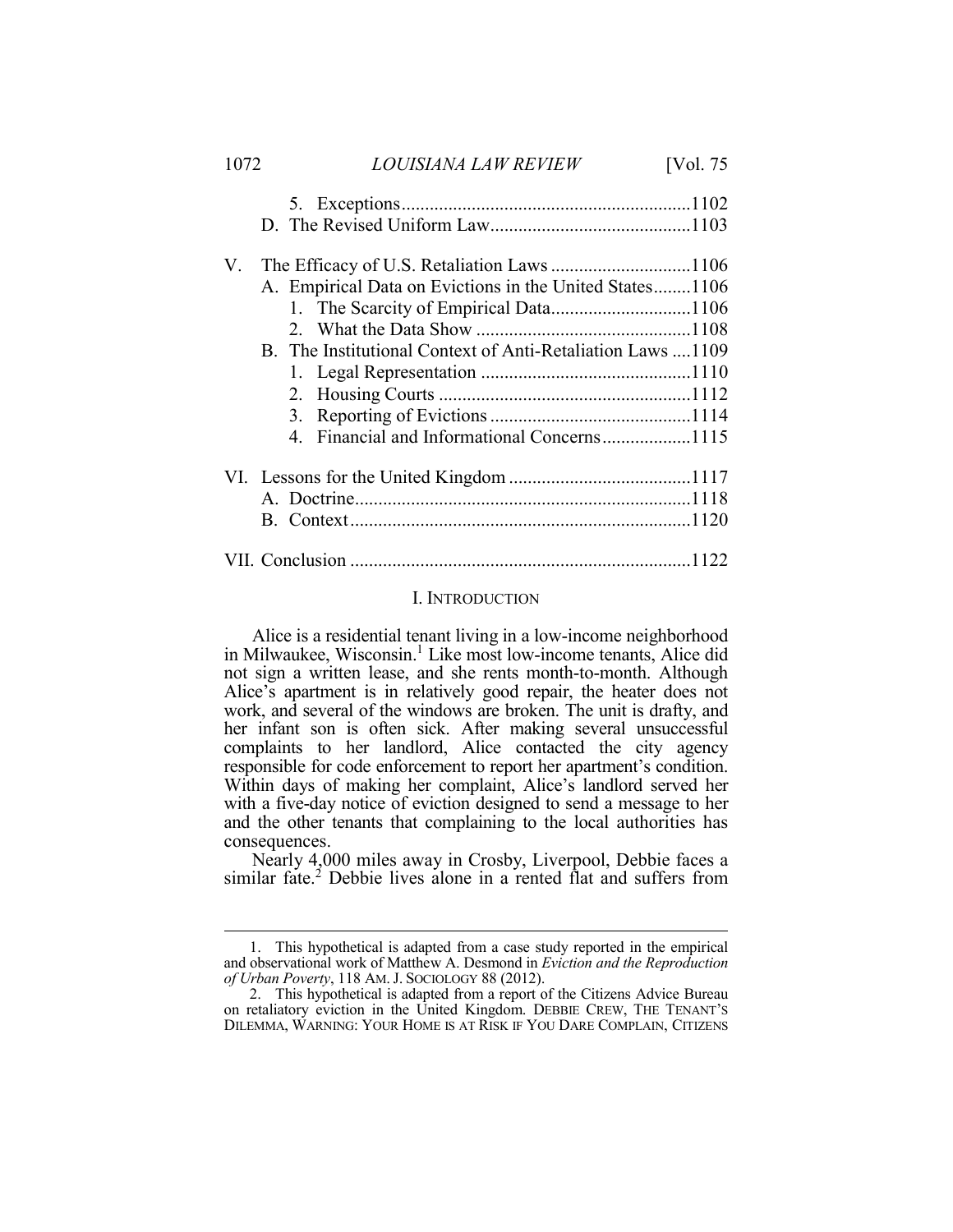5. Exceptions............................................................1102

D. The Revised Uniform Law..........................................1103

V. The Efficacy of U.S. Retaliation Laws .............................1106

A. Empirical Data on Evictions in the United States........1106

1. The Scarcity of Empirical Data.............................1106

2. What the Data Show .............................................1108

B. The Institutional Context of Anti-Retaliation Laws ....1109

1. Legal Representation ............................................1110

2. Housing Courts .....................................................1112

3. Reporting of Evictions ..........................................1114

4. Financial and Informational Concerns..................1115

VI. Lessons for the United Kingdom ......................................1117

A. Doctrine.......................................................................1118

B. Context........................................................................1120

VII. Conclusion ........................................................................1122

## I. INTRODUCTION

Alice is a residential tenant living in a low-income neighborhood in Milwaukee, Wisconsin.[1] Like most low-income tenants, Alice did not sign a written lease, and she rents month-to-month. Although Alice's apartment is in relatively good repair, the heater does not work, and several of the windows are broken. The unit is drafty, and her infant son is often sick. After making several unsuccessful complaints to her landlord, Alice contacted the city agency responsible for code enforcement to report her apartment's condition. Within days of making her complaint, Alice's landlord served her with a five-day notice of eviction designed to send a message to her and the other tenants that complaining to the local authorities has consequences.

Nearly 4,000 miles away in Crosby, Liverpool, Debbie faces a similar fate.[2] Debbie lives alone in a rented flat and suffers from

---

1. This hypothetical is adapted from a case study reported in the empirical and observational work of Matthew A. Desmond in *Eviction and the Reproduction of Urban Poverty*, 118 AM. J. SOCIOLOGY 88 (2012).

2. This hypothetical is adapted from a report of the Citizens Advice Bureau on retaliatory eviction in the United Kingdom. DEBBIE CREW, THE TENANT'S DILEMMA, WARNING: YOUR HOME IS AT RISK IF YOU DARE COMPLAIN, CITIZENS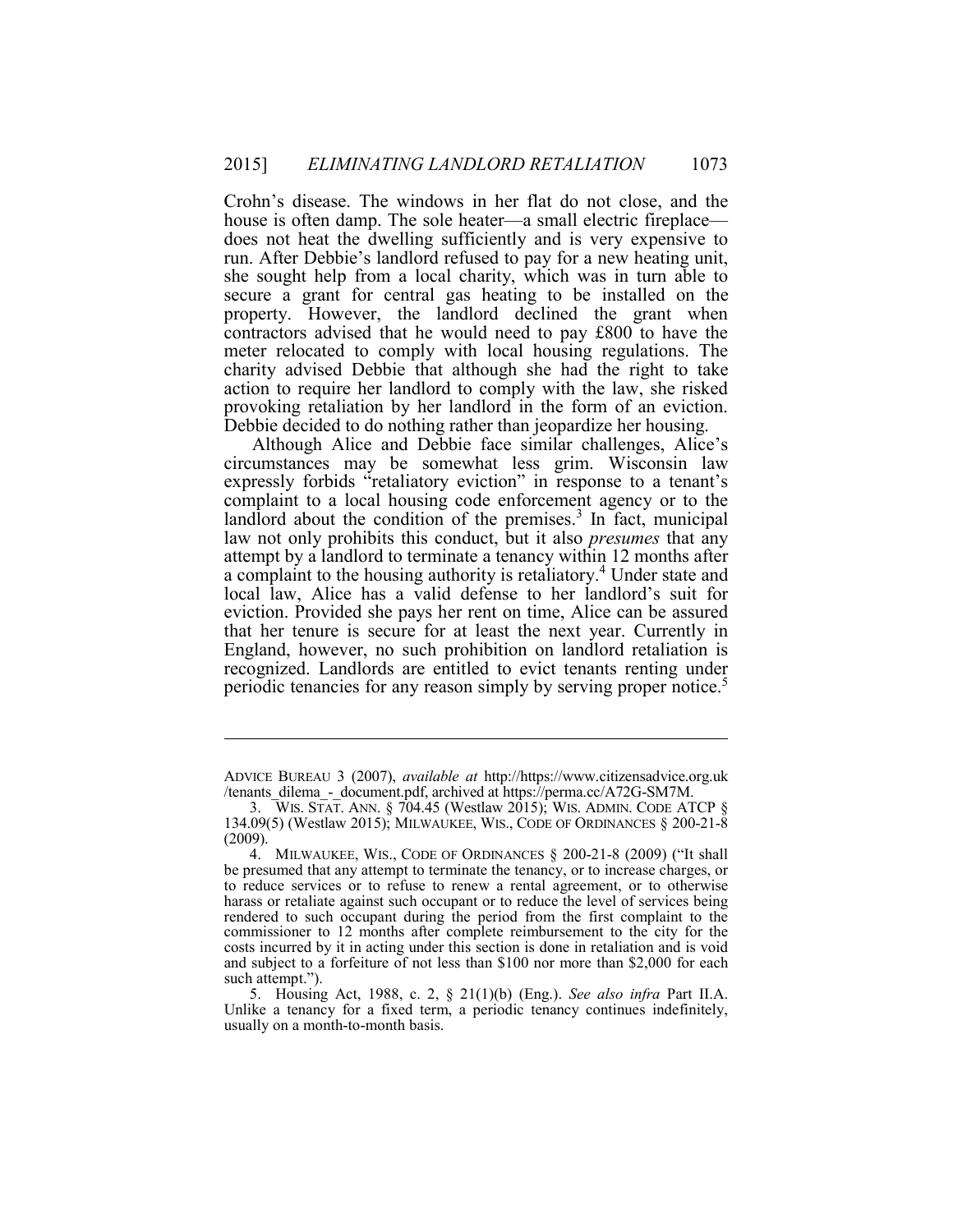Crohn's disease. The windows in her flat do not close, and the house is often damp. The sole heater—a small electric fireplace—does not heat the dwelling sufficiently and is very expensive to run. After Debbie's landlord refused to pay for a new heating unit, she sought help from a local charity, which was in turn able to secure a grant for central gas heating to be installed on the property. However, the landlord declined the grant when contractors advised that he would need to pay £800 to have the meter relocated to comply with local housing regulations. The charity advised Debbie that although she had the right to take action to require her landlord to comply with the law, she risked provoking retaliation by her landlord in the form of an eviction. Debbie decided to do nothing rather than jeopardize her housing.

Although Alice and Debbie face similar challenges, Alice's circumstances may be somewhat less grim. Wisconsin law expressly forbids "retaliatory eviction" in response to a tenant's complaint to a local housing code enforcement agency or to the landlord about the condition of the premises.[3] In fact, municipal law not only prohibits this conduct, but it also *presumes* that any attempt by a landlord to terminate a tenancy within 12 months after a complaint to the housing authority is retaliatory.[4] Under state and local law, Alice has a valid defense to her landlord's suit for eviction. Provided she pays her rent on time, Alice can be assured that her tenure is secure for at least the next year. Currently in England, however, no such prohibition on landlord retaliation is recognized. Landlords are entitled to evict tenants renting under periodic tenancies for any reason simply by serving proper notice.[5]

---

ADVICE BUREAU 3 (2007), *available at* http://https://www.citizensadvice.org.uk/tenants_dilema_-_document.pdf, archived at https://perma.cc/A72G-SM7M.

3. WIS. STAT. ANN. § 704.45 (Westlaw 2015); WIS. ADMIN. CODE ATCP § 134.09(5) (Westlaw 2015); MILWAUKEE, WIS., CODE OF ORDINANCES § 200-21-8 (2009).

4. MILWAUKEE, WIS., CODE OF ORDINANCES § 200-21-8 (2009) ("It shall be presumed that any attempt to terminate the tenancy, or to increase charges, or to reduce services or to refuse to renew a rental agreement, or to otherwise harass or retaliate against such occupant or to reduce the level of services being rendered to such occupant during the period from the first complaint to the commissioner to 12 months after complete reimbursement to the city for the costs incurred by it in acting under this section is done in retaliation and is void and subject to a forfeiture of not less than $100 nor more than $2,000 for each such attempt.").

5. Housing Act, 1988, c. 2, § 21(1)(b) (Eng.). *See also infra* Part II.A. Unlike a tenancy for a fixed term, a periodic tenancy continues indefinitely, usually on a month-to-month basis.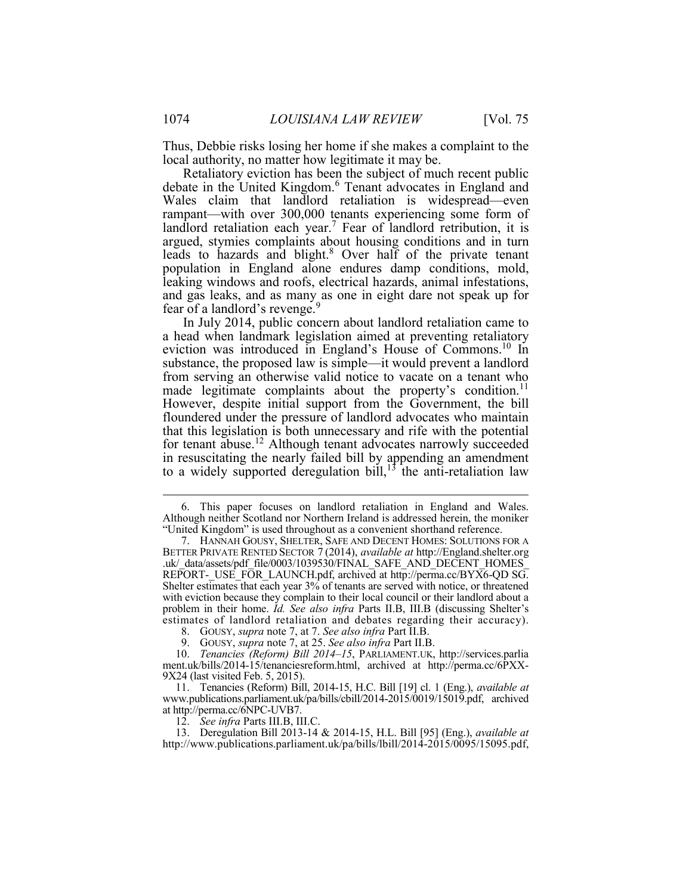Thus, Debbie risks losing her home if she makes a complaint to the local authority, no matter how legitimate it may be.

Retaliatory eviction has been the subject of much recent public debate in the United Kingdom.[6] Tenant advocates in England and Wales claim that landlord retaliation is widespread—even rampant—with over 300,000 tenants experiencing some form of landlord retaliation each year.[7] Fear of landlord retribution, it is argued, stymies complaints about housing conditions and in turn leads to hazards and blight.[8] Over half of the private tenant population in England alone endures damp conditions, mold, leaking windows and roofs, electrical hazards, animal infestations, and gas leaks, and as many as one in eight dare not speak up for fear of a landlord's revenge.[9]

In July 2014, public concern about landlord retaliation came to a head when landmark legislation aimed at preventing retaliatory eviction was introduced in England's House of Commons.[10] In substance, the proposed law is simple—it would prevent a landlord from serving an otherwise valid notice to vacate on a tenant who made legitimate complaints about the property's condition.[11] However, despite initial support from the Government, the bill floundered under the pressure of landlord advocates who maintain that this legislation is both unnecessary and rife with the potential for tenant abuse.[12] Although tenant advocates narrowly succeeded in resuscitating the nearly failed bill by appending an amendment to a widely supported deregulation bill,[13] the anti-retaliation law

---

6. This paper focuses on landlord retaliation in England and Wales. Although neither Scotland nor Northern Ireland is addressed herein, the moniker "United Kingdom" is used throughout as a convenient shorthand reference.

7. HANNAH GOUSY, SHELTER, SAFE AND DECENT HOMES: SOLUTIONS FOR A BETTER PRIVATE RENTED SECTOR 7 (2014), *available at* http://England.shelter.org.uk/_data/assets/pdf_file/0003/1039530/FINAL_SAFE_AND_DECENT_HOMES_REPORT-_USE_FOR_LAUNCH.pdf, archived at http://perma.cc/BYX6-QD SG. Shelter estimates that each year 3% of tenants are served with notice, or threatened with eviction because they complain to their local council or their landlord about a problem in their home. *Id. See also infra* Parts II.B, III.B (discussing Shelter's estimates of landlord retaliation and debates regarding their accuracy).

8. GOUSY, *supra* note 7, at 7. *See also infra* Part II.B.

9. GOUSY, *supra* note 7, at 25. *See also infra* Part II.B.

10. *Tenancies (Reform) Bill 2014–15*, PARLIAMENT.UK, http://services.parliament.uk/bills/2014-15/tenanciesreform.html, archived at http://perma.cc/6PXX-9X24 (last visited Feb. 5, 2015).

11. Tenancies (Reform) Bill, 2014-15, H.C. Bill [19] cl. 1 (Eng.), *available at* www.publications.parliament.uk/pa/bills/cbill/2014-2015/0019/15019.pdf, archived at http://perma.cc/6NPC-UVB7.

12. *See infra* Parts III.B, III.C.

13. Deregulation Bill 2013-14 & 2014-15, H.L. Bill [95] (Eng.), *available at* http://www.publications.parliament.uk/pa/bills/lbill/2014-2015/0095/15095.pdf,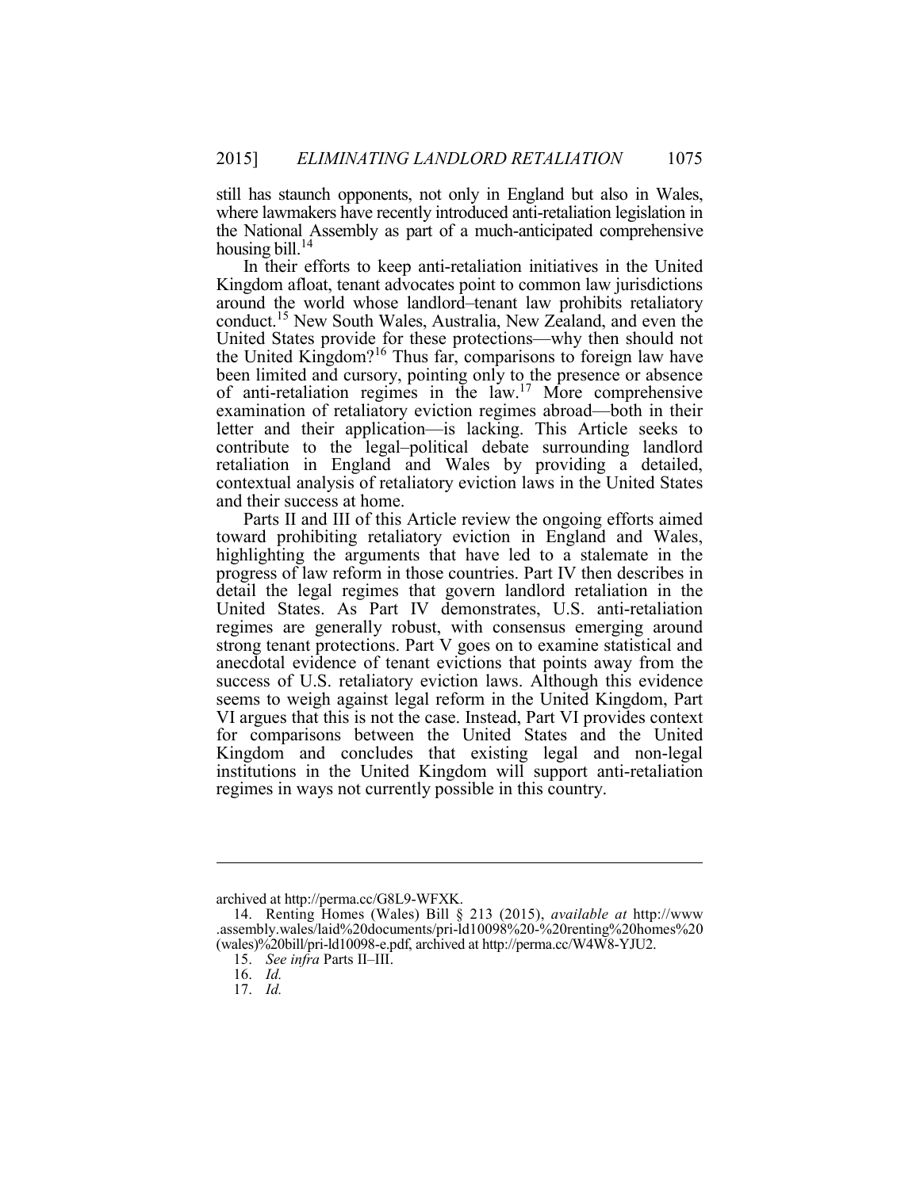still has staunch opponents, not only in England but also in Wales, where lawmakers have recently introduced anti-retaliation legislation in the National Assembly as part of a much-anticipated comprehensive housing bill.[14]

In their efforts to keep anti-retaliation initiatives in the United Kingdom afloat, tenant advocates point to common law jurisdictions around the world whose landlord–tenant law prohibits retaliatory conduct.[15] New South Wales, Australia, New Zealand, and even the United States provide for these protections—why then should not the United Kingdom?[16] Thus far, comparisons to foreign law have been limited and cursory, pointing only to the presence or absence of anti-retaliation regimes in the law.[17] More comprehensive examination of retaliatory eviction regimes abroad—both in their letter and their application—is lacking. This Article seeks to contribute to the legal–political debate surrounding landlord retaliation in England and Wales by providing a detailed, contextual analysis of retaliatory eviction laws in the United States and their success at home.

Parts II and III of this Article review the ongoing efforts aimed toward prohibiting retaliatory eviction in England and Wales, highlighting the arguments that have led to a stalemate in the progress of law reform in those countries. Part IV then describes in detail the legal regimes that govern landlord retaliation in the United States. As Part IV demonstrates, U.S. anti-retaliation regimes are generally robust, with consensus emerging around strong tenant protections. Part V goes on to examine statistical and anecdotal evidence of tenant evictions that points away from the success of U.S. retaliatory eviction laws. Although this evidence seems to weigh against legal reform in the United Kingdom, Part VI argues that this is not the case. Instead, Part VI provides context for comparisons between the United States and the United Kingdom and concludes that existing legal and non-legal institutions in the United Kingdom will support anti-retaliation regimes in ways not currently possible in this country.

---

archived at http://perma.cc/G8L9-WFXK.

14. Renting Homes (Wales) Bill § 213 (2015), *available at* http://www.assembly.wales/laid%20documents/pri-ld10098%20-%20renting%20homes%20(wales)%20bill/pri-ld10098-e.pdf, archived at http://perma.cc/W4W8-YJU2.

15. *See infra* Parts II–III.

16. *Id.*

17. *Id.*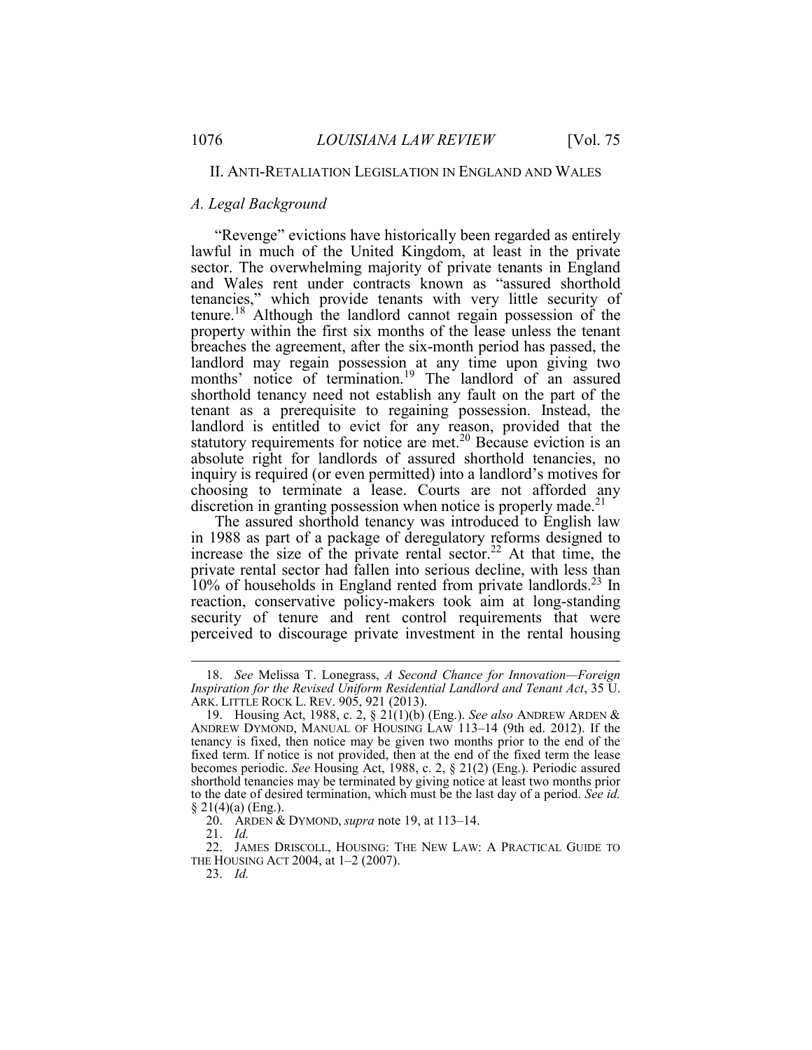## II. ANTI-RETALIATION LEGISLATION IN ENGLAND AND WALES

### *A. Legal Background*

"Revenge" evictions have historically been regarded as entirely lawful in much of the United Kingdom, at least in the private sector. The overwhelming majority of private tenants in England and Wales rent under contracts known as "assured shorthold tenancies," which provide tenants with very little security of tenure.[18] Although the landlord cannot regain possession of the property within the first six months of the lease unless the tenant breaches the agreement, after the six-month period has passed, the landlord may regain possession at any time upon giving two months' notice of termination.[19] The landlord of an assured shorthold tenancy need not establish any fault on the part of the tenant as a prerequisite to regaining possession. Instead, the landlord is entitled to evict for any reason, provided that the statutory requirements for notice are met.[20] Because eviction is an absolute right for landlords of assured shorthold tenancies, no inquiry is required (or even permitted) into a landlord's motives for choosing to terminate a lease. Courts are not afforded any discretion in granting possession when notice is properly made.[21]

The assured shorthold tenancy was introduced to English law in 1988 as part of a package of deregulatory reforms designed to increase the size of the private rental sector.[22] At that time, the private rental sector had fallen into serious decline, with less than 10% of households in England rented from private landlords.[23] In reaction, conservative policy-makers took aim at long-standing security of tenure and rent control requirements that were perceived to discourage private investment in the rental housing

---

18. *See* Melissa T. Lonegrass, *A Second Chance for Innovation—Foreign Inspiration for the Revised Uniform Residential Landlord and Tenant Act*, 35 U. ARK. LITTLE ROCK L. REV. 905, 921 (2013).

19. Housing Act, 1988, c. 2, § 21(1)(b) (Eng.). *See also* ANDREW ARDEN & ANDREW DYMOND, MANUAL OF HOUSING LAW 113–14 (9th ed. 2012). If the tenancy is fixed, then notice may be given two months prior to the end of the fixed term. If notice is not provided, then at the end of the fixed term the lease becomes periodic. *See* Housing Act, 1988, c. 2, § 21(2) (Eng.). Periodic assured shorthold tenancies may be terminated by giving notice at least two months prior to the date of desired termination, which must be the last day of a period. *See id.* § 21(4)(a) (Eng.).

20. ARDEN & DYMOND, *supra* note 19, at 113–14.

21. *Id.*

22. JAMES DRISCOLL, HOUSING: THE NEW LAW: A PRACTICAL GUIDE TO THE HOUSING ACT 2004, at 1–2 (2007).

23. *Id.*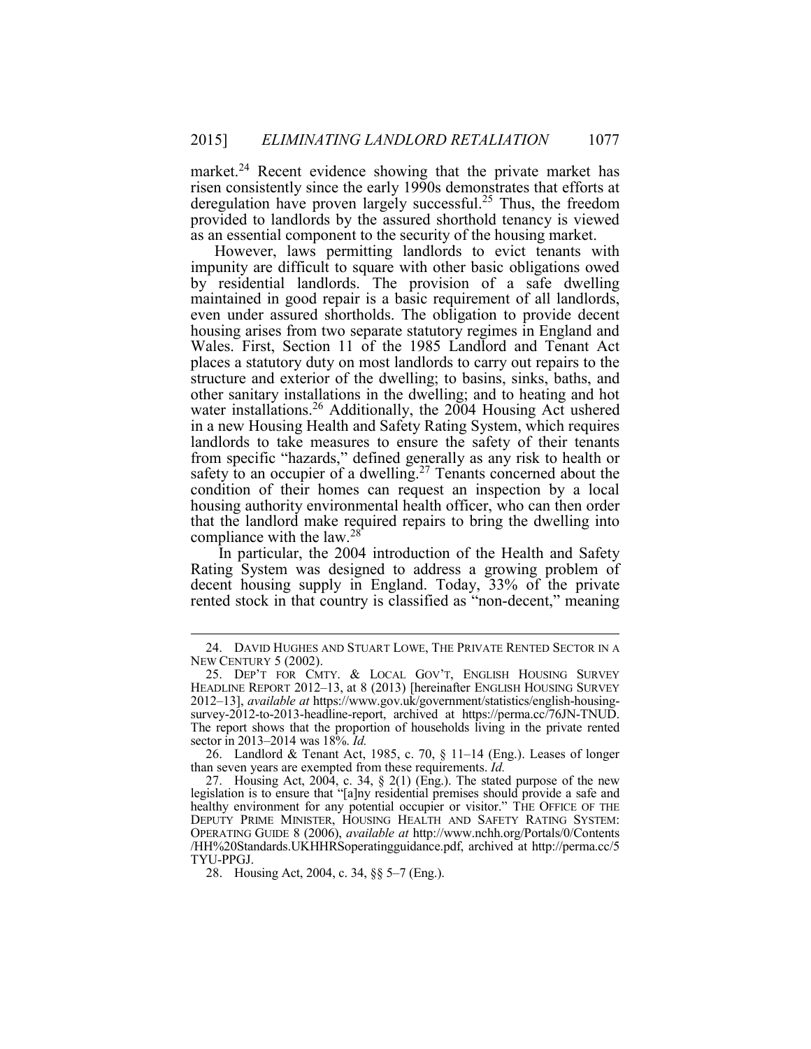market.[24] Recent evidence showing that the private market has risen consistently since the early 1990s demonstrates that efforts at deregulation have proven largely successful.[25] Thus, the freedom provided to landlords by the assured shorthold tenancy is viewed as an essential component to the security of the housing market.

However, laws permitting landlords to evict tenants with impunity are difficult to square with other basic obligations owed by residential landlords. The provision of a safe dwelling maintained in good repair is a basic requirement of all landlords, even under assured shortholds. The obligation to provide decent housing arises from two separate statutory regimes in England and Wales. First, Section 11 of the 1985 Landlord and Tenant Act places a statutory duty on most landlords to carry out repairs to the structure and exterior of the dwelling; to basins, sinks, baths, and other sanitary installations in the dwelling; and to heating and hot water installations.[26] Additionally, the 2004 Housing Act ushered in a new Housing Health and Safety Rating System, which requires landlords to take measures to ensure the safety of their tenants from specific "hazards," defined generally as any risk to health or safety to an occupier of a dwelling.[27] Tenants concerned about the condition of their homes can request an inspection by a local housing authority environmental health officer, who can then order that the landlord make required repairs to bring the dwelling into compliance with the law.[28]

In particular, the 2004 introduction of the Health and Safety Rating System was designed to address a growing problem of decent housing supply in England. Today, 33% of the private rented stock in that country is classified as "non-decent," meaning

---

24. DAVID HUGHES AND STUART LOWE, THE PRIVATE RENTED SECTOR IN A NEW CENTURY 5 (2002).

25. DEP'T FOR CMTY. & LOCAL GOV'T, ENGLISH HOUSING SURVEY HEADLINE REPORT 2012–13, at 8 (2013) [hereinafter ENGLISH HOUSING SURVEY 2012–13], *available at* https://www.gov.uk/government/statistics/english-housing-survey-2012-to-2013-headline-report, archived at https://perma.cc/76JN-TNUD. The report shows that the proportion of households living in the private rented sector in 2013–2014 was 18%. *Id.*

26. Landlord & Tenant Act, 1985, c. 70, § 11–14 (Eng.). Leases of longer than seven years are exempted from these requirements. *Id.*

27. Housing Act, 2004, c. 34, § 2(1) (Eng.). The stated purpose of the new legislation is to ensure that "[a]ny residential premises should provide a safe and healthy environment for any potential occupier or visitor." THE OFFICE OF THE DEPUTY PRIME MINISTER, HOUSING HEALTH AND SAFETY RATING SYSTEM: OPERATING GUIDE 8 (2006), *available at* http://www.nchh.org/Portals/0/Contents/HH%20Standards.UKHHRSoperatingguidance.pdf, archived at http://perma.cc/5TYU-PPGJ.

28. Housing Act, 2004, c. 34, §§ 5–7 (Eng.).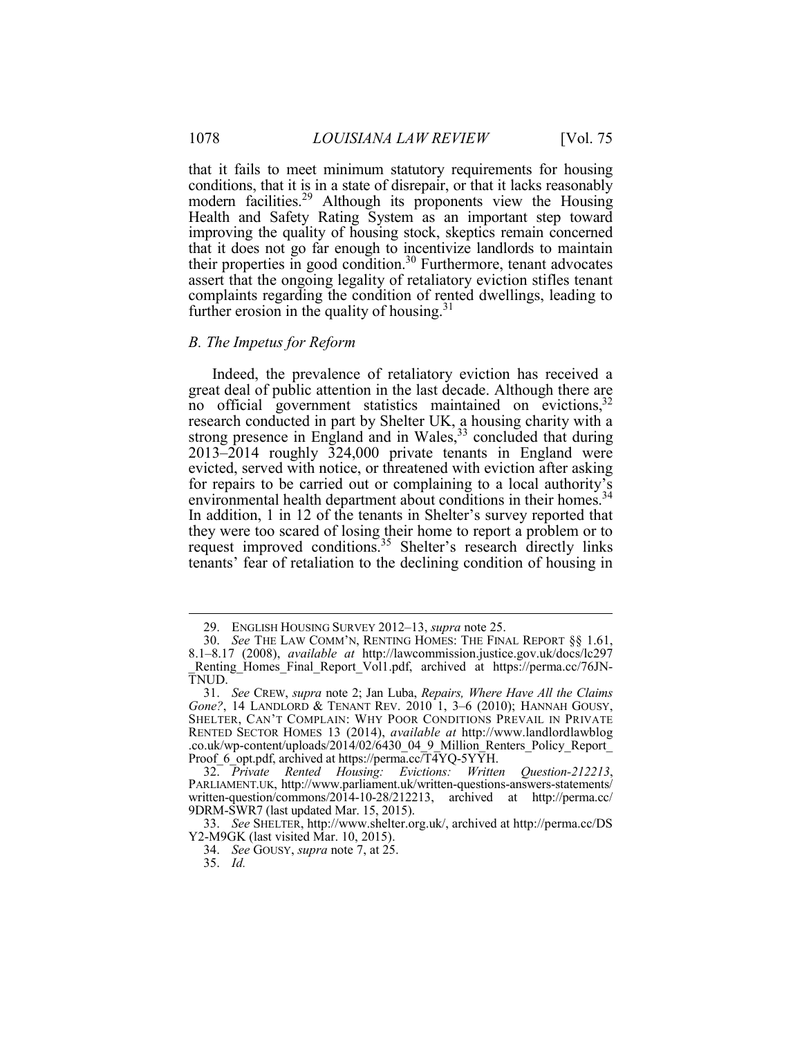that it fails to meet minimum statutory requirements for housing conditions, that it is in a state of disrepair, or that it lacks reasonably modern facilities.[29] Although its proponents view the Housing Health and Safety Rating System as an important step toward improving the quality of housing stock, skeptics remain concerned that it does not go far enough to incentivize landlords to maintain their properties in good condition.[30] Furthermore, tenant advocates assert that the ongoing legality of retaliatory eviction stifles tenant complaints regarding the condition of rented dwellings, leading to further erosion in the quality of housing.[31]

### *B. The Impetus for Reform*

Indeed, the prevalence of retaliatory eviction has received a great deal of public attention in the last decade. Although there are no official government statistics maintained on evictions,[32] research conducted in part by Shelter UK, a housing charity with a strong presence in England and in Wales,[33] concluded that during 2013–2014 roughly 324,000 private tenants in England were evicted, served with notice, or threatened with eviction after asking for repairs to be carried out or complaining to a local authority's environmental health department about conditions in their homes.[34] In addition, 1 in 12 of the tenants in Shelter's survey reported that they were too scared of losing their home to report a problem or to request improved conditions.[35] Shelter's research directly links tenants' fear of retaliation to the declining condition of housing in

---

29. ENGLISH HOUSING SURVEY 2012–13, *supra* note 25.

30. *See* THE LAW COMM'N, RENTING HOMES: THE FINAL REPORT §§ 1.61, 8.1–8.17 (2008), *available at* http://lawcommission.justice.gov.uk/docs/lc297_Renting_Homes_Final_Report_Vol1.pdf, archived at https://perma.cc/76JN-TNUD.

31. *See* CREW, *supra* note 2; Jan Luba, *Repairs, Where Have All the Claims Gone?*, 14 LANDLORD & TENANT REV. 2010 1, 3–6 (2010); HANNAH GOUSY, SHELTER, CAN'T COMPLAIN: WHY POOR CONDITIONS PREVAIL IN PRIVATE RENTED SECTOR HOMES 13 (2014), *available at* http://www.landlordlawblog.co.uk/wp-content/uploads/2014/02/6430_04_9_Million_Renters_Policy_Report_Proof_6_opt.pdf, archived at https://perma.cc/T4YQ-5YYH.

32. *Private Rented Housing: Evictions: Written Question-212213*, PARLIAMENT.UK, http://www.parliament.uk/written-questions-answers-statements/written-question/commons/2014-10-28/212213, archived at http://perma.cc/9DRM-SWR7 (last updated Mar. 15, 2015).

33. *See* SHELTER, http://www.shelter.org.uk/, archived at http://perma.cc/DSY2-M9GK (last visited Mar. 10, 2015).

34. *See* GOUSY, *supra* note 7, at 25.

35. *Id.*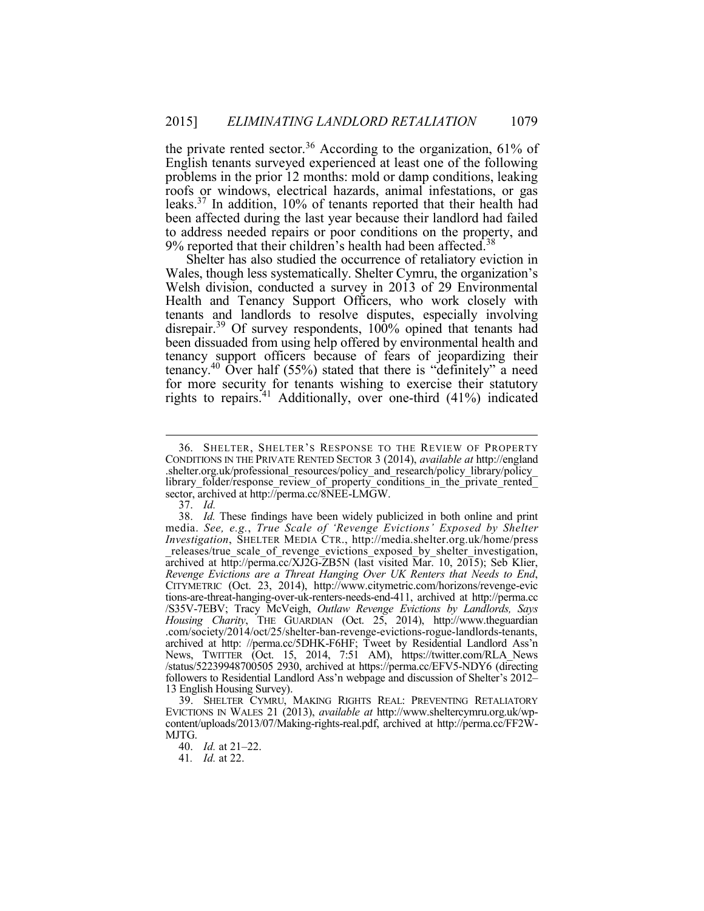the private rented sector.[36] According to the organization, 61% of English tenants surveyed experienced at least one of the following problems in the prior 12 months: mold or damp conditions, leaking roofs or windows, electrical hazards, animal infestations, or gas leaks.[37] In addition, 10% of tenants reported that their health had been affected during the last year because their landlord had failed to address needed repairs or poor conditions on the property, and 9% reported that their children's health had been affected.[38]

Shelter has also studied the occurrence of retaliatory eviction in Wales, though less systematically. Shelter Cymru, the organization's Welsh division, conducted a survey in 2013 of 29 Environmental Health and Tenancy Support Officers, who work closely with tenants and landlords to resolve disputes, especially involving disrepair.[39] Of survey respondents, 100% opined that tenants had been dissuaded from using help offered by environmental health and tenancy support officers because of fears of jeopardizing their tenancy.[40] Over half (55%) stated that there is "definitely" a need for more security for tenants wishing to exercise their statutory rights to repairs.[41] Additionally, over one-third (41%) indicated

---

36. SHELTER, SHELTER'S RESPONSE TO THE REVIEW OF PROPERTY CONDITIONS IN THE PRIVATE RENTED SECTOR 3 (2014), *available at* http://england.shelter.org.uk/professional_resources/policy_and_research/policy_library/policy_library_folder/response_review_of_property_conditions_in_the_private_rented_sector, archived at http://perma.cc/8NEE-LMGW.

37. *Id.*

38. *Id.* These findings have been widely publicized in both online and print media. *See, e.g.*, *True Scale of 'Revenge Evictions' Exposed by Shelter Investigation*, SHELTER MEDIA CTR., http://media.shelter.org.uk/home/press_releases/true_scale_of_revenge_evictions_exposed_by_shelter_investigation, archived at http://perma.cc/XJ2G-ZB5N (last visited Mar. 10, 2015); Seb Klier, *Revenge Evictions are a Threat Hanging Over UK Renters that Needs to End*, CITYMETRIC (Oct. 23, 2014), http://www.citymetric.com/horizons/revenge-evictions-are-threat-hanging-over-uk-renters-needs-end-411, archived at http://perma.cc/S35V-7EBV; Tracy McVeigh, *Outlaw Revenge Evictions by Landlords, Says Housing Charity*, THE GUARDIAN (Oct. 25, 2014), http://www.theguardian.com/society/2014/oct/25/shelter-ban-revenge-evictions-rogue-landlords-tenants, archived at http: //perma.cc/5DHK-F6HF; Tweet by Residential Landlord Ass'n News, TWITTER (Oct. 15, 2014, 7:51 AM), https://twitter.com/RLA_News/status/52239948700505 2930, archived at https://perma.cc/EFV5-NDY6 (directing followers to Residential Landlord Ass'n webpage and discussion of Shelter's 2012–13 English Housing Survey).

39. SHELTER CYMRU, MAKING RIGHTS REAL: PREVENTING RETALIATORY EVICTIONS IN WALES 21 (2013), *available at* http://www.sheltercymru.org.uk/wp-content/uploads/2013/07/Making-rights-real.pdf, archived at http://perma.cc/FF2W-MJTG.

40. *Id.* at 21–22.

41. *Id.* at 22.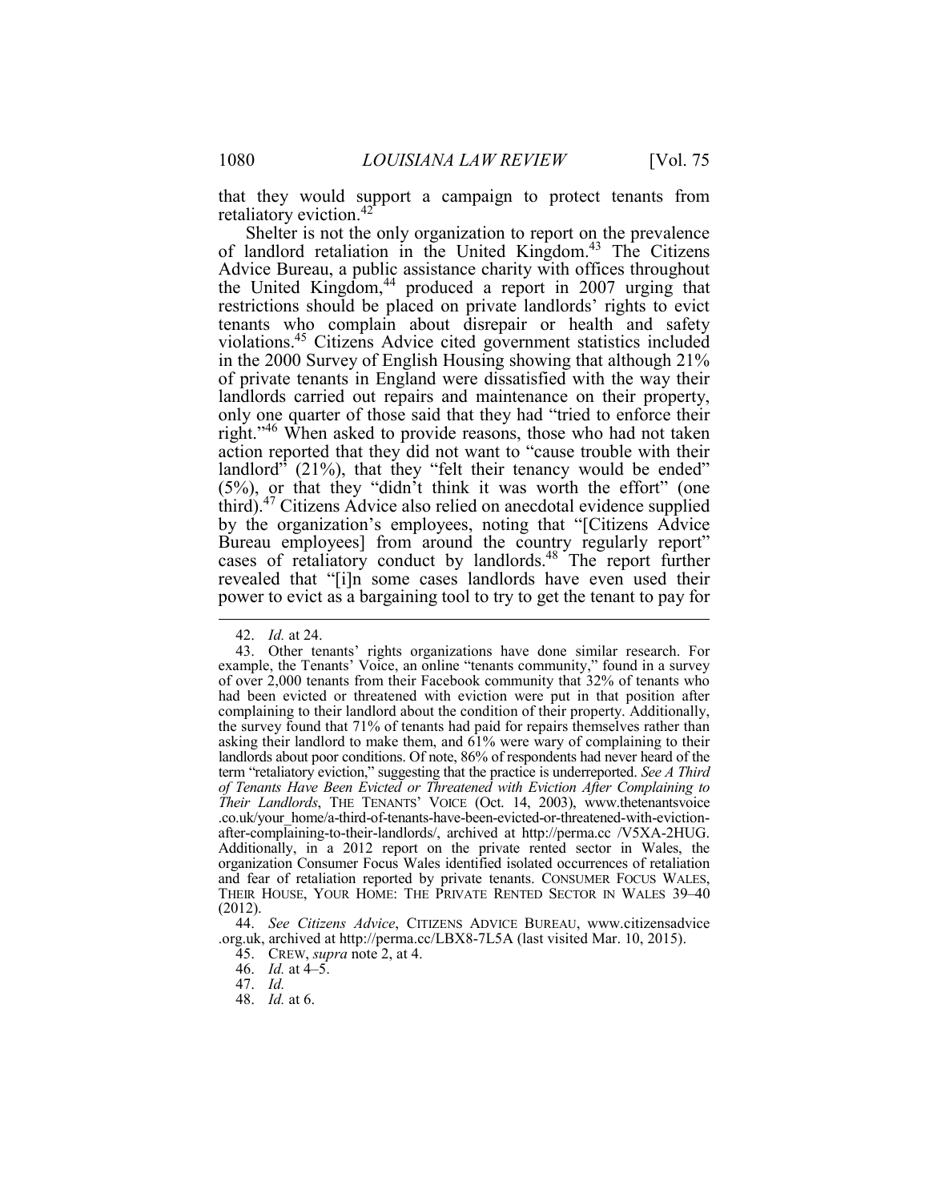that they would support a campaign to protect tenants from retaliatory eviction.[42]

Shelter is not the only organization to report on the prevalence of landlord retaliation in the United Kingdom.[43] The Citizens Advice Bureau, a public assistance charity with offices throughout the United Kingdom,[44] produced a report in 2007 urging that restrictions should be placed on private landlords' rights to evict tenants who complain about disrepair or health and safety violations.[45] Citizens Advice cited government statistics included in the 2000 Survey of English Housing showing that although 21% of private tenants in England were dissatisfied with the way their landlords carried out repairs and maintenance on their property, only one quarter of those said that they had "tried to enforce their right."[46] When asked to provide reasons, those who had not taken action reported that they did not want to "cause trouble with their landlord" (21%), that they "felt their tenancy would be ended" (5%), or that they "didn't think it was worth the effort" (one third).[47] Citizens Advice also relied on anecdotal evidence supplied by the organization's employees, noting that "[Citizens Advice Bureau employees] from around the country regularly report" cases of retaliatory conduct by landlords.[48] The report further revealed that "[i]n some cases landlords have even used their power to evict as a bargaining tool to try to get the tenant to pay for

---

42. *Id.* at 24.

43. Other tenants' rights organizations have done similar research. For example, the Tenants' Voice, an online "tenants community," found in a survey of over 2,000 tenants from their Facebook community that 32% of tenants who had been evicted or threatened with eviction were put in that position after complaining to their landlord about the condition of their property. Additionally, the survey found that 71% of tenants had paid for repairs themselves rather than asking their landlord to make them, and 61% were wary of complaining to their landlords about poor conditions. Of note, 86% of respondents had never heard of the term "retaliatory eviction," suggesting that the practice is underreported. *See A Third of Tenants Have Been Evicted or Threatened with Eviction After Complaining to Their Landlords*, THE TENANTS' VOICE (Oct. 14, 2003), www.thetenantsvoice.co.uk/your_home/a-third-of-tenants-have-been-evicted-or-threatened-with-eviction-after-complaining-to-their-landlords/, archived at http://perma.cc /V5XA-2HUG. Additionally, in a 2012 report on the private rented sector in Wales, the organization Consumer Focus Wales identified isolated occurrences of retaliation and fear of retaliation reported by private tenants. CONSUMER FOCUS WALES, THEIR HOUSE, YOUR HOME: THE PRIVATE RENTED SECTOR IN WALES 39–40 (2012).

44. *See Citizens Advice*, CITIZENS ADVICE BUREAU, www.citizensadvice.org.uk, archived at http://perma.cc/LBX8-7L5A (last visited Mar. 10, 2015).

45. CREW, *supra* note 2, at 4.

46. *Id.* at 4–5.

47. *Id.*

48. *Id.* at 6.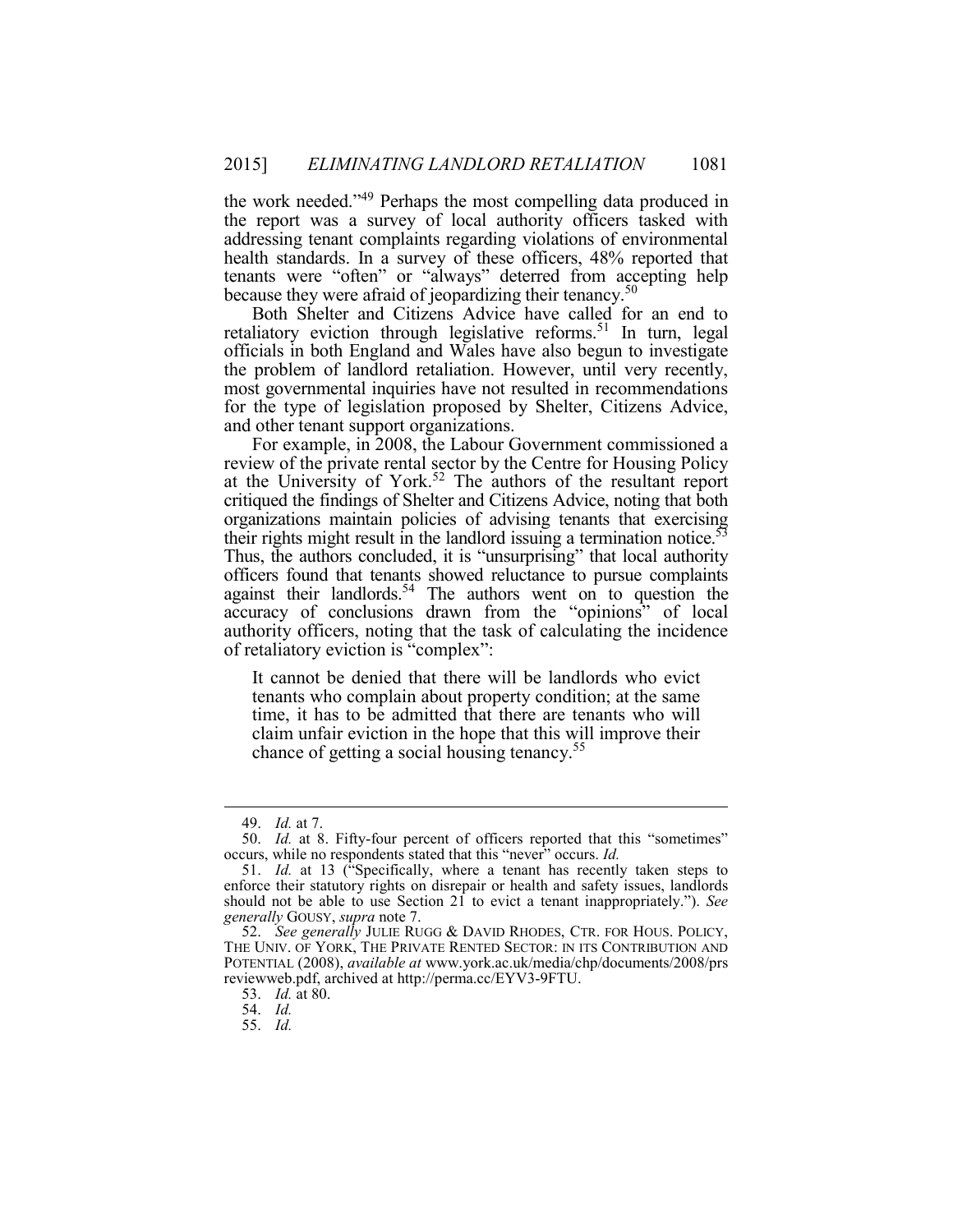the work needed."[49] Perhaps the most compelling data produced in the report was a survey of local authority officers tasked with addressing tenant complaints regarding violations of environmental health standards. In a survey of these officers, 48% reported that tenants were "often" or "always" deterred from accepting help because they were afraid of jeopardizing their tenancy.[50]

Both Shelter and Citizens Advice have called for an end to retaliatory eviction through legislative reforms.[51] In turn, legal officials in both England and Wales have also begun to investigate the problem of landlord retaliation. However, until very recently, most governmental inquiries have not resulted in recommendations for the type of legislation proposed by Shelter, Citizens Advice, and other tenant support organizations.

For example, in 2008, the Labour Government commissioned a review of the private rental sector by the Centre for Housing Policy at the University of York.[52] The authors of the resultant report critiqued the findings of Shelter and Citizens Advice, noting that both organizations maintain policies of advising tenants that exercising their rights might result in the landlord issuing a termination notice.[53] Thus, the authors concluded, it is "unsurprising" that local authority officers found that tenants showed reluctance to pursue complaints against their landlords.[54] The authors went on to question the accuracy of conclusions drawn from the "opinions" of local authority officers, noting that the task of calculating the incidence of retaliatory eviction is "complex":

> It cannot be denied that there will be landlords who evict tenants who complain about property condition; at the same time, it has to be admitted that there are tenants who will claim unfair eviction in the hope that this will improve their chance of getting a social housing tenancy.[55]

---

49. *Id.* at 7.

50. *Id.* at 8. Fifty-four percent of officers reported that this "sometimes" occurs, while no respondents stated that this "never" occurs. *Id.*

51. *Id.* at 13 ("Specifically, where a tenant has recently taken steps to enforce their statutory rights on disrepair or health and safety issues, landlords should not be able to use Section 21 to evict a tenant inappropriately."). *See generally* GOUSY, *supra* note 7.

52. *See generally* JULIE RUGG & DAVID RHODES, CTR. FOR HOUS. POLICY, THE UNIV. OF YORK, THE PRIVATE RENTED SECTOR: IN ITS CONTRIBUTION AND POTENTIAL (2008), *available at* www.york.ac.uk/media/chp/documents/2008/prsreviewweb.pdf, archived at http://perma.cc/EYV3-9FTU.

53. *Id.* at 80.

54. *Id.*

55. *Id.*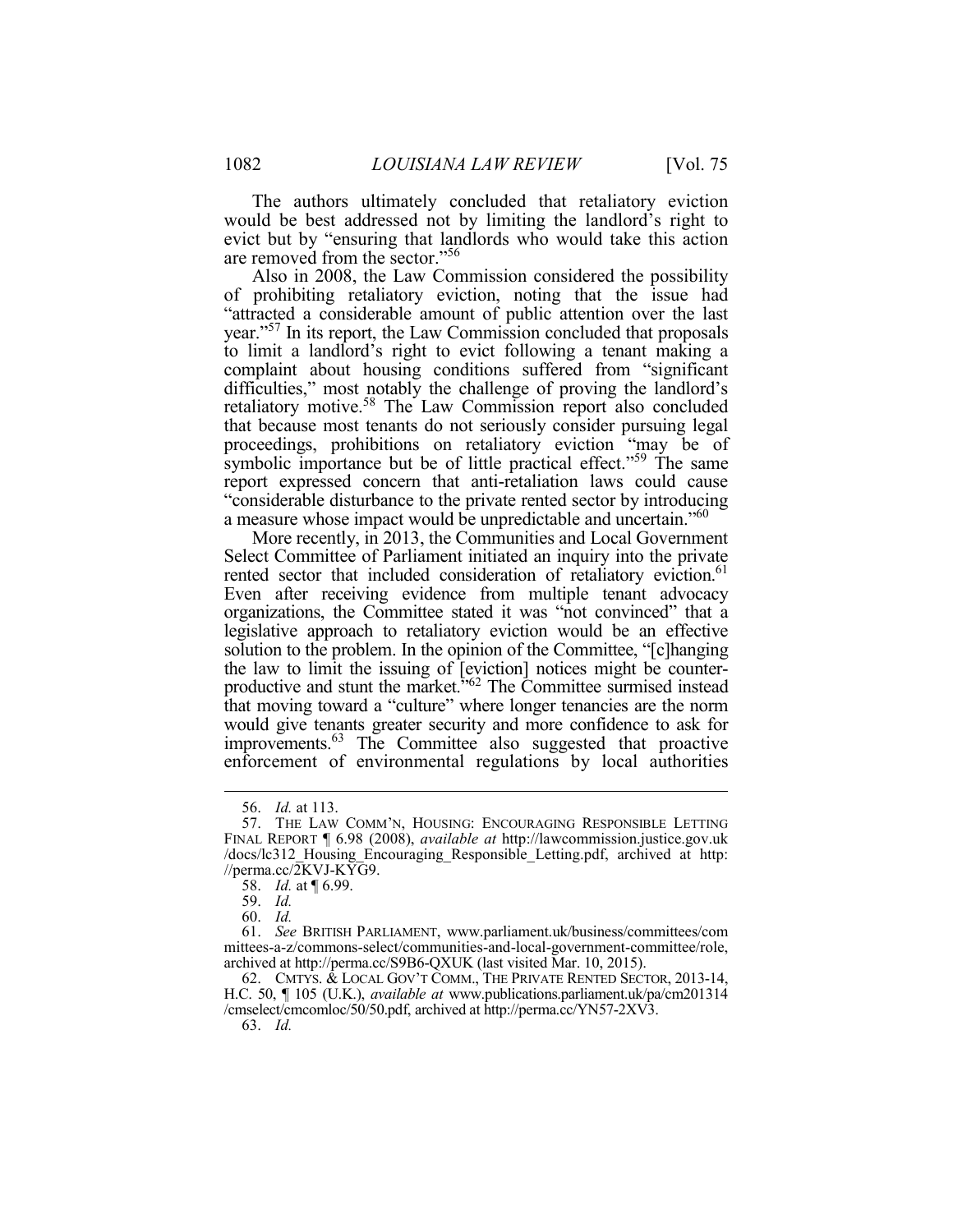The authors ultimately concluded that retaliatory eviction would be best addressed not by limiting the landlord's right to evict but by "ensuring that landlords who would take this action are removed from the sector."[56]

Also in 2008, the Law Commission considered the possibility of prohibiting retaliatory eviction, noting that the issue had "attracted a considerable amount of public attention over the last year."[57] In its report, the Law Commission concluded that proposals to limit a landlord's right to evict following a tenant making a complaint about housing conditions suffered from "significant difficulties," most notably the challenge of proving the landlord's retaliatory motive.[58] The Law Commission report also concluded that because most tenants do not seriously consider pursuing legal proceedings, prohibitions on retaliatory eviction "may be of symbolic importance but be of little practical effect."[59] The same report expressed concern that anti-retaliation laws could cause "considerable disturbance to the private rented sector by introducing a measure whose impact would be unpredictable and uncertain."[60]

More recently, in 2013, the Communities and Local Government Select Committee of Parliament initiated an inquiry into the private rented sector that included consideration of retaliatory eviction.[61] Even after receiving evidence from multiple tenant advocacy organizations, the Committee stated it was "not convinced" that a legislative approach to retaliatory eviction would be an effective solution to the problem. In the opinion of the Committee, "[c]hanging the law to limit the issuing of [eviction] notices might be counter-productive and stunt the market."[62] The Committee surmised instead that moving toward a "culture" where longer tenancies are the norm would give tenants greater security and more confidence to ask for improvements.[63] The Committee also suggested that proactive enforcement of environmental regulations by local authorities

---

56. *Id.* at 113.

57. THE LAW COMM'N, HOUSING: ENCOURAGING RESPONSIBLE LETTING FINAL REPORT ¶ 6.98 (2008), *available at* http://lawcommission.justice.gov.uk/docs/lc312_Housing_Encouraging_Responsible_Letting.pdf, archived at http://perma.cc/2KVJ-KYG9.

58. *Id.* at ¶ 6.99.

59. *Id.*

60. *Id.*

61. *See* BRITISH PARLIAMENT, www.parliament.uk/business/committees/committees-a-z/commons-select/communities-and-local-government-committee/role, archived at http://perma.cc/S9B6-QXUK (last visited Mar. 10, 2015).

62. CMTYS. & LOCAL GOV'T COMM., THE PRIVATE RENTED SECTOR, 2013-14, H.C. 50, ¶ 105 (U.K.), *available at* www.publications.parliament.uk/pa/cm201314/cmselect/cmcomloc/50/50.pdf, archived at http://perma.cc/YN57-2XV3.

63. *Id.*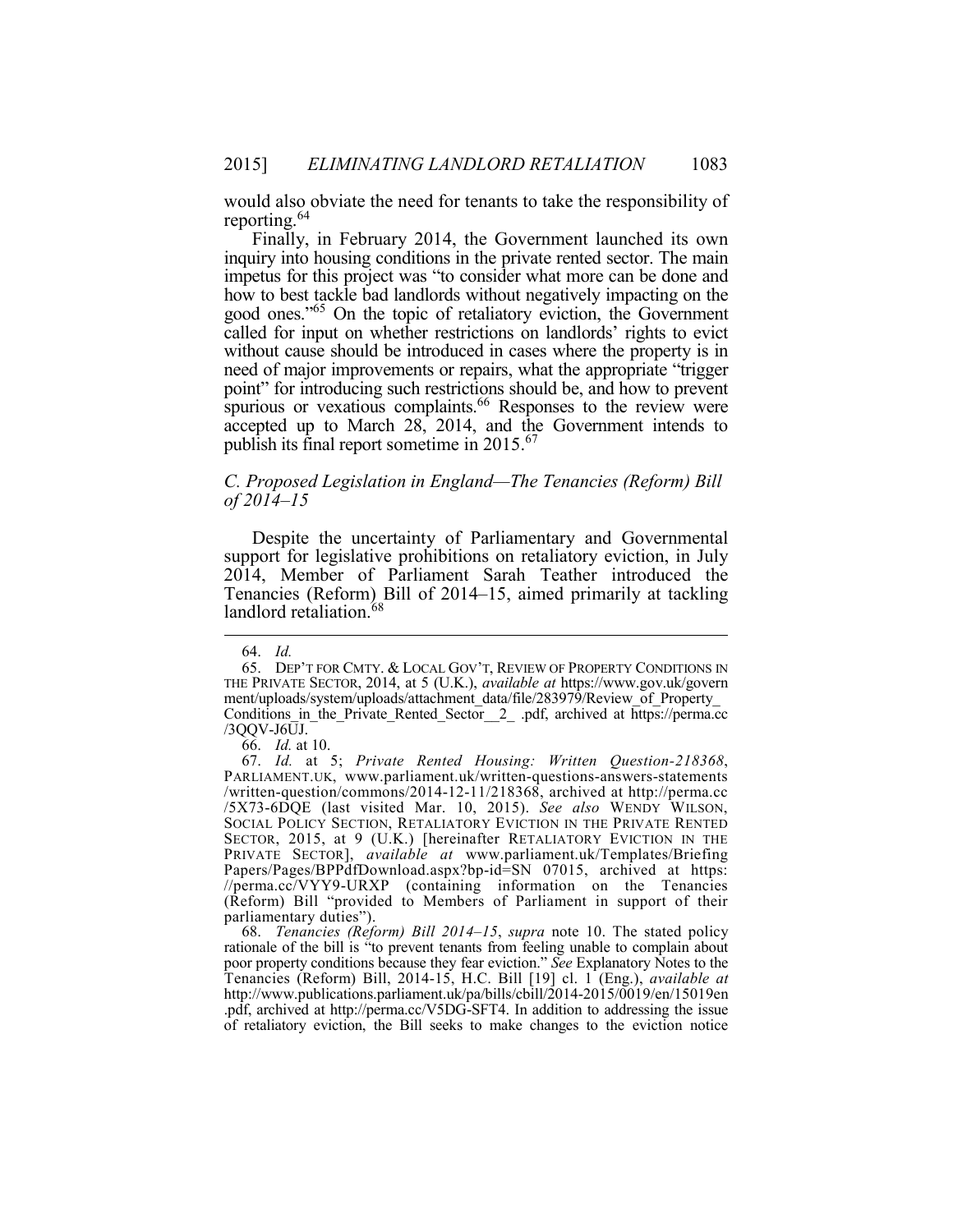would also obviate the need for tenants to take the responsibility of reporting.[64]

Finally, in February 2014, the Government launched its own inquiry into housing conditions in the private rented sector. The main impetus for this project was "to consider what more can be done and how to best tackle bad landlords without negatively impacting on the good ones."[65] On the topic of retaliatory eviction, the Government called for input on whether restrictions on landlords' rights to evict without cause should be introduced in cases where the property is in need of major improvements or repairs, what the appropriate "trigger point" for introducing such restrictions should be, and how to prevent spurious or vexatious complaints.[66] Responses to the review were accepted up to March 28, 2014, and the Government intends to publish its final report sometime in 2015.[67]

### *C. Proposed Legislation in England—The Tenancies (Reform) Bill of 2014–15*

Despite the uncertainty of Parliamentary and Governmental support for legislative prohibitions on retaliatory eviction, in July 2014, Member of Parliament Sarah Teather introduced the Tenancies (Reform) Bill of 2014–15, aimed primarily at tackling landlord retaliation.[68]

---

64. *Id.*

65. DEP'T FOR CMTY. & LOCAL GOV'T, REVIEW OF PROPERTY CONDITIONS IN THE PRIVATE SECTOR, 2014, at 5 (U.K.), *available at* https://www.gov.uk/government/system/uploads/attachment_data/file/283979/Review_of_Property_Conditions_in_the_Private_Rented_Sector__2_ .pdf, archived at https://perma.cc/3QQV-J6UJ.

66. *Id.* at 10.

67. *Id.* at 5; *Private Rented Housing: Written Question-218368*, PARLIAMENT.UK, www.parliament.uk/written-questions-answers-statements/written-question/commons/2014-12-11/218368, archived at http://perma.cc/5X73-6DQE (last visited Mar. 10, 2015). *See also* WENDY WILSON, SOCIAL POLICY SECTION, RETALIATORY EVICTION IN THE PRIVATE RENTED SECTOR, 2015, at 9 (U.K.) [hereinafter RETALIATORY EVICTION IN THE PRIVATE SECTOR], *available at* www.parliament.uk/Templates/BriefingPapers/Pages/BPPdfDownload.aspx?bp-id=SN 07015, archived at https://perma.cc/VYY9-URXP (containing information on the Tenancies (Reform) Bill "provided to Members of Parliament in support of their parliamentary duties").

68. *Tenancies (Reform) Bill 2014–15*, *supra* note 10. The stated policy rationale of the bill is "to prevent tenants from feeling unable to complain about poor property conditions because they fear eviction." *See* Explanatory Notes to the Tenancies (Reform) Bill, 2014-15, H.C. Bill [19] cl. 1 (Eng.), *available at* http://www.publications.parliament.uk/pa/bills/cbill/2014-2015/0019/en/15019en.pdf, archived at http://perma.cc/V5DG-SFT4. In addition to addressing the issue of retaliatory eviction, the Bill seeks to make changes to the eviction notice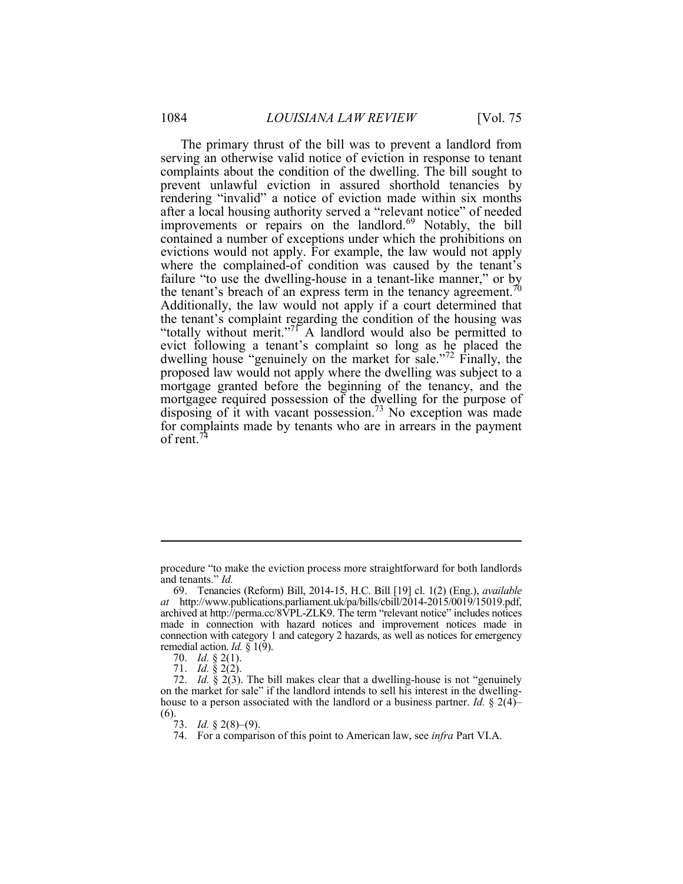The primary thrust of the bill was to prevent a landlord from serving an otherwise valid notice of eviction in response to tenant complaints about the condition of the dwelling. The bill sought to prevent unlawful eviction in assured shorthold tenancies by rendering "invalid" a notice of eviction made within six months after a local housing authority served a "relevant notice" of needed improvements or repairs on the landlord.[69] Notably, the bill contained a number of exceptions under which the prohibitions on evictions would not apply. For example, the law would not apply where the complained-of condition was caused by the tenant's failure "to use the dwelling-house in a tenant-like manner," or by the tenant's breach of an express term in the tenancy agreement.[70] Additionally, the law would not apply if a court determined that the tenant's complaint regarding the condition of the housing was "totally without merit."[71] A landlord would also be permitted to evict following a tenant's complaint so long as he placed the dwelling house "genuinely on the market for sale."[72] Finally, the proposed law would not apply where the dwelling was subject to a mortgage granted before the beginning of the tenancy, and the mortgagee required possession of the dwelling for the purpose of disposing of it with vacant possession.[73] No exception was made for complaints made by tenants who are in arrears in the payment of rent.[74]

---

procedure "to make the eviction process more straightforward for both landlords and tenants." *Id.*

69. Tenancies (Reform) Bill, 2014-15, H.C. Bill [19] cl. 1(2) (Eng.), *available at* http://www.publications.parliament.uk/pa/bills/cbill/2014-2015/0019/15019.pdf, archived at http://perma.cc/8VPL-ZLK9. The term "relevant notice" includes notices made in connection with hazard notices and improvement notices made in connection with category 1 and category 2 hazards, as well as notices for emergency remedial action. *Id.* § 1(9).

70. *Id.* § 2(1).

71. *Id.* § 2(2).

72. *Id.* § 2(3). The bill makes clear that a dwelling-house is not "genuinely on the market for sale" if the landlord intends to sell his interest in the dwelling-house to a person associated with the landlord or a business partner. *Id.* § 2(4)–(6).

73. *Id.* § 2(8)–(9).

74. For a comparison of this point to American law, see *infra* Part VI.A.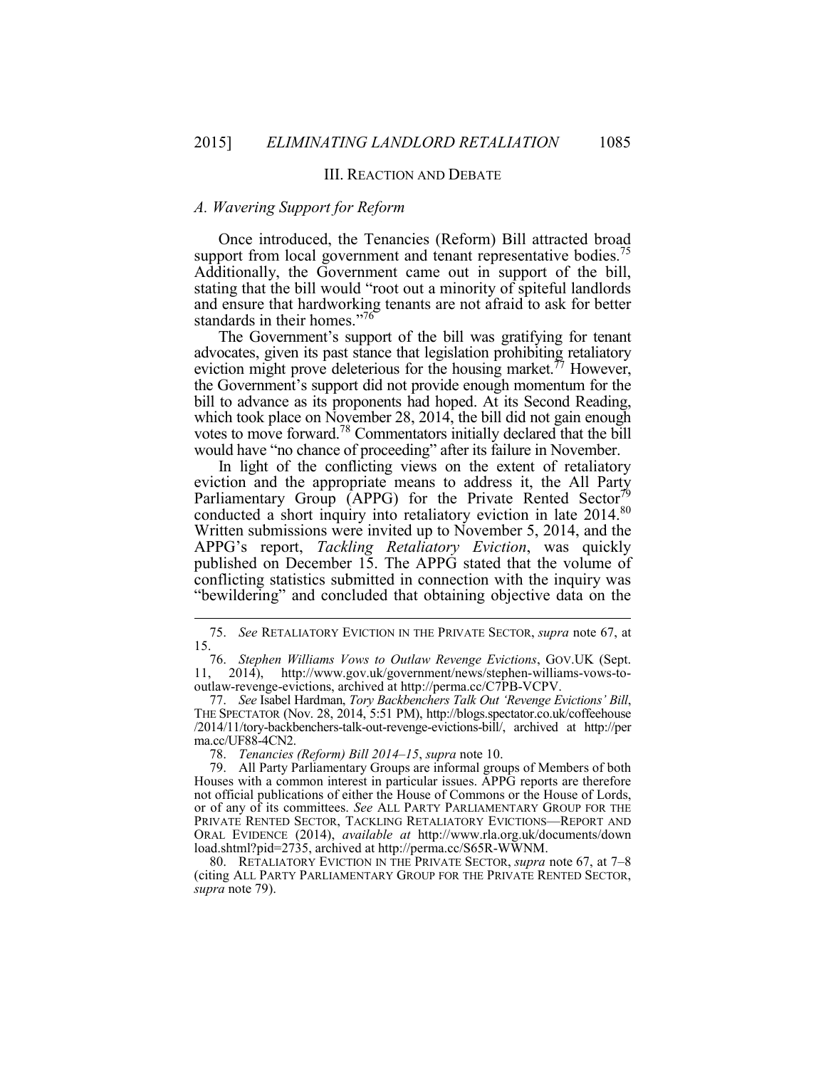## III. REACTION AND DEBATE

### *A. Wavering Support for Reform*

Once introduced, the Tenancies (Reform) Bill attracted broad support from local government and tenant representative bodies.[75] Additionally, the Government came out in support of the bill, stating that the bill would "root out a minority of spiteful landlords and ensure that hardworking tenants are not afraid to ask for better standards in their homes."[76]

The Government's support of the bill was gratifying for tenant advocates, given its past stance that legislation prohibiting retaliatory eviction might prove deleterious for the housing market.[77] However, the Government's support did not provide enough momentum for the bill to advance as its proponents had hoped. At its Second Reading, which took place on November 28, 2014, the bill did not gain enough votes to move forward.[78] Commentators initially declared that the bill would have "no chance of proceeding" after its failure in November.

In light of the conflicting views on the extent of retaliatory eviction and the appropriate means to address it, the All Party Parliamentary Group (APPG) for the Private Rented Sector[79] conducted a short inquiry into retaliatory eviction in late 2014.[80] Written submissions were invited up to November 5, 2014, and the APPG's report, *Tackling Retaliatory Eviction*, was quickly published on December 15. The APPG stated that the volume of conflicting statistics submitted in connection with the inquiry was "bewildering" and concluded that obtaining objective data on the

---

75. *See* RETALIATORY EVICTION IN THE PRIVATE SECTOR, *supra* note 67, at 15.

76. *Stephen Williams Vows to Outlaw Revenge Evictions*, GOV.UK (Sept. 11, 2014), http://www.gov.uk/government/news/stephen-williams-vows-to-outlaw-revenge-evictions, archived at http://perma.cc/C7PB-VCPV.

77. *See* Isabel Hardman, *Tory Backbenchers Talk Out 'Revenge Evictions' Bill*, THE SPECTATOR (Nov. 28, 2014, 5:51 PM), http://blogs.spectator.co.uk/coffeehouse/2014/11/tory-backbenchers-talk-out-revenge-evictions-bill/, archived at http://perma.cc/UF88-4CN2.

78. *Tenancies (Reform) Bill 2014–15*, *supra* note 10.

79. All Party Parliamentary Groups are informal groups of Members of both Houses with a common interest in particular issues. APPG reports are therefore not official publications of either the House of Commons or the House of Lords, or of any of its committees. *See* ALL PARTY PARLIAMENTARY GROUP FOR THE PRIVATE RENTED SECTOR, TACKLING RETALIATORY EVICTIONS—REPORT AND ORAL EVIDENCE (2014), *available at* http://www.rla.org.uk/documents/download.shtml?pid=2735, archived at http://perma.cc/S65R-WWNM.

80. RETALIATORY EVICTION IN THE PRIVATE SECTOR, *supra* note 67, at 7–8 (citing ALL PARTY PARLIAMENTARY GROUP FOR THE PRIVATE RENTED SECTOR, *supra* note 79).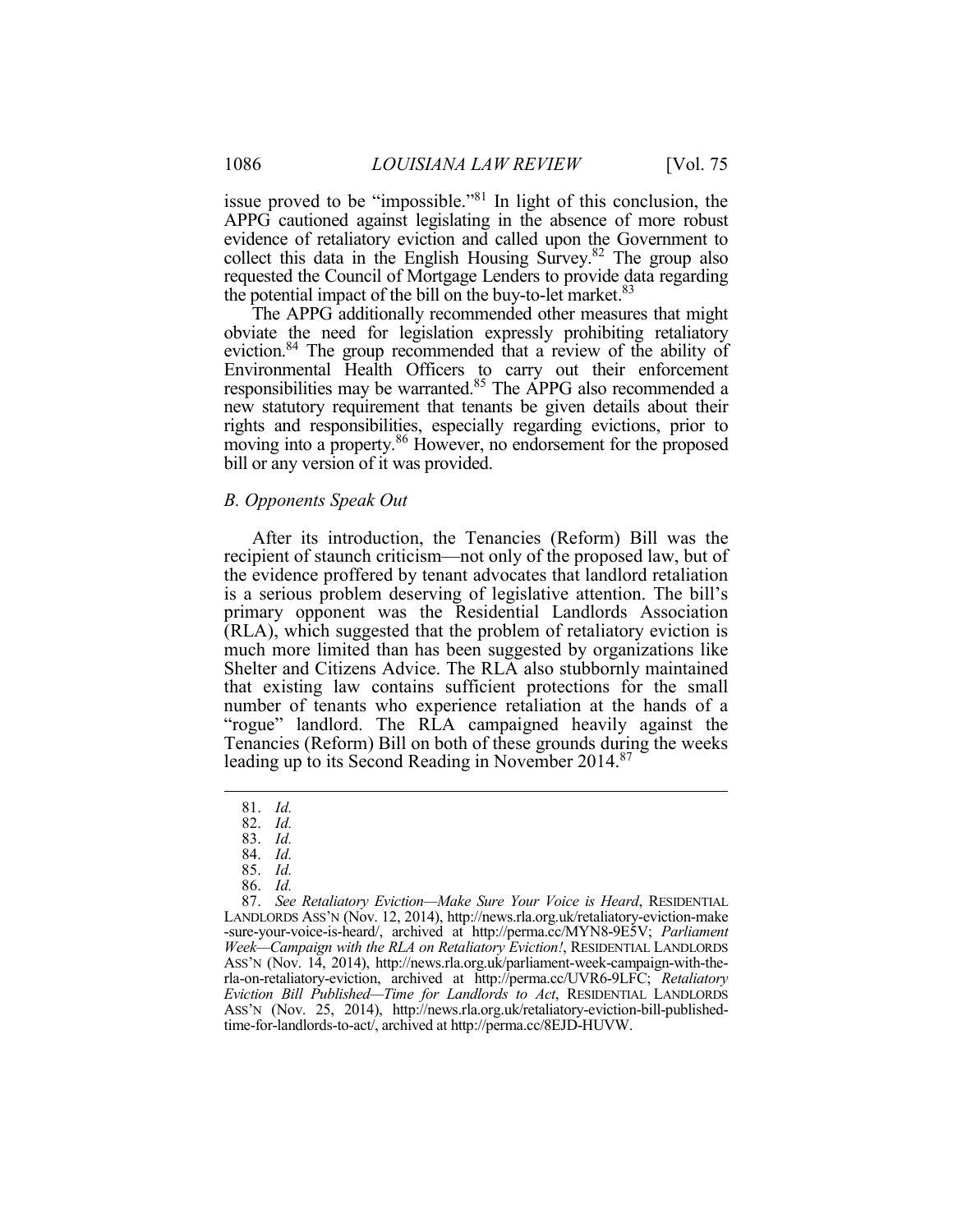issue proved to be "impossible."[81] In light of this conclusion, the APPG cautioned against legislating in the absence of more robust evidence of retaliatory eviction and called upon the Government to collect this data in the English Housing Survey.[82] The group also requested the Council of Mortgage Lenders to provide data regarding the potential impact of the bill on the buy-to-let market.[83]

The APPG additionally recommended other measures that might obviate the need for legislation expressly prohibiting retaliatory eviction.[84] The group recommended that a review of the ability of Environmental Health Officers to carry out their enforcement responsibilities may be warranted.[85] The APPG also recommended a new statutory requirement that tenants be given details about their rights and responsibilities, especially regarding evictions, prior to moving into a property.[86] However, no endorsement for the proposed bill or any version of it was provided.

### *B. Opponents Speak Out*

After its introduction, the Tenancies (Reform) Bill was the recipient of staunch criticism—not only of the proposed law, but of the evidence proffered by tenant advocates that landlord retaliation is a serious problem deserving of legislative attention. The bill's primary opponent was the Residential Landlords Association (RLA), which suggested that the problem of retaliatory eviction is much more limited than has been suggested by organizations like Shelter and Citizens Advice. The RLA also stubbornly maintained that existing law contains sufficient protections for the small number of tenants who experience retaliation at the hands of a "rogue" landlord. The RLA campaigned heavily against the Tenancies (Reform) Bill on both of these grounds during the weeks leading up to its Second Reading in November 2014.[87]

---

81. *Id.*
82. *Id.*
83. *Id.*
84. *Id.*
85. *Id.*
86. *Id.*
87. *See Retaliatory Eviction—Make Sure Your Voice is Heard*, RESIDENTIAL LANDLORDS ASS'N (Nov. 12, 2014), http://news.rla.org.uk/retaliatory-eviction-make-sure-your-voice-is-heard/, archived at http://perma.cc/MYN8-9E5V; *Parliament Week—Campaign with the RLA on Retaliatory Eviction!*, RESIDENTIAL LANDLORDS ASS'N (Nov. 14, 2014), http://news.rla.org.uk/parliament-week-campaign-with-the-rla-on-retaliatory-eviction, archived at http://perma.cc/UVR6-9LFC; *Retaliatory Eviction Bill Published—Time for Landlords to Act*, RESIDENTIAL LANDLORDS ASS'N (Nov. 25, 2014), http://news.rla.org.uk/retaliatory-eviction-bill-published-time-for-landlords-to-act/, archived at http://perma.cc/8EJD-HUVW.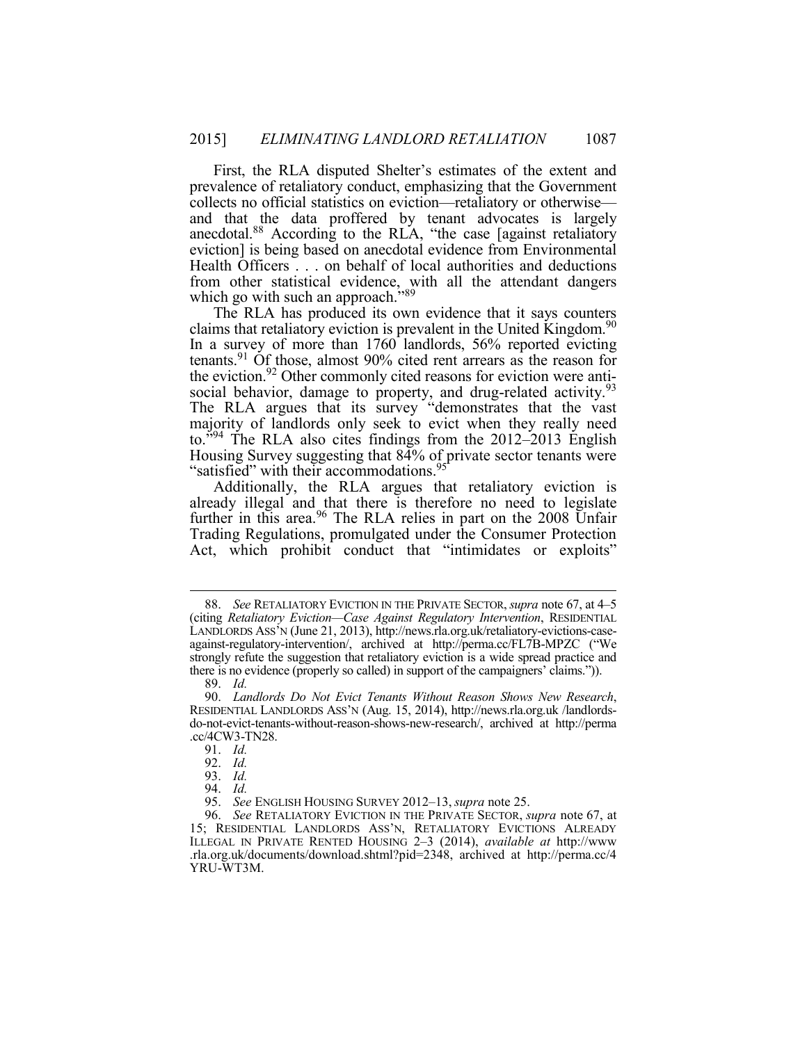First, the RLA disputed Shelter's estimates of the extent and prevalence of retaliatory conduct, emphasizing that the Government collects no official statistics on eviction—retaliatory or otherwise—and that the data proffered by tenant advocates is largely anecdotal.[88] According to the RLA, "the case [against retaliatory eviction] is being based on anecdotal evidence from Environmental Health Officers . . . on behalf of local authorities and deductions from other statistical evidence, with all the attendant dangers which go with such an approach."[89]

The RLA has produced its own evidence that it says counters claims that retaliatory eviction is prevalent in the United Kingdom.[90] In a survey of more than 1760 landlords, 56% reported evicting tenants.[91] Of those, almost 90% cited rent arrears as the reason for the eviction.[92] Other commonly cited reasons for eviction were anti-social behavior, damage to property, and drug-related activity.[93] The RLA argues that its survey "demonstrates that the vast majority of landlords only seek to evict when they really need to."[94] The RLA also cites findings from the 2012–2013 English Housing Survey suggesting that 84% of private sector tenants were "satisfied" with their accommodations.[95]

Additionally, the RLA argues that retaliatory eviction is already illegal and that there is therefore no need to legislate further in this area.[96] The RLA relies in part on the 2008 Unfair Trading Regulations, promulgated under the Consumer Protection Act, which prohibit conduct that "intimidates or exploits"

---

88. *See* RETALIATORY EVICTION IN THE PRIVATE SECTOR, *supra* note 67, at 4–5 (citing *Retaliatory Eviction—Case Against Regulatory Intervention*, RESIDENTIAL LANDLORDS ASS'N (June 21, 2013), http://news.rla.org.uk/retaliatory-evictions-case-against-regulatory-intervention/, archived at http://perma.cc/FL7B-MPZC ("We strongly refute the suggestion that retaliatory eviction is a wide spread practice and there is no evidence (properly so called) in support of the campaigners' claims.")).

89. *Id.*

90. *Landlords Do Not Evict Tenants Without Reason Shows New Research*, RESIDENTIAL LANDLORDS ASS'N (Aug. 15, 2014), http://news.rla.org.uk /landlords-do-not-evict-tenants-without-reason-shows-new-research/, archived at http://perma .cc/4CW3-TN28.

91. *Id.*

92. *Id.*

93. *Id.*

94. *Id.*

95. *See* ENGLISH HOUSING SURVEY 2012–13, *supra* note 25.

96. *See* RETALIATORY EVICTION IN THE PRIVATE SECTOR, *supra* note 67, at 15; RESIDENTIAL LANDLORDS ASS'N, RETALIATORY EVICTIONS ALREADY ILLEGAL IN PRIVATE RENTED HOUSING 2–3 (2014), *available at* http://www .rla.org.uk/documents/download.shtml?pid=2348, archived at http://perma.cc/4 YRU-WT3M.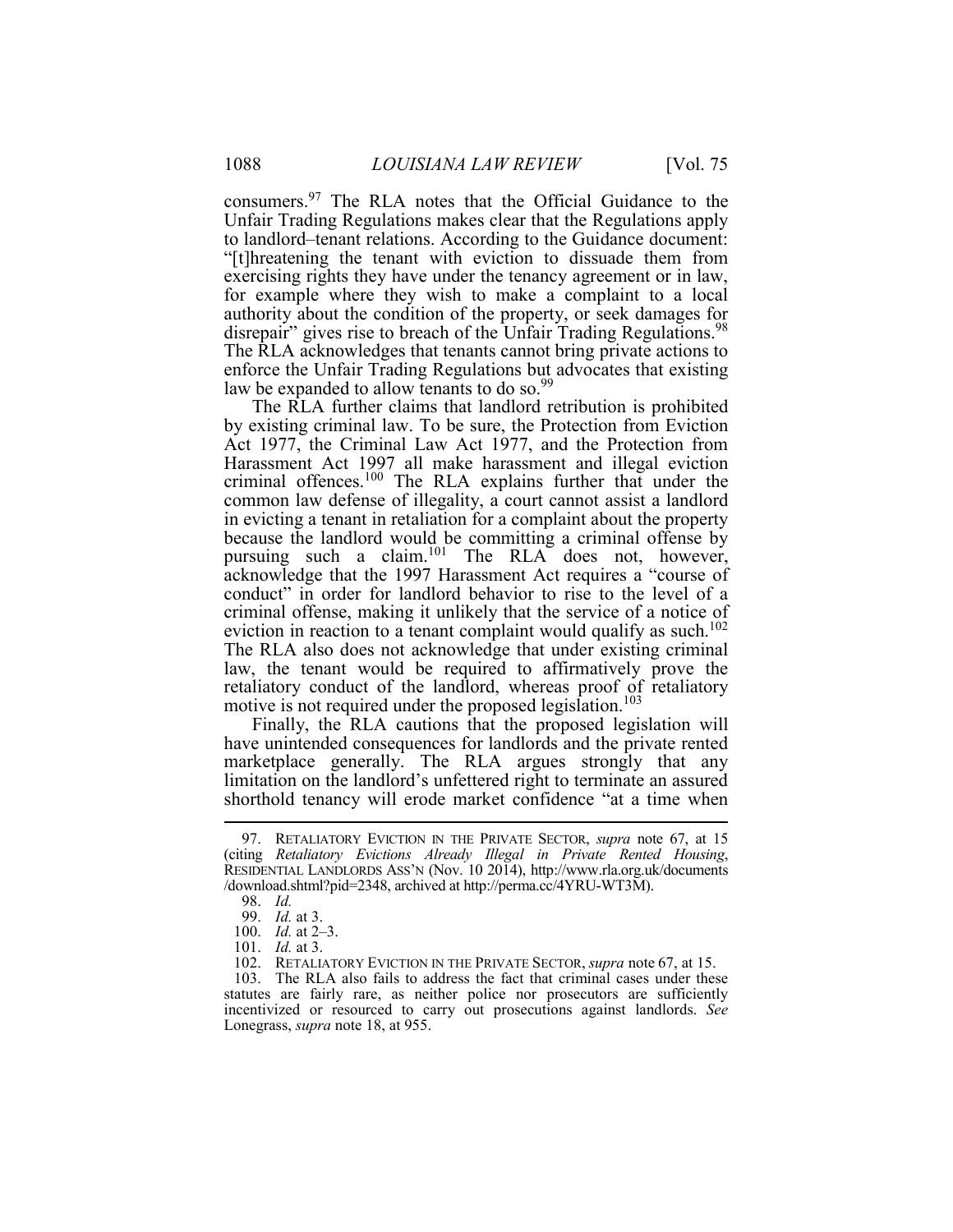consumers.[97] The RLA notes that the Official Guidance to the Unfair Trading Regulations makes clear that the Regulations apply to landlord–tenant relations. According to the Guidance document: "[t]hreatening the tenant with eviction to dissuade them from exercising rights they have under the tenancy agreement or in law, for example where they wish to make a complaint to a local authority about the condition of the property, or seek damages for disrepair" gives rise to breach of the Unfair Trading Regulations.[98] The RLA acknowledges that tenants cannot bring private actions to enforce the Unfair Trading Regulations but advocates that existing law be expanded to allow tenants to do so.[99]

The RLA further claims that landlord retribution is prohibited by existing criminal law. To be sure, the Protection from Eviction Act 1977, the Criminal Law Act 1977, and the Protection from Harassment Act 1997 all make harassment and illegal eviction criminal offences.[100] The RLA explains further that under the common law defense of illegality, a court cannot assist a landlord in evicting a tenant in retaliation for a complaint about the property because the landlord would be committing a criminal offense by pursuing such a claim.[101] The RLA does not, however, acknowledge that the 1997 Harassment Act requires a "course of conduct" in order for landlord behavior to rise to the level of a criminal offense, making it unlikely that the service of a notice of eviction in reaction to a tenant complaint would qualify as such.[102] The RLA also does not acknowledge that under existing criminal law, the tenant would be required to affirmatively prove the retaliatory conduct of the landlord, whereas proof of retaliatory motive is not required under the proposed legislation.[103]

Finally, the RLA cautions that the proposed legislation will have unintended consequences for landlords and the private rented marketplace generally. The RLA argues strongly that any limitation on the landlord's unfettered right to terminate an assured shorthold tenancy will erode market confidence "at a time when

---

97. RETALIATORY EVICTION IN THE PRIVATE SECTOR, *supra* note 67, at 15 (citing *Retaliatory Evictions Already Illegal in Private Rented Housing*, RESIDENTIAL LANDLORDS ASS'N (Nov. 10 2014), http://www.rla.org.uk/documents/download.shtml?pid=2348, archived at http://perma.cc/4YRU-WT3M).

98. *Id.*

99. *Id.* at 3.

100. *Id.* at 2–3.

101. *Id.* at 3.

102. RETALIATORY EVICTION IN THE PRIVATE SECTOR, *supra* note 67, at 15.

103. The RLA also fails to address the fact that criminal cases under these statutes are fairly rare, as neither police nor prosecutors are sufficiently incentivized or resourced to carry out prosecutions against landlords. *See* Lonegrass, *supra* note 18, at 955.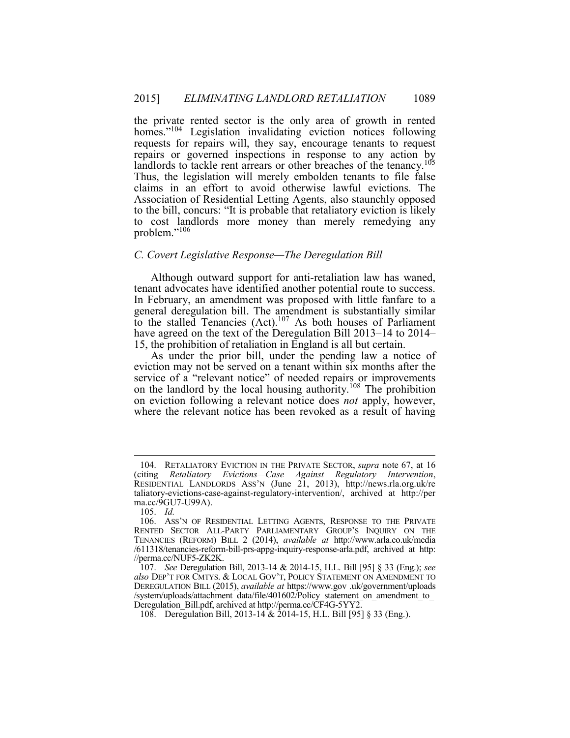the private rented sector is the only area of growth in rented homes."[104] Legislation invalidating eviction notices following requests for repairs will, they say, encourage tenants to request repairs or governed inspections in response to any action by landlords to tackle rent arrears or other breaches of the tenancy.[105] Thus, the legislation will merely embolden tenants to file false claims in an effort to avoid otherwise lawful evictions. The Association of Residential Letting Agents, also staunchly opposed to the bill, concurs: "It is probable that retaliatory eviction is likely to cost landlords more money than merely remedying any problem."[106]

### *C. Covert Legislative Response—The Deregulation Bill*

Although outward support for anti-retaliation law has waned, tenant advocates have identified another potential route to success. In February, an amendment was proposed with little fanfare to a general deregulation bill. The amendment is substantially similar to the stalled Tenancies (Act).[107] As both houses of Parliament have agreed on the text of the Deregulation Bill 2013–14 to 2014–15, the prohibition of retaliation in England is all but certain.

As under the prior bill, under the pending law a notice of eviction may not be served on a tenant within six months after the service of a "relevant notice" of needed repairs or improvements on the landlord by the local housing authority.[108] The prohibition on eviction following a relevant notice does *not* apply, however, where the relevant notice has been revoked as a result of having

---

104. RETALIATORY EVICTION IN THE PRIVATE SECTOR, *supra* note 67, at 16 (citing *Retaliatory Evictions—Case Against Regulatory Intervention*, RESIDENTIAL LANDLORDS ASS'N (June 21, 2013), http://news.rla.org.uk/retaliatory-evictions-case-against-regulatory-intervention/, archived at http://perma.cc/9GU7-U99A).

105. *Id.*

106. ASS'N OF RESIDENTIAL LETTING AGENTS, RESPONSE TO THE PRIVATE RENTED SECTOR ALL-PARTY PARLIAMENTARY GROUP'S INQUIRY ON THE TENANCIES (REFORM) BILL 2 (2014), *available at* http://www.arla.co.uk/media/611318/tenancies-reform-bill-prs-appg-inquiry-response-arla.pdf, archived at http://perma.cc/NUF5-ZK2K.

107. *See* Deregulation Bill, 2013-14 & 2014-15, H.L. Bill [95] § 33 (Eng.); *see also* DEP'T FOR CMTYS. & LOCAL GOV'T, POLICY STATEMENT ON AMENDMENT TO DEREGULATION BILL (2015), *available at* https://www.gov.uk/government/uploads/system/uploads/attachment_data/file/401602/Policy_statement_on_amendment_to_Deregulation_Bill.pdf, archived at http://perma.cc/CF4G-5YY2.

108. Deregulation Bill, 2013-14 & 2014-15, H.L. Bill [95] § 33 (Eng.).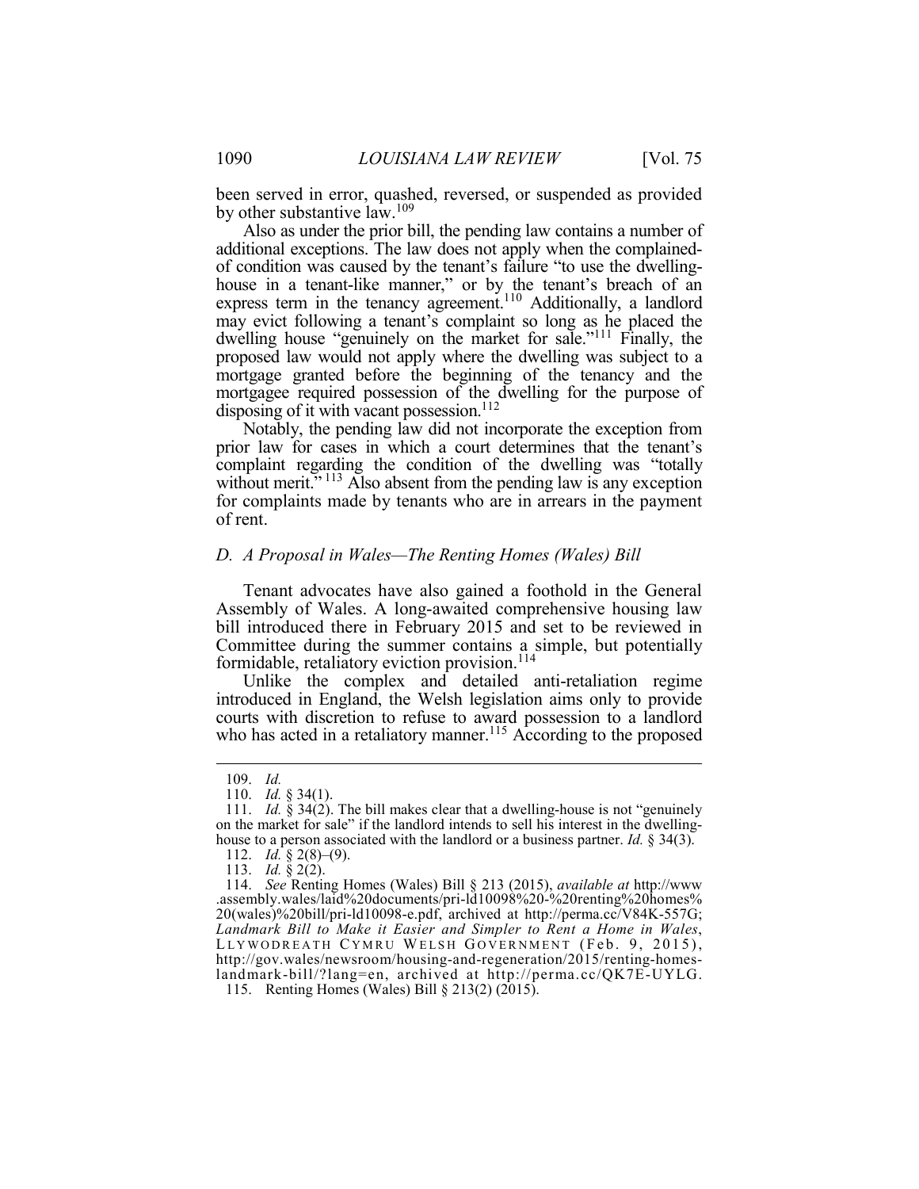been served in error, quashed, reversed, or suspended as provided by other substantive law.[109]

Also as under the prior bill, the pending law contains a number of additional exceptions. The law does not apply when the complained-of condition was caused by the tenant's failure "to use the dwelling-house in a tenant-like manner," or by the tenant's breach of an express term in the tenancy agreement.[110] Additionally, a landlord may evict following a tenant's complaint so long as he placed the dwelling house "genuinely on the market for sale."[111] Finally, the proposed law would not apply where the dwelling was subject to a mortgage granted before the beginning of the tenancy and the mortgagee required possession of the dwelling for the purpose of disposing of it with vacant possession.[112]

Notably, the pending law did not incorporate the exception from prior law for cases in which a court determines that the tenant's complaint regarding the condition of the dwelling was "totally without merit."[113] Also absent from the pending law is any exception for complaints made by tenants who are in arrears in the payment of rent.

### *D. A Proposal in Wales—The Renting Homes (Wales) Bill*

Tenant advocates have also gained a foothold in the General Assembly of Wales. A long-awaited comprehensive housing law bill introduced there in February 2015 and set to be reviewed in Committee during the summer contains a simple, but potentially formidable, retaliatory eviction provision.[114]

Unlike the complex and detailed anti-retaliation regime introduced in England, the Welsh legislation aims only to provide courts with discretion to refuse to award possession to a landlord who has acted in a retaliatory manner.[115] According to the proposed

---

109. *Id.*

110. *Id.* § 34(1).

111. *Id.* § 34(2). The bill makes clear that a dwelling-house is not "genuinely on the market for sale" if the landlord intends to sell his interest in the dwelling-house to a person associated with the landlord or a business partner. *Id.* § 34(3).

112. *Id.* § 2(8)–(9).

113. *Id.* § 2(2).

114. *See* Renting Homes (Wales) Bill § 213 (2015), *available at* http://www.assembly.wales/laid%20documents/pri-ld10098%20-%20renting%20homes%20(wales)%20bill/pri-ld10098-e.pdf, archived at http://perma.cc/V84K-557G; *Landmark Bill to Make it Easier and Simpler to Rent a Home in Wales*, LLYWODREATH CYMRU WELSH GOVERNMENT (Feb. 9, 2015), http://gov.wales/newsroom/housing-and-regeneration/2015/renting-homes-landmark-bill/?lang=en, archived at http://perma.cc/QK7E-UYLG.

115. Renting Homes (Wales) Bill § 213(2) (2015).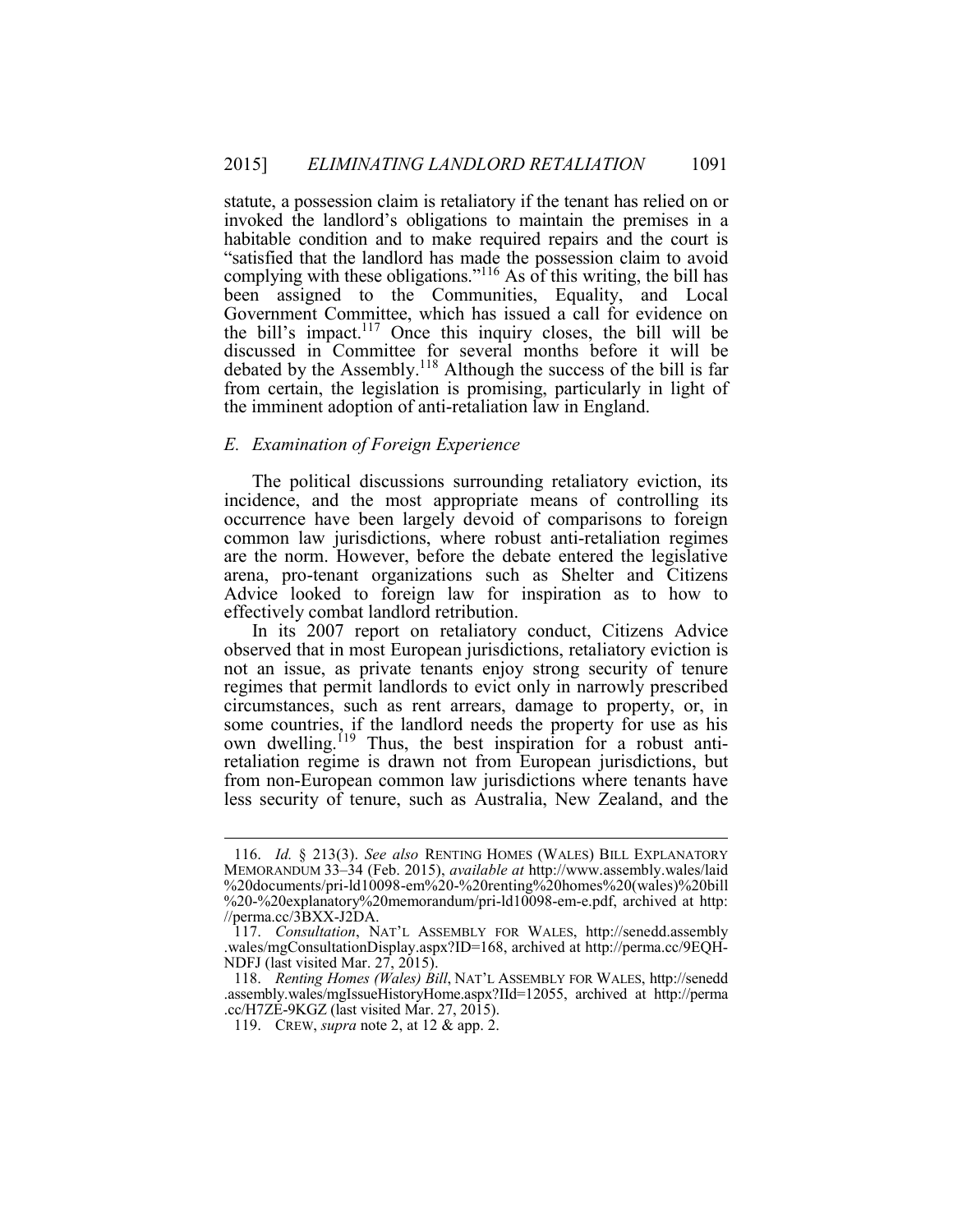statute, a possession claim is retaliatory if the tenant has relied on or invoked the landlord's obligations to maintain the premises in a habitable condition and to make required repairs and the court is "satisfied that the landlord has made the possession claim to avoid complying with these obligations."[116] As of this writing, the bill has been assigned to the Communities, Equality, and Local Government Committee, which has issued a call for evidence on the bill's impact.[117] Once this inquiry closes, the bill will be discussed in Committee for several months before it will be debated by the Assembly.[118] Although the success of the bill is far from certain, the legislation is promising, particularly in light of the imminent adoption of anti-retaliation law in England.

### *E. Examination of Foreign Experience*

The political discussions surrounding retaliatory eviction, its incidence, and the most appropriate means of controlling its occurrence have been largely devoid of comparisons to foreign common law jurisdictions, where robust anti-retaliation regimes are the norm. However, before the debate entered the legislative arena, pro-tenant organizations such as Shelter and Citizens Advice looked to foreign law for inspiration as to how to effectively combat landlord retribution.

In its 2007 report on retaliatory conduct, Citizens Advice observed that in most European jurisdictions, retaliatory eviction is not an issue, as private tenants enjoy strong security of tenure regimes that permit landlords to evict only in narrowly prescribed circumstances, such as rent arrears, damage to property, or, in some countries, if the landlord needs the property for use as his own dwelling.[119] Thus, the best inspiration for a robust anti-retaliation regime is drawn not from European jurisdictions, but from non-European common law jurisdictions where tenants have less security of tenure, such as Australia, New Zealand, and the

---

116. *Id.* § 213(3). *See also* RENTING HOMES (WALES) BILL EXPLANATORY MEMORANDUM 33–34 (Feb. 2015), *available at* http://www.assembly.wales/laid%20documents/pri-ld10098-em%20-%20renting%20homes%20(wales)%20bill%20-%20explanatory%20memorandum/pri-ld10098-em-e.pdf, archived at http://perma.cc/3BXX-J2DA.

117. *Consultation*, NAT'L ASSEMBLY FOR WALES, http://senedd.assembly.wales/mgConsultationDisplay.aspx?ID=168, archived at http://perma.cc/9EQH-NDFJ (last visited Mar. 27, 2015).

118. *Renting Homes (Wales) Bill*, NAT'L ASSEMBLY FOR WALES, http://senedd.assembly.wales/mgIssueHistoryHome.aspx?IId=12055, archived at http://perma.cc/H7ZE-9KGZ (last visited Mar. 27, 2015).

119. CREW, *supra* note 2, at 12 & app. 2.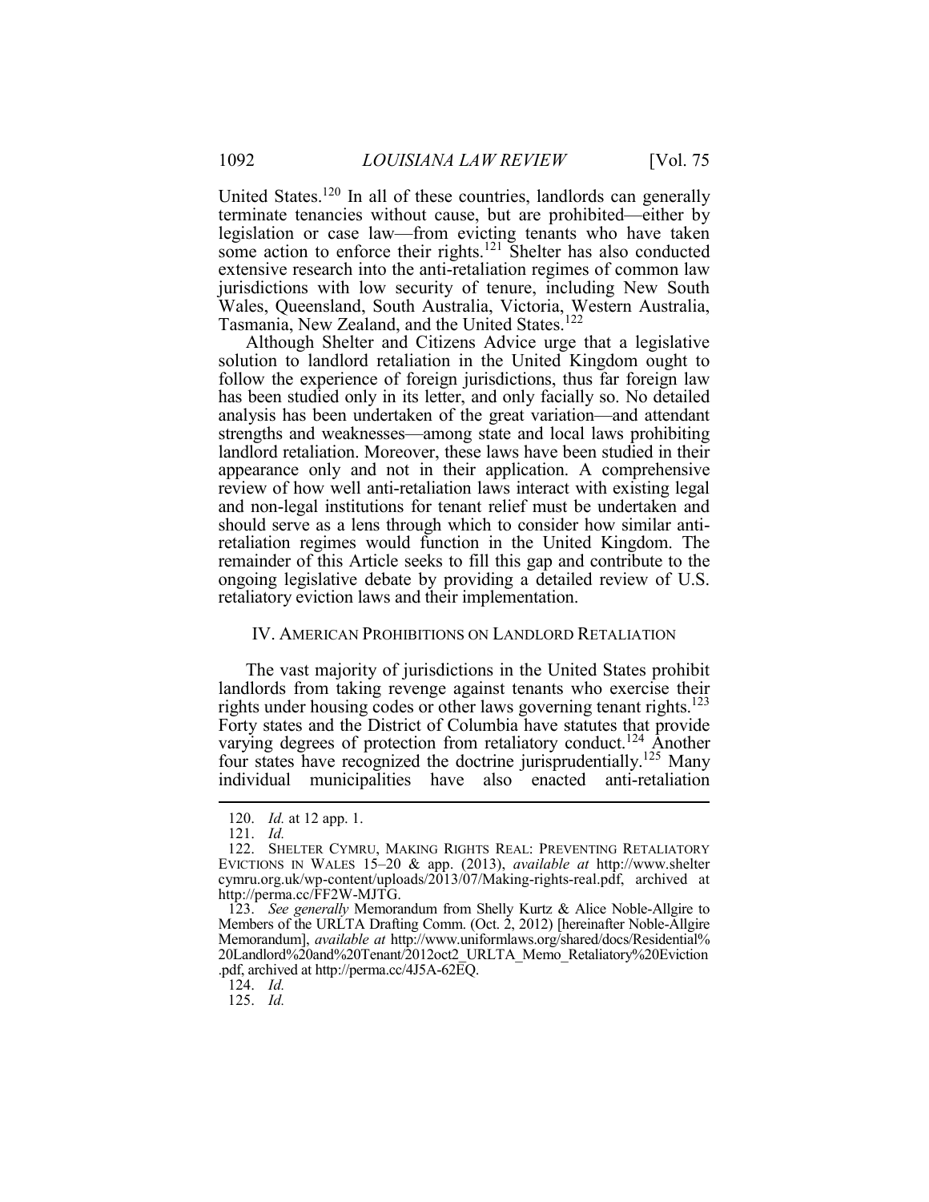United States.[120] In all of these countries, landlords can generally terminate tenancies without cause, but are prohibited—either by legislation or case law—from evicting tenants who have taken some action to enforce their rights.[121] Shelter has also conducted extensive research into the anti-retaliation regimes of common law jurisdictions with low security of tenure, including New South Wales, Queensland, South Australia, Victoria, Western Australia, Tasmania, New Zealand, and the United States.[122]

Although Shelter and Citizens Advice urge that a legislative solution to landlord retaliation in the United Kingdom ought to follow the experience of foreign jurisdictions, thus far foreign law has been studied only in its letter, and only facially so. No detailed analysis has been undertaken of the great variation—and attendant strengths and weaknesses—among state and local laws prohibiting landlord retaliation. Moreover, these laws have been studied in their appearance only and not in their application. A comprehensive review of how well anti-retaliation laws interact with existing legal and non-legal institutions for tenant relief must be undertaken and should serve as a lens through which to consider how similar anti-retaliation regimes would function in the United Kingdom. The remainder of this Article seeks to fill this gap and contribute to the ongoing legislative debate by providing a detailed review of U.S. retaliatory eviction laws and their implementation.

## IV. AMERICAN PROHIBITIONS ON LANDLORD RETALIATION

The vast majority of jurisdictions in the United States prohibit landlords from taking revenge against tenants who exercise their rights under housing codes or other laws governing tenant rights.[123] Forty states and the District of Columbia have statutes that provide varying degrees of protection from retaliatory conduct.[124] Another four states have recognized the doctrine jurisprudentially.[125] Many individual municipalities have also enacted anti-retaliation

---

120. *Id.* at 12 app. 1.

121. *Id.*

122. SHELTER CYMRU, MAKING RIGHTS REAL: PREVENTING RETALIATORY EVICTIONS IN WALES 15–20 & app. (2013), *available at* http://www.sheltercymru.org.uk/wp-content/uploads/2013/07/Making-rights-real.pdf, archived at http://perma.cc/FF2W-MJTG.

123. *See generally* Memorandum from Shelly Kurtz & Alice Noble-Allgire to Members of the URLTA Drafting Comm. (Oct. 2, 2012) [hereinafter Noble-Allgire Memorandum], *available at* http://www.uniformlaws.org/shared/docs/Residential%20Landlord%20and%20Tenant/2012oct2_URLTA_Memo_Retaliatory%20Eviction.pdf, archived at http://perma.cc/4J5A-62EQ.

124. *Id.*

125. *Id.*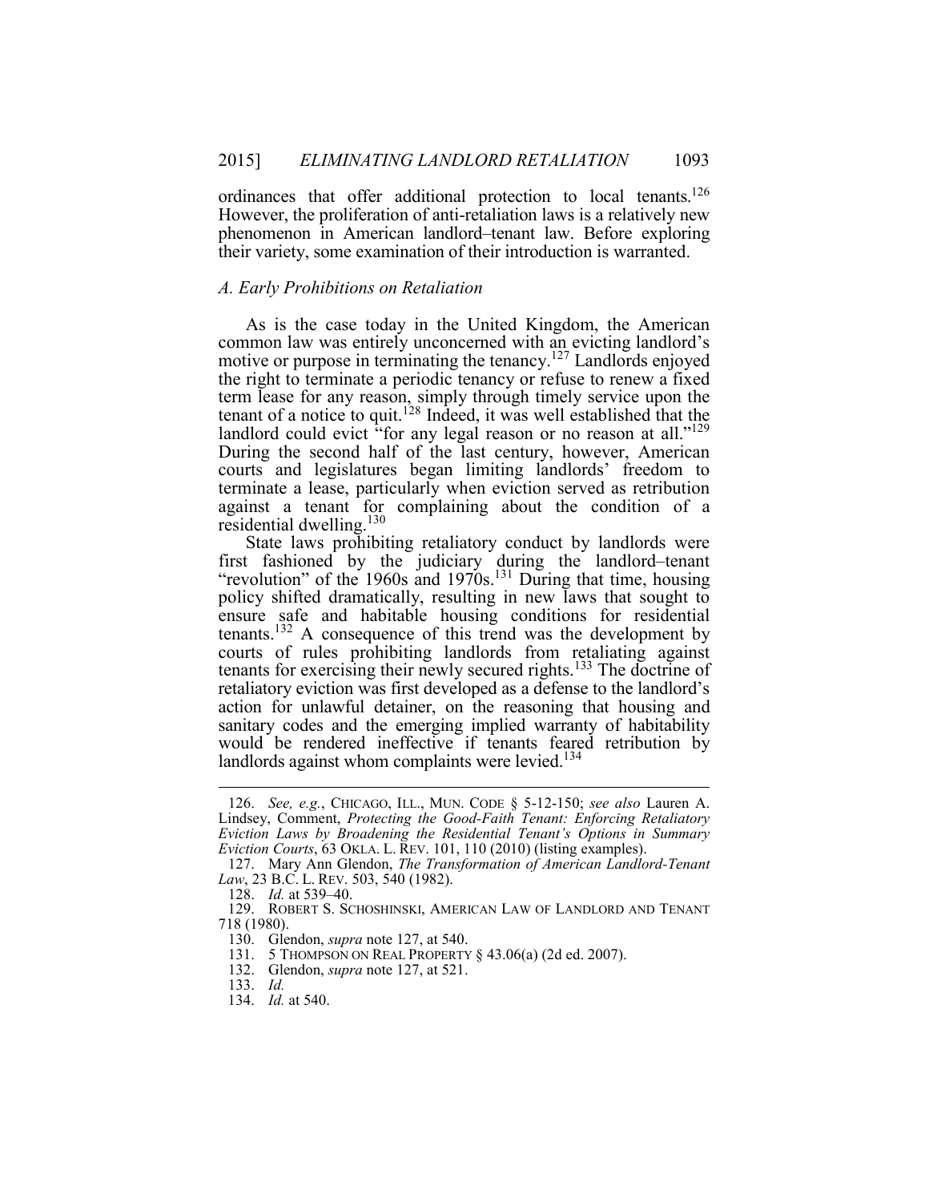ordinances that offer additional protection to local tenants.[126] However, the proliferation of anti-retaliation laws is a relatively new phenomenon in American landlord–tenant law. Before exploring their variety, some examination of their introduction is warranted.

### *A. Early Prohibitions on Retaliation*

As is the case today in the United Kingdom, the American common law was entirely unconcerned with an evicting landlord's motive or purpose in terminating the tenancy.[127] Landlords enjoyed the right to terminate a periodic tenancy or refuse to renew a fixed term lease for any reason, simply through timely service upon the tenant of a notice to quit.[128] Indeed, it was well established that the landlord could evict "for any legal reason or no reason at all."[129] During the second half of the last century, however, American courts and legislatures began limiting landlords' freedom to terminate a lease, particularly when eviction served as retribution against a tenant for complaining about the condition of a residential dwelling.[130]

State laws prohibiting retaliatory conduct by landlords were first fashioned by the judiciary during the landlord–tenant "revolution" of the 1960s and 1970s.[131] During that time, housing policy shifted dramatically, resulting in new laws that sought to ensure safe and habitable housing conditions for residential tenants.[132] A consequence of this trend was the development by courts of rules prohibiting landlords from retaliating against tenants for exercising their newly secured rights.[133] The doctrine of retaliatory eviction was first developed as a defense to the landlord's action for unlawful detainer, on the reasoning that housing and sanitary codes and the emerging implied warranty of habitability would be rendered ineffective if tenants feared retribution by landlords against whom complaints were levied.[134]

---

126. *See, e.g.*, CHICAGO, ILL., MUN. CODE § 5-12-150; *see also* Lauren A. Lindsey, Comment, *Protecting the Good-Faith Tenant: Enforcing Retaliatory Eviction Laws by Broadening the Residential Tenant's Options in Summary Eviction Courts*, 63 OKLA. L. REV. 101, 110 (2010) (listing examples).

127. Mary Ann Glendon, *The Transformation of American Landlord-Tenant Law*, 23 B.C. L. REV. 503, 540 (1982).

128. *Id.* at 539–40.

129. ROBERT S. SCHOSHINSKI, AMERICAN LAW OF LANDLORD AND TENANT 718 (1980).

130. Glendon, *supra* note 127, at 540.

131. 5 THOMPSON ON REAL PROPERTY § 43.06(a) (2d ed. 2007).

132. Glendon, *supra* note 127, at 521.

133. *Id.*

134. *Id.* at 540.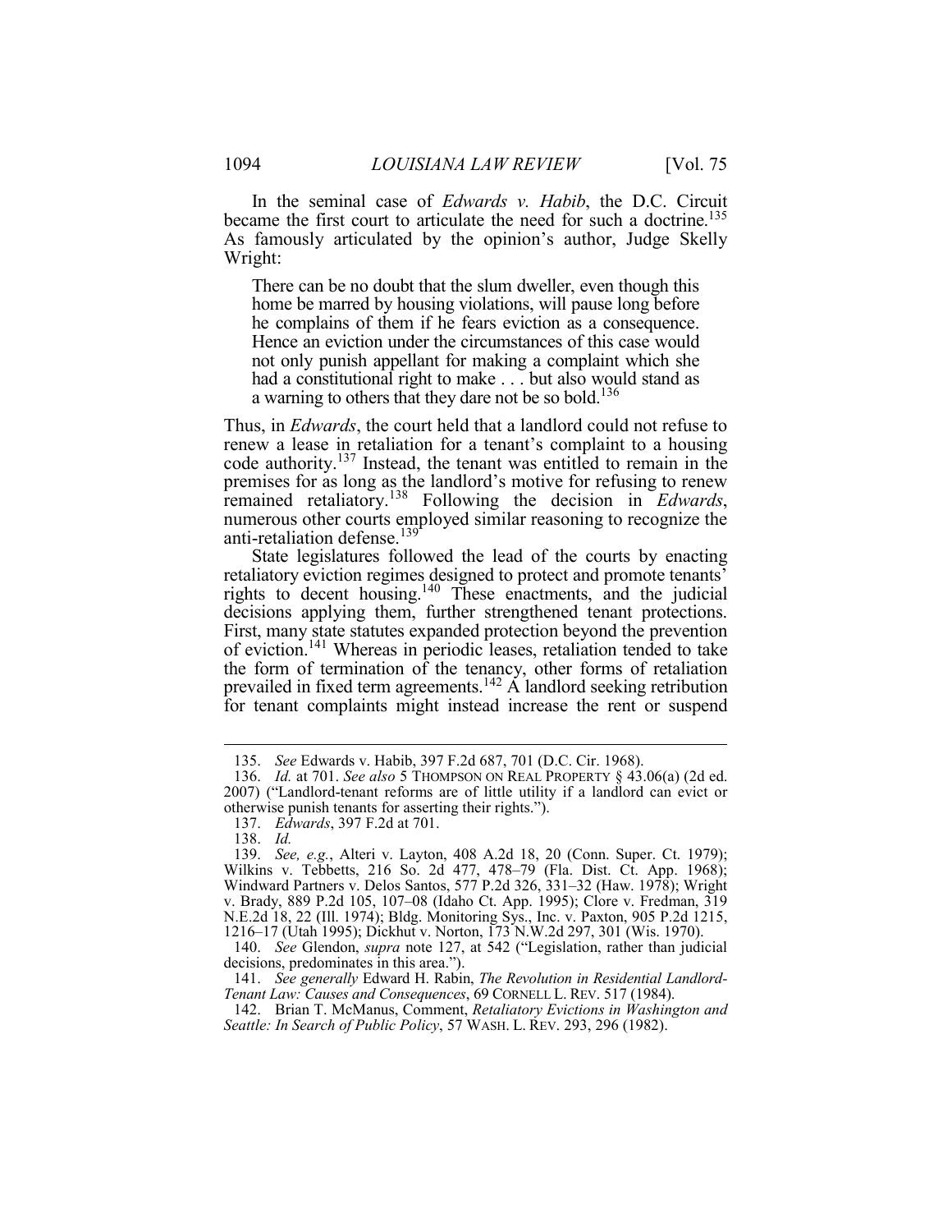In the seminal case of *Edwards v. Habib*, the D.C. Circuit became the first court to articulate the need for such a doctrine.[135] As famously articulated by the opinion's author, Judge Skelly Wright:

> There can be no doubt that the slum dweller, even though this home be marred by housing violations, will pause long before he complains of them if he fears eviction as a consequence. Hence an eviction under the circumstances of this case would not only punish appellant for making a complaint which she had a constitutional right to make . . . but also would stand as a warning to others that they dare not be so bold.[136]

Thus, in *Edwards*, the court held that a landlord could not refuse to renew a lease in retaliation for a tenant's complaint to a housing code authority.[137] Instead, the tenant was entitled to remain in the premises for as long as the landlord's motive for refusing to renew remained retaliatory.[138] Following the decision in *Edwards*, numerous other courts employed similar reasoning to recognize the anti-retaliation defense.[139]

State legislatures followed the lead of the courts by enacting retaliatory eviction regimes designed to protect and promote tenants' rights to decent housing.[140] These enactments, and the judicial decisions applying them, further strengthened tenant protections. First, many state statutes expanded protection beyond the prevention of eviction.[141] Whereas in periodic leases, retaliation tended to take the form of termination of the tenancy, other forms of retaliation prevailed in fixed term agreements.[142] A landlord seeking retribution for tenant complaints might instead increase the rent or suspend

---

135. *See* Edwards v. Habib, 397 F.2d 687, 701 (D.C. Cir. 1968).

136. *Id.* at 701. *See also* 5 THOMPSON ON REAL PROPERTY § 43.06(a) (2d ed. 2007) ("Landlord-tenant reforms are of little utility if a landlord can evict or otherwise punish tenants for asserting their rights.").

137. *Edwards*, 397 F.2d at 701.

138. *Id.*

139. *See, e.g.*, Alteri v. Layton, 408 A.2d 18, 20 (Conn. Super. Ct. 1979); Wilkins v. Tebbetts, 216 So. 2d 477, 478–79 (Fla. Dist. Ct. App. 1968); Windward Partners v. Delos Santos, 577 P.2d 326, 331–32 (Haw. 1978); Wright v. Brady, 889 P.2d 105, 107–08 (Idaho Ct. App. 1995); Clore v. Fredman, 319 N.E.2d 18, 22 (Ill. 1974); Bldg. Monitoring Sys., Inc. v. Paxton, 905 P.2d 1215, 1216–17 (Utah 1995); Dickhut v. Norton, 173 N.W.2d 297, 301 (Wis. 1970).

140. *See* Glendon, *supra* note 127, at 542 ("Legislation, rather than judicial decisions, predominates in this area.").

141. *See generally* Edward H. Rabin, *The Revolution in Residential Landlord-Tenant Law: Causes and Consequences*, 69 CORNELL L. REV. 517 (1984).

142. Brian T. McManus, Comment, *Retaliatory Evictions in Washington and Seattle: In Search of Public Policy*, 57 WASH. L. REV. 293, 296 (1982).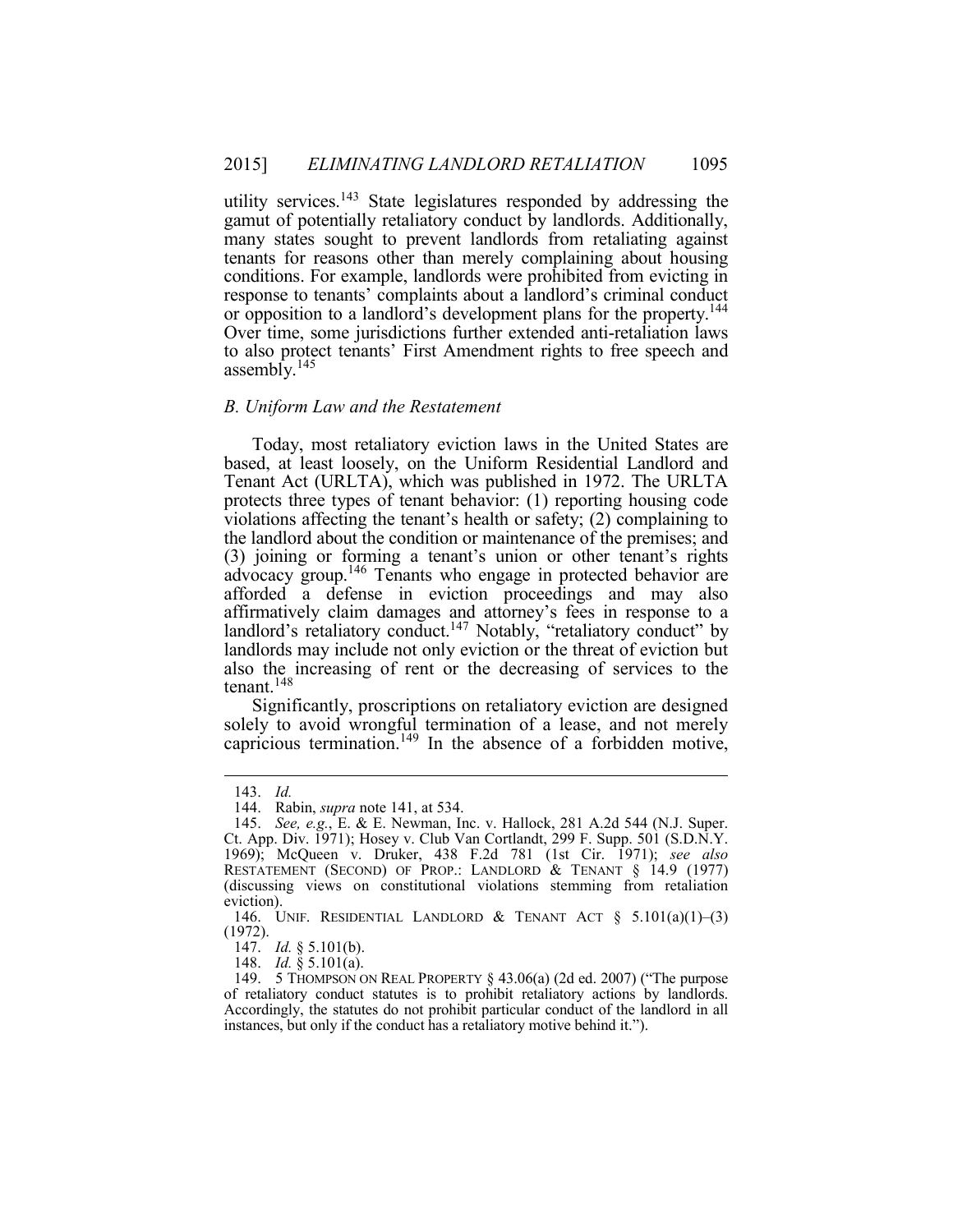utility services.[143] State legislatures responded by addressing the gamut of potentially retaliatory conduct by landlords. Additionally, many states sought to prevent landlords from retaliating against tenants for reasons other than merely complaining about housing conditions. For example, landlords were prohibited from evicting in response to tenants' complaints about a landlord's criminal conduct or opposition to a landlord's development plans for the property.[144] Over time, some jurisdictions further extended anti-retaliation laws to also protect tenants' First Amendment rights to free speech and assembly.[145]

### *B. Uniform Law and the Restatement*

Today, most retaliatory eviction laws in the United States are based, at least loosely, on the Uniform Residential Landlord and Tenant Act (URLTA), which was published in 1972. The URLTA protects three types of tenant behavior: (1) reporting housing code violations affecting the tenant's health or safety; (2) complaining to the landlord about the condition or maintenance of the premises; and (3) joining or forming a tenant's union or other tenant's rights advocacy group.[146] Tenants who engage in protected behavior are afforded a defense in eviction proceedings and may also affirmatively claim damages and attorney's fees in response to a landlord's retaliatory conduct.[147] Notably, "retaliatory conduct" by landlords may include not only eviction or the threat of eviction but also the increasing of rent or the decreasing of services to the tenant.[148]

Significantly, proscriptions on retaliatory eviction are designed solely to avoid wrongful termination of a lease, and not merely capricious termination.[149] In the absence of a forbidden motive,

---

143. *Id.*

144. Rabin, *supra* note 141, at 534.

145. *See, e.g.*, E. & E. Newman, Inc. v. Hallock, 281 A.2d 544 (N.J. Super. Ct. App. Div. 1971); Hosey v. Club Van Cortlandt, 299 F. Supp. 501 (S.D.N.Y. 1969); McQueen v. Druker, 438 F.2d 781 (1st Cir. 1971); *see also* RESTATEMENT (SECOND) OF PROP.: LANDLORD & TENANT § 14.9 (1977) (discussing views on constitutional violations stemming from retaliation eviction).

146. UNIF. RESIDENTIAL LANDLORD & TENANT ACT § 5.101(a)(1)–(3) (1972).

147. *Id.* § 5.101(b).

148. *Id.* § 5.101(a).

149. 5 THOMPSON ON REAL PROPERTY § 43.06(a) (2d ed. 2007) ("The purpose of retaliatory conduct statutes is to prohibit retaliatory actions by landlords. Accordingly, the statutes do not prohibit particular conduct of the landlord in all instances, but only if the conduct has a retaliatory motive behind it.").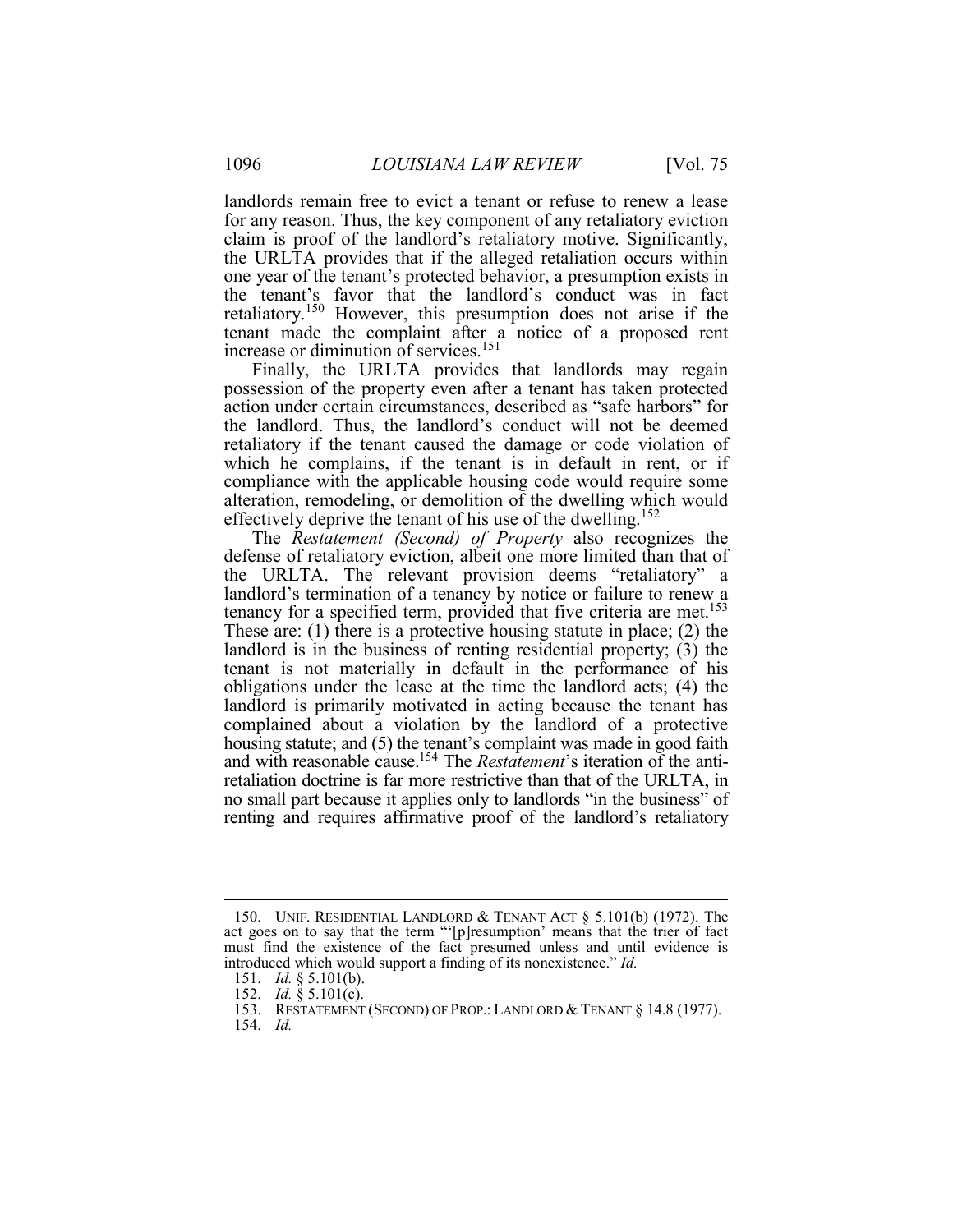landlords remain free to evict a tenant or refuse to renew a lease for any reason. Thus, the key component of any retaliatory eviction claim is proof of the landlord's retaliatory motive. Significantly, the URLTA provides that if the alleged retaliation occurs within one year of the tenant's protected behavior, a presumption exists in the tenant's favor that the landlord's conduct was in fact retaliatory.[150] However, this presumption does not arise if the tenant made the complaint after a notice of a proposed rent increase or diminution of services.[151]

Finally, the URLTA provides that landlords may regain possession of the property even after a tenant has taken protected action under certain circumstances, described as "safe harbors" for the landlord. Thus, the landlord's conduct will not be deemed retaliatory if the tenant caused the damage or code violation of which he complains, if the tenant is in default in rent, or if compliance with the applicable housing code would require some alteration, remodeling, or demolition of the dwelling which would effectively deprive the tenant of his use of the dwelling.[152]

The *Restatement (Second) of Property* also recognizes the defense of retaliatory eviction, albeit one more limited than that of the URLTA. The relevant provision deems "retaliatory" a landlord's termination of a tenancy by notice or failure to renew a tenancy for a specified term, provided that five criteria are met.[153] These are: (1) there is a protective housing statute in place; (2) the landlord is in the business of renting residential property; (3) the tenant is not materially in default in the performance of his obligations under the lease at the time the landlord acts; (4) the landlord is primarily motivated in acting because the tenant has complained about a violation by the landlord of a protective housing statute; and (5) the tenant's complaint was made in good faith and with reasonable cause.[154] The *Restatement*'s iteration of the anti-retaliation doctrine is far more restrictive than that of the URLTA, in no small part because it applies only to landlords "in the business" of renting and requires affirmative proof of the landlord's retaliatory

---

150. UNIF. RESIDENTIAL LANDLORD & TENANT ACT § 5.101(b) (1972). The act goes on to say that the term "'[p]resumption' means that the trier of fact must find the existence of the fact presumed unless and until evidence is introduced which would support a finding of its nonexistence." *Id.*

151. *Id.* § 5.101(b).

152. *Id.* § 5.101(c).

153. RESTATEMENT (SECOND) OF PROP.: LANDLORD & TENANT § 14.8 (1977).

154. *Id.*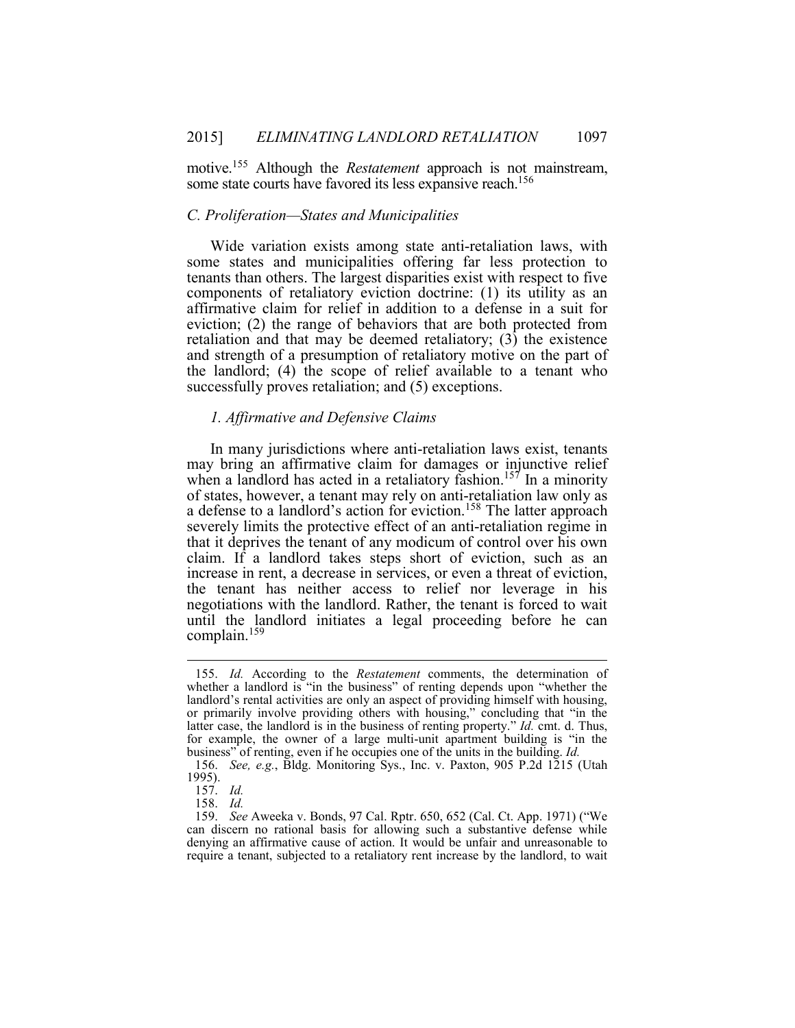motive.[155] Although the *Restatement* approach is not mainstream, some state courts have favored its less expansive reach.[156]

### *C. Proliferation—States and Municipalities*

Wide variation exists among state anti-retaliation laws, with some states and municipalities offering far less protection to tenants than others. The largest disparities exist with respect to five components of retaliatory eviction doctrine: (1) its utility as an affirmative claim for relief in addition to a defense in a suit for eviction; (2) the range of behaviors that are both protected from retaliation and that may be deemed retaliatory; (3) the existence and strength of a presumption of retaliatory motive on the part of the landlord; (4) the scope of relief available to a tenant who successfully proves retaliation; and (5) exceptions.

#### *1. Affirmative and Defensive Claims*

In many jurisdictions where anti-retaliation laws exist, tenants may bring an affirmative claim for damages or injunctive relief when a landlord has acted in a retaliatory fashion.[157] In a minority of states, however, a tenant may rely on anti-retaliation law only as a defense to a landlord's action for eviction.[158] The latter approach severely limits the protective effect of an anti-retaliation regime in that it deprives the tenant of any modicum of control over his own claim. If a landlord takes steps short of eviction, such as an increase in rent, a decrease in services, or even a threat of eviction, the tenant has neither access to relief nor leverage in his negotiations with the landlord. Rather, the tenant is forced to wait until the landlord initiates a legal proceeding before he can complain.[159]

---

155. *Id.* According to the *Restatement* comments, the determination of whether a landlord is "in the business" of renting depends upon "whether the landlord's rental activities are only an aspect of providing himself with housing, or primarily involve providing others with housing," concluding that "in the latter case, the landlord is in the business of renting property." *Id.* cmt. d. Thus, for example, the owner of a large multi-unit apartment building is "in the business" of renting, even if he occupies one of the units in the building. *Id.*

156. *See, e.g.*, Bldg. Monitoring Sys., Inc. v. Paxton, 905 P.2d 1215 (Utah 1995).

157. *Id.*

158. *Id.*

159. *See* Aweeka v. Bonds, 97 Cal. Rptr. 650, 652 (Cal. Ct. App. 1971) ("We can discern no rational basis for allowing such a substantive defense while denying an affirmative cause of action. It would be unfair and unreasonable to require a tenant, subjected to a retaliatory rent increase by the landlord, to wait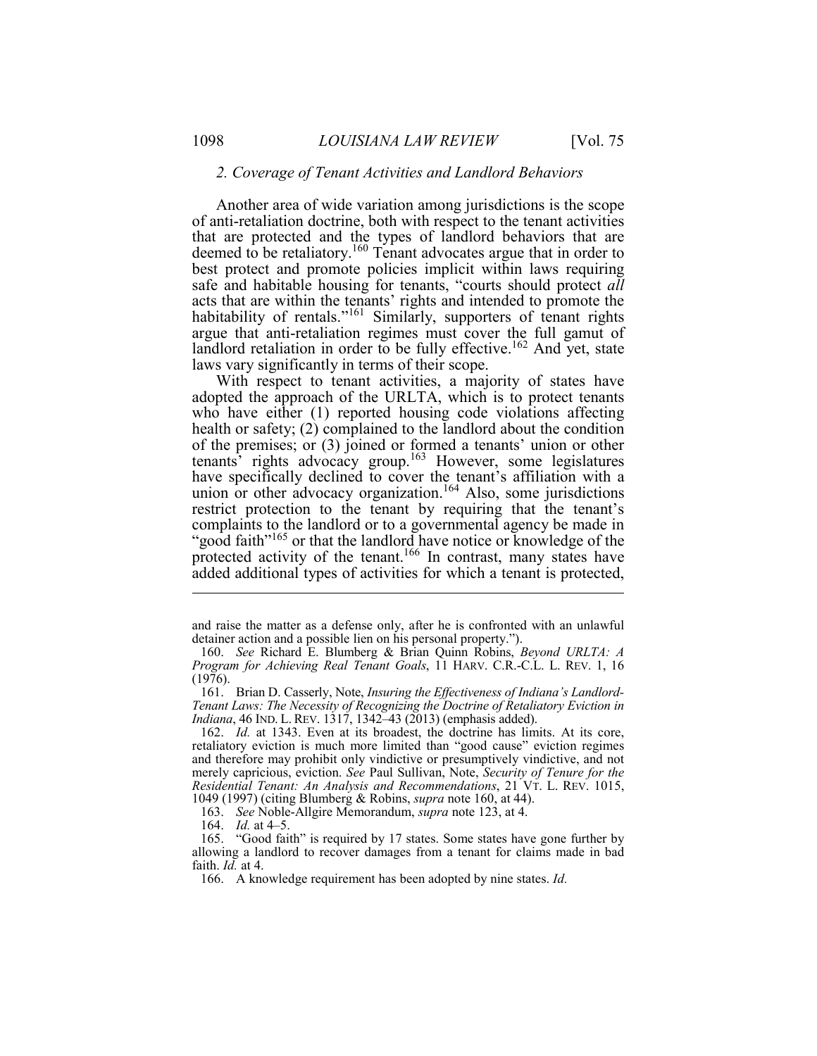### *2. Coverage of Tenant Activities and Landlord Behaviors*

Another area of wide variation among jurisdictions is the scope of anti-retaliation doctrine, both with respect to the tenant activities that are protected and the types of landlord behaviors that are deemed to be retaliatory.[160] Tenant advocates argue that in order to best protect and promote policies implicit within laws requiring safe and habitable housing for tenants, "courts should protect *all* acts that are within the tenants' rights and intended to promote the habitability of rentals."[161] Similarly, supporters of tenant rights argue that anti-retaliation regimes must cover the full gamut of landlord retaliation in order to be fully effective.[162] And yet, state laws vary significantly in terms of their scope.

With respect to tenant activities, a majority of states have adopted the approach of the URLTA, which is to protect tenants who have either (1) reported housing code violations affecting health or safety; (2) complained to the landlord about the condition of the premises; or (3) joined or formed a tenants' union or other tenants' rights advocacy group.[163] However, some legislatures have specifically declined to cover the tenant's affiliation with a union or other advocacy organization.[164] Also, some jurisdictions restrict protection to the tenant by requiring that the tenant's complaints to the landlord or to a governmental agency be made in "good faith"[165] or that the landlord have notice or knowledge of the protected activity of the tenant.[166] In contrast, many states have added additional types of activities for which a tenant is protected,

---

and raise the matter as a defense only, after he is confronted with an unlawful detainer action and a possible lien on his personal property.").

160. *See* Richard E. Blumberg & Brian Quinn Robins, *Beyond URLTA: A Program for Achieving Real Tenant Goals*, 11 HARV. C.R.-C.L. L. REV. 1, 16 (1976).

161. Brian D. Casserly, Note, *Insuring the Effectiveness of Indiana's Landlord-Tenant Laws: The Necessity of Recognizing the Doctrine of Retaliatory Eviction in Indiana*, 46 IND. L. REV. 1317, 1342–43 (2013) (emphasis added).

162. *Id.* at 1343. Even at its broadest, the doctrine has limits. At its core, retaliatory eviction is much more limited than "good cause" eviction regimes and therefore may prohibit only vindictive or presumptively vindictive, and not merely capricious, eviction. *See* Paul Sullivan, Note, *Security of Tenure for the Residential Tenant: An Analysis and Recommendations*, 21 VT. L. REV. 1015, 1049 (1997) (citing Blumberg & Robins, *supra* note 160, at 44).

163. *See* Noble-Allgire Memorandum, *supra* note 123, at 4.

164. *Id.* at 4–5.

165. "Good faith" is required by 17 states. Some states have gone further by allowing a landlord to recover damages from a tenant for claims made in bad faith. *Id.* at 4.

166. A knowledge requirement has been adopted by nine states. *Id.*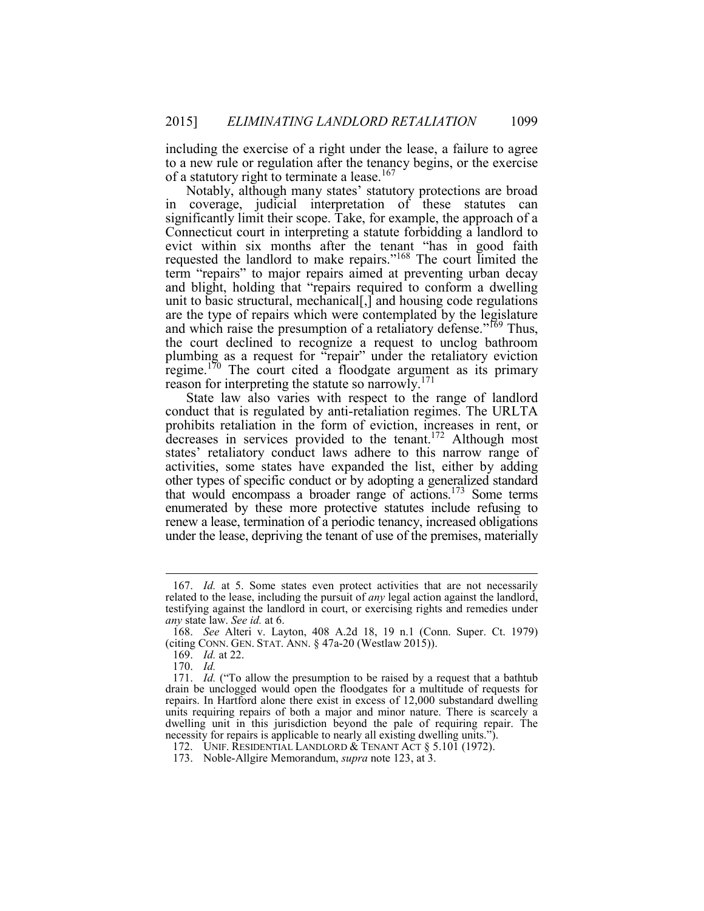including the exercise of a right under the lease, a failure to agree to a new rule or regulation after the tenancy begins, or the exercise of a statutory right to terminate a lease.[167]

Notably, although many states' statutory protections are broad in coverage, judicial interpretation of these statutes can significantly limit their scope. Take, for example, the approach of a Connecticut court in interpreting a statute forbidding a landlord to evict within six months after the tenant "has in good faith requested the landlord to make repairs."[168] The court limited the term "repairs" to major repairs aimed at preventing urban decay and blight, holding that "repairs required to conform a dwelling unit to basic structural, mechanical[,] and housing code regulations are the type of repairs which were contemplated by the legislature and which raise the presumption of a retaliatory defense."[169] Thus, the court declined to recognize a request to unclog bathroom plumbing as a request for "repair" under the retaliatory eviction regime.[170] The court cited a floodgate argument as its primary reason for interpreting the statute so narrowly.[171]

State law also varies with respect to the range of landlord conduct that is regulated by anti-retaliation regimes. The URLTA prohibits retaliation in the form of eviction, increases in rent, or decreases in services provided to the tenant.[172] Although most states' retaliatory conduct laws adhere to this narrow range of activities, some states have expanded the list, either by adding other types of specific conduct or by adopting a generalized standard that would encompass a broader range of actions.[173] Some terms enumerated by these more protective statutes include refusing to renew a lease, termination of a periodic tenancy, increased obligations under the lease, depriving the tenant of use of the premises, materially

---

167. *Id.* at 5. Some states even protect activities that are not necessarily related to the lease, including the pursuit of *any* legal action against the landlord, testifying against the landlord in court, or exercising rights and remedies under *any* state law. *See id.* at 6.

168. *See* Alteri v. Layton, 408 A.2d 18, 19 n.1 (Conn. Super. Ct. 1979) (citing CONN. GEN. STAT. ANN. § 47a-20 (Westlaw 2015)).

169. *Id.* at 22.

170. *Id.*

171. *Id.* ("To allow the presumption to be raised by a request that a bathtub drain be unclogged would open the floodgates for a multitude of requests for repairs. In Hartford alone there exist in excess of 12,000 substandard dwelling units requiring repairs of both a major and minor nature. There is scarcely a dwelling unit in this jurisdiction beyond the pale of requiring repair. The necessity for repairs is applicable to nearly all existing dwelling units.").

172. UNIF. RESIDENTIAL LANDLORD & TENANT ACT § 5.101 (1972).

173. Noble-Allgire Memorandum, *supra* note 123, at 3.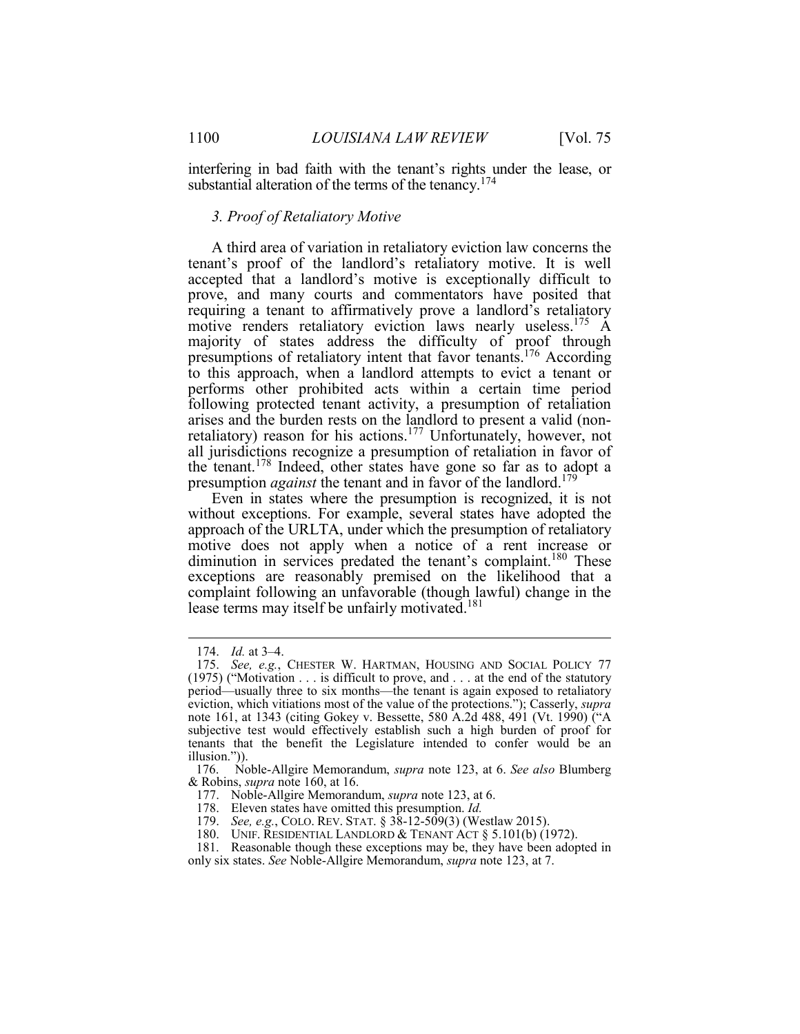interfering in bad faith with the tenant's rights under the lease, or substantial alteration of the terms of the tenancy.[174]

### *3. Proof of Retaliatory Motive*

A third area of variation in retaliatory eviction law concerns the tenant's proof of the landlord's retaliatory motive. It is well accepted that a landlord's motive is exceptionally difficult to prove, and many courts and commentators have posited that requiring a tenant to affirmatively prove a landlord's retaliatory motive renders retaliatory eviction laws nearly useless.[175] A majority of states address the difficulty of proof through presumptions of retaliatory intent that favor tenants.[176] According to this approach, when a landlord attempts to evict a tenant or performs other prohibited acts within a certain time period following protected tenant activity, a presumption of retaliation arises and the burden rests on the landlord to present a valid (non-retaliatory) reason for his actions.[177] Unfortunately, however, not all jurisdictions recognize a presumption of retaliation in favor of the tenant.[178] Indeed, other states have gone so far as to adopt a presumption *against* the tenant and in favor of the landlord.[179]

Even in states where the presumption is recognized, it is not without exceptions. For example, several states have adopted the approach of the URLTA, under which the presumption of retaliatory motive does not apply when a notice of a rent increase or diminution in services predated the tenant's complaint.[180] These exceptions are reasonably premised on the likelihood that a complaint following an unfavorable (though lawful) change in the lease terms may itself be unfairly motivated.[181]

---

174. *Id.* at 3–4.

175. *See, e.g.*, CHESTER W. HARTMAN, HOUSING AND SOCIAL POLICY 77 (1975) ("Motivation . . . is difficult to prove, and . . . at the end of the statutory period—usually three to six months—the tenant is again exposed to retaliatory eviction, which vitiations most of the value of the protections."); Casserly, *supra* note 161, at 1343 (citing Gokey v. Bessette, 580 A.2d 488, 491 (Vt. 1990) ("A subjective test would effectively establish such a high burden of proof for tenants that the benefit the Legislature intended to confer would be an illusion.")).

176. Noble-Allgire Memorandum, *supra* note 123, at 6. *See also* Blumberg & Robins, *supra* note 160, at 16.

177. Noble-Allgire Memorandum, *supra* note 123, at 6.

178. Eleven states have omitted this presumption. *Id.*

179. *See, e.g.*, COLO. REV. STAT. § 38-12-509(3) (Westlaw 2015).

180. UNIF. RESIDENTIAL LANDLORD & TENANT ACT § 5.101(b) (1972).

181. Reasonable though these exceptions may be, they have been adopted in only six states. *See* Noble-Allgire Memorandum, *supra* note 123, at 7.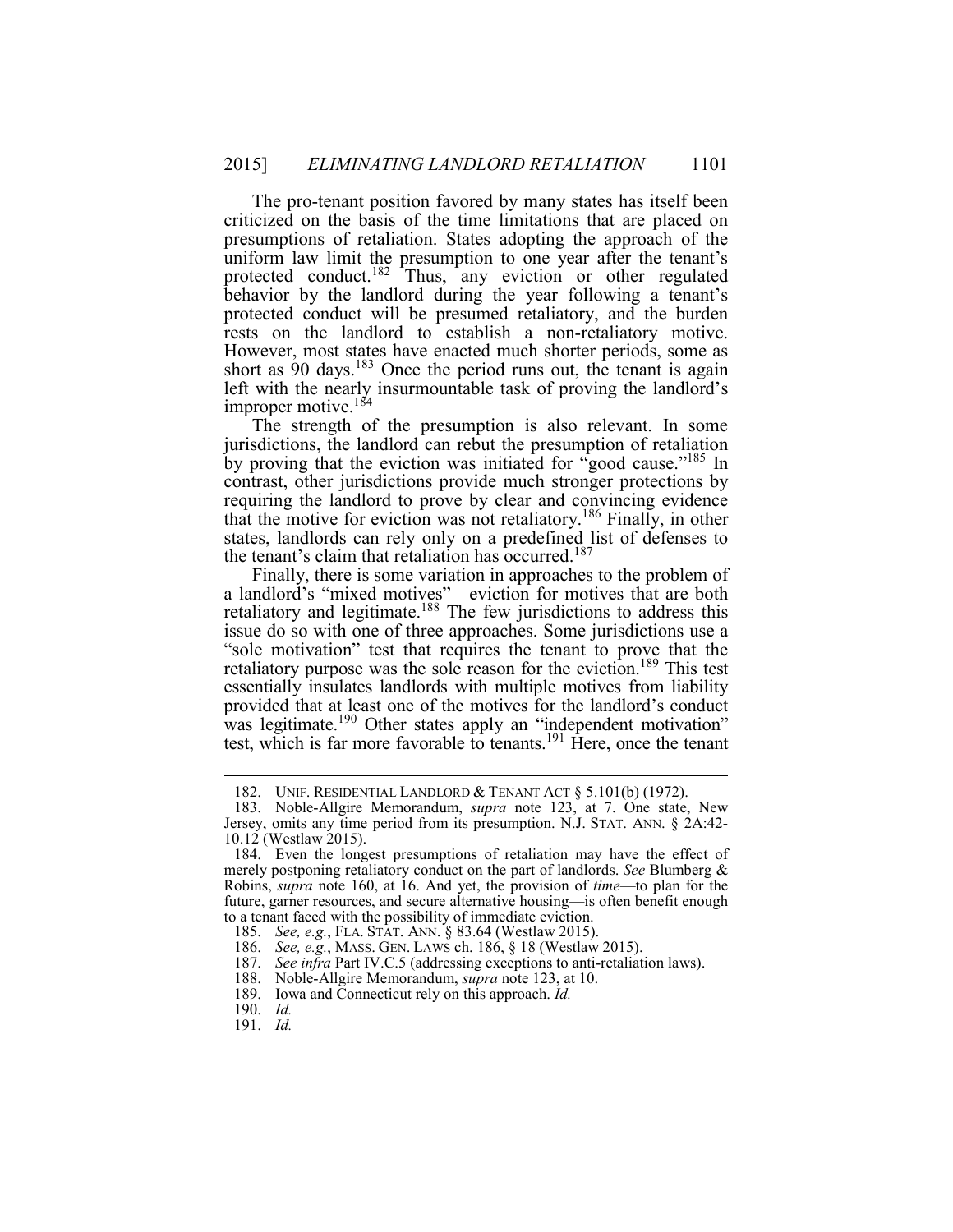The pro-tenant position favored by many states has itself been criticized on the basis of the time limitations that are placed on presumptions of retaliation. States adopting the approach of the uniform law limit the presumption to one year after the tenant's protected conduct.[182] Thus, any eviction or other regulated behavior by the landlord during the year following a tenant's protected conduct will be presumed retaliatory, and the burden rests on the landlord to establish a non-retaliatory motive. However, most states have enacted much shorter periods, some as short as 90 days.[183] Once the period runs out, the tenant is again left with the nearly insurmountable task of proving the landlord's improper motive.[184]

The strength of the presumption is also relevant. In some jurisdictions, the landlord can rebut the presumption of retaliation by proving that the eviction was initiated for "good cause."[185] In contrast, other jurisdictions provide much stronger protections by requiring the landlord to prove by clear and convincing evidence that the motive for eviction was not retaliatory.[186] Finally, in other states, landlords can rely only on a predefined list of defenses to the tenant's claim that retaliation has occurred.[187]

Finally, there is some variation in approaches to the problem of a landlord's "mixed motives"—eviction for motives that are both retaliatory and legitimate.[188] The few jurisdictions to address this issue do so with one of three approaches. Some jurisdictions use a "sole motivation" test that requires the tenant to prove that the retaliatory purpose was the sole reason for the eviction.[189] This test essentially insulates landlords with multiple motives from liability provided that at least one of the motives for the landlord's conduct was legitimate.[190] Other states apply an "independent motivation" test, which is far more favorable to tenants.[191] Here, once the tenant

---

182. UNIF. RESIDENTIAL LANDLORD & TENANT ACT § 5.101(b) (1972).

183. Noble-Allgire Memorandum, *supra* note 123, at 7. One state, New Jersey, omits any time period from its presumption. N.J. STAT. ANN. § 2A:42-10.12 (Westlaw 2015).

184. Even the longest presumptions of retaliation may have the effect of merely postponing retaliatory conduct on the part of landlords. *See* Blumberg & Robins, *supra* note 160, at 16. And yet, the provision of *time*—to plan for the future, garner resources, and secure alternative housing—is often benefit enough to a tenant faced with the possibility of immediate eviction.

185. *See, e.g.*, FLA. STAT. ANN. § 83.64 (Westlaw 2015).

186. *See, e.g.*, MASS. GEN. LAWS ch. 186, § 18 (Westlaw 2015).

187. *See infra* Part IV.C.5 (addressing exceptions to anti-retaliation laws).

188. Noble-Allgire Memorandum, *supra* note 123, at 10.

189. Iowa and Connecticut rely on this approach. *Id.*

190. *Id.*

191. *Id.*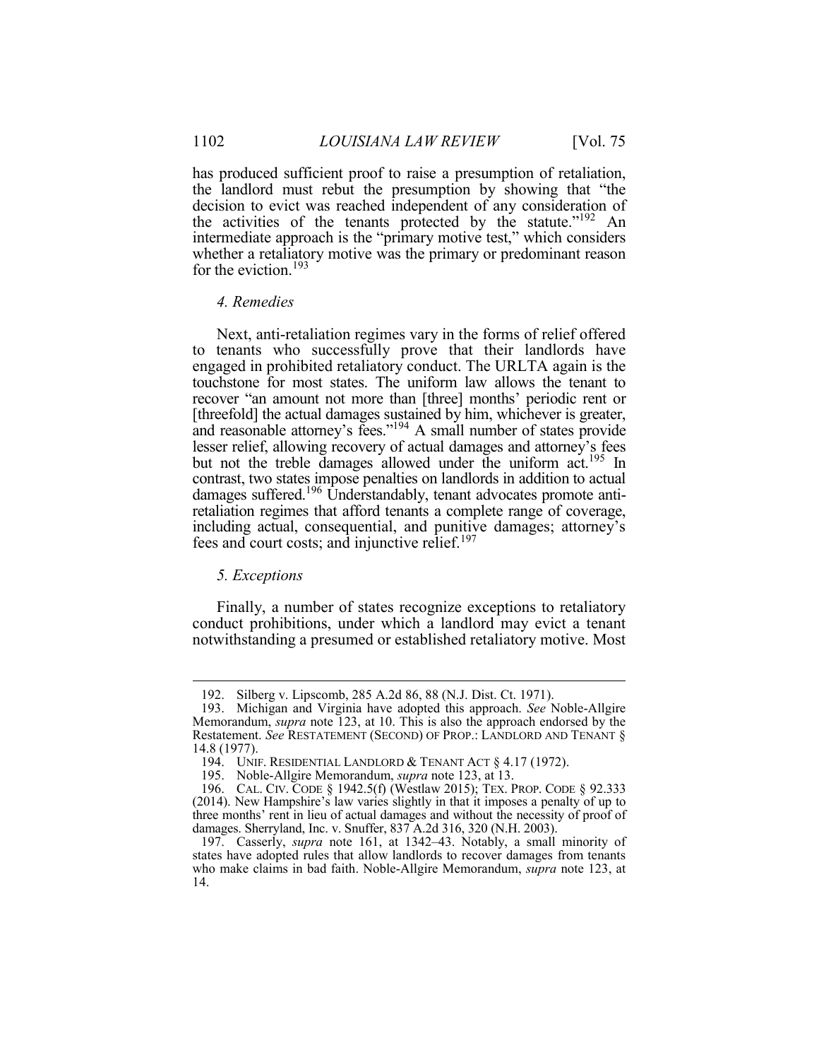has produced sufficient proof to raise a presumption of retaliation, the landlord must rebut the presumption by showing that "the decision to evict was reached independent of any consideration of the activities of the tenants protected by the statute."[192] An intermediate approach is the "primary motive test," which considers whether a retaliatory motive was the primary or predominant reason for the eviction.[193]

### *4. Remedies*

Next, anti-retaliation regimes vary in the forms of relief offered to tenants who successfully prove that their landlords have engaged in prohibited retaliatory conduct. The URLTA again is the touchstone for most states. The uniform law allows the tenant to recover "an amount not more than [three] months' periodic rent or [threefold] the actual damages sustained by him, whichever is greater, and reasonable attorney's fees."[194] A small number of states provide lesser relief, allowing recovery of actual damages and attorney's fees but not the treble damages allowed under the uniform act.[195] In contrast, two states impose penalties on landlords in addition to actual damages suffered.[196] Understandably, tenant advocates promote anti-retaliation regimes that afford tenants a complete range of coverage, including actual, consequential, and punitive damages; attorney's fees and court costs; and injunctive relief.[197]

### *5. Exceptions*

Finally, a number of states recognize exceptions to retaliatory conduct prohibitions, under which a landlord may evict a tenant notwithstanding a presumed or established retaliatory motive. Most

---

192. Silberg v. Lipscomb, 285 A.2d 86, 88 (N.J. Dist. Ct. 1971).

193. Michigan and Virginia have adopted this approach. *See* Noble-Allgire Memorandum, *supra* note 123, at 10. This is also the approach endorsed by the Restatement. *See* RESTATEMENT (SECOND) OF PROP.: LANDLORD AND TENANT § 14.8 (1977).

194. UNIF. RESIDENTIAL LANDLORD & TENANT ACT § 4.17 (1972).

195. Noble-Allgire Memorandum, *supra* note 123, at 13.

196. CAL. CIV. CODE § 1942.5(f) (Westlaw 2015); TEX. PROP. CODE § 92.333 (2014). New Hampshire's law varies slightly in that it imposes a penalty of up to three months' rent in lieu of actual damages and without the necessity of proof of damages. Sherryland, Inc. v. Snuffer, 837 A.2d 316, 320 (N.H. 2003).

197. Casserly, *supra* note 161, at 1342–43. Notably, a small minority of states have adopted rules that allow landlords to recover damages from tenants who make claims in bad faith. Noble-Allgire Memorandum, *supra* note 123, at 14.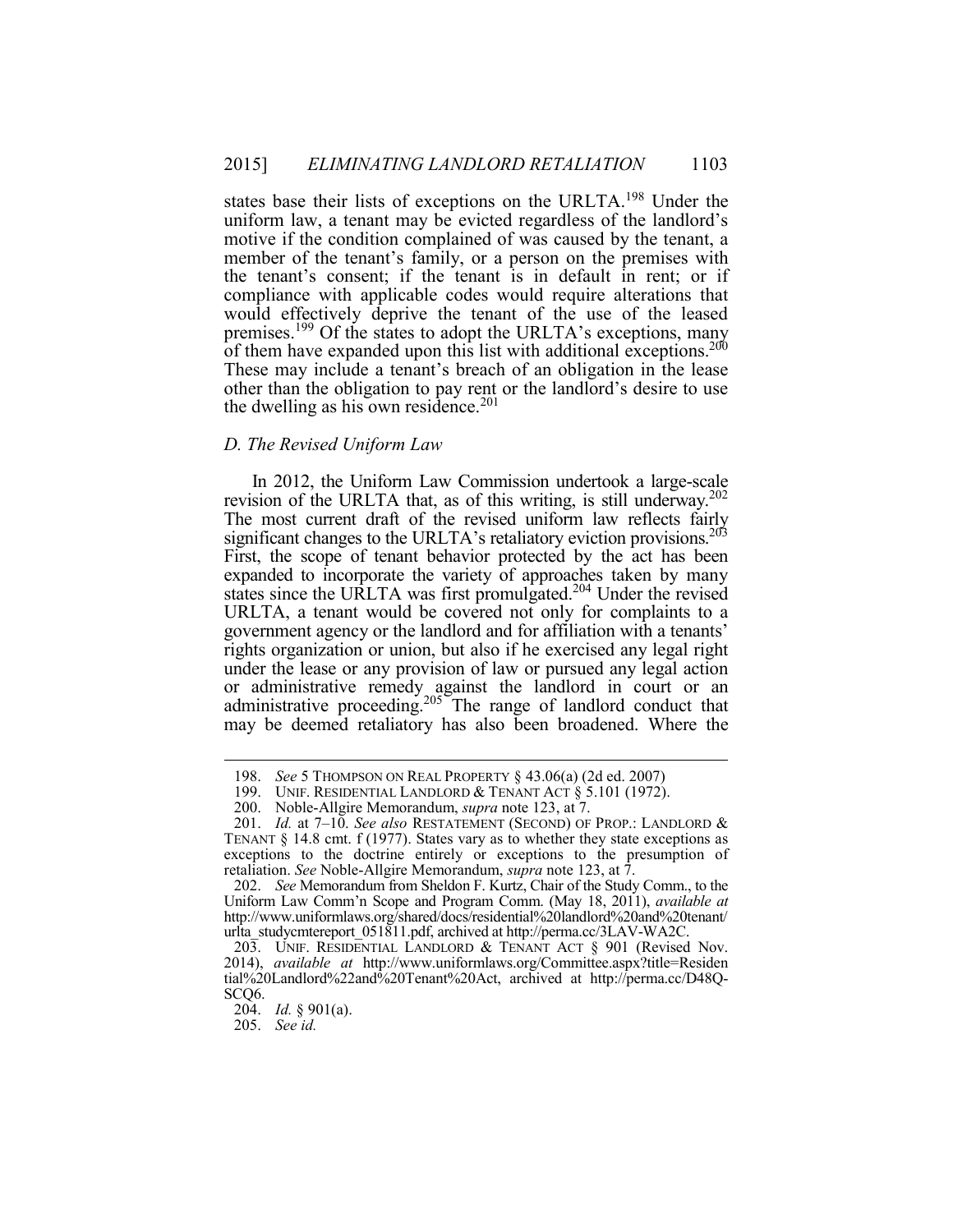states base their lists of exceptions on the URLTA.[198] Under the uniform law, a tenant may be evicted regardless of the landlord's motive if the condition complained of was caused by the tenant, a member of the tenant's family, or a person on the premises with the tenant's consent; if the tenant is in default in rent; or if compliance with applicable codes would require alterations that would effectively deprive the tenant of the use of the leased premises.[199] Of the states to adopt the URLTA's exceptions, many of them have expanded upon this list with additional exceptions.[200] These may include a tenant's breach of an obligation in the lease other than the obligation to pay rent or the landlord's desire to use the dwelling as his own residence.[201]

### *D. The Revised Uniform Law*

In 2012, the Uniform Law Commission undertook a large-scale revision of the URLTA that, as of this writing, is still underway.[202] The most current draft of the revised uniform law reflects fairly significant changes to the URLTA's retaliatory eviction provisions.[203] First, the scope of tenant behavior protected by the act has been expanded to incorporate the variety of approaches taken by many states since the URLTA was first promulgated.[204] Under the revised URLTA, a tenant would be covered not only for complaints to a government agency or the landlord and for affiliation with a tenants' rights organization or union, but also if he exercised any legal right under the lease or any provision of law or pursued any legal action or administrative remedy against the landlord in court or an administrative proceeding.[205] The range of landlord conduct that may be deemed retaliatory has also been broadened. Where the

---

198. *See* 5 THOMPSON ON REAL PROPERTY § 43.06(a) (2d ed. 2007)

199. UNIF. RESIDENTIAL LANDLORD & TENANT ACT § 5.101 (1972).

200. Noble-Allgire Memorandum, *supra* note 123, at 7.

201. *Id.* at 7–10. *See also* RESTATEMENT (SECOND) OF PROP.: LANDLORD & TENANT § 14.8 cmt. f (1977). States vary as to whether they state exceptions as exceptions to the doctrine entirely or exceptions to the presumption of retaliation. *See* Noble-Allgire Memorandum, *supra* note 123, at 7.

202. *See* Memorandum from Sheldon F. Kurtz, Chair of the Study Comm., to the Uniform Law Comm'n Scope and Program Comm. (May 18, 2011), *available at* http://www.uniformlaws.org/shared/docs/residential%20landlord%20and%20tenant/urlta_studycmtereport_051811.pdf, archived at http://perma.cc/3LAV-WA2C.

203. UNIF. RESIDENTIAL LANDLORD & TENANT ACT § 901 (Revised Nov. 2014), *available at* http://www.uniformlaws.org/Committee.aspx?title=Residential%20Landlord%22and%20Tenant%20Act, archived at http://perma.cc/D48Q-SCQ6.

204. *Id.* § 901(a).

205. *See id.*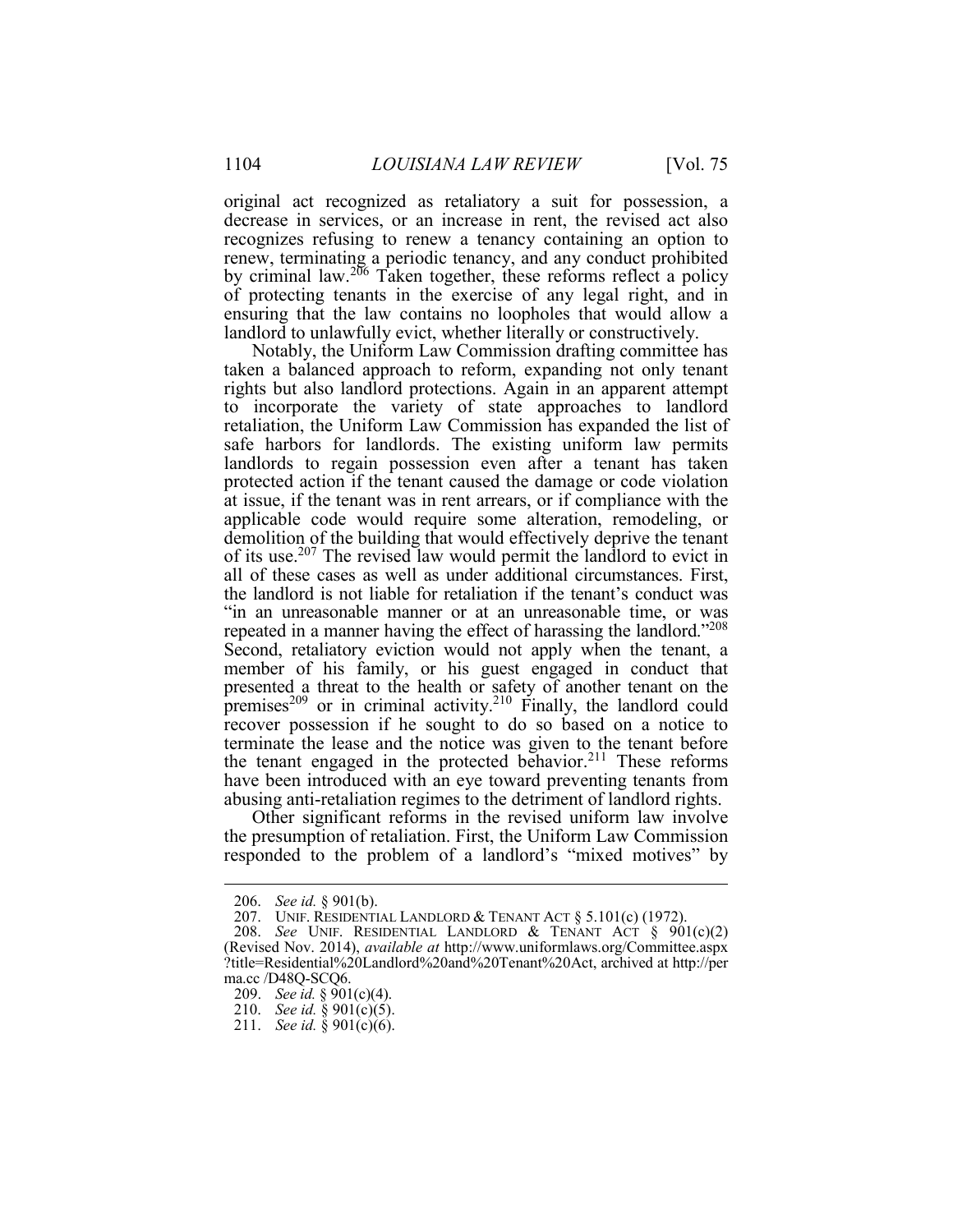original act recognized as retaliatory a suit for possession, a decrease in services, or an increase in rent, the revised act also recognizes refusing to renew a tenancy containing an option to renew, terminating a periodic tenancy, and any conduct prohibited by criminal law.[206] Taken together, these reforms reflect a policy of protecting tenants in the exercise of any legal right, and in ensuring that the law contains no loopholes that would allow a landlord to unlawfully evict, whether literally or constructively.

Notably, the Uniform Law Commission drafting committee has taken a balanced approach to reform, expanding not only tenant rights but also landlord protections. Again in an apparent attempt to incorporate the variety of state approaches to landlord retaliation, the Uniform Law Commission has expanded the list of safe harbors for landlords. The existing uniform law permits landlords to regain possession even after a tenant has taken protected action if the tenant caused the damage or code violation at issue, if the tenant was in rent arrears, or if compliance with the applicable code would require some alteration, remodeling, or demolition of the building that would effectively deprive the tenant of its use.[207] The revised law would permit the landlord to evict in all of these cases as well as under additional circumstances. First, the landlord is not liable for retaliation if the tenant's conduct was "in an unreasonable manner or at an unreasonable time, or was repeated in a manner having the effect of harassing the landlord."[208] Second, retaliatory eviction would not apply when the tenant, a member of his family, or his guest engaged in conduct that presented a threat to the health or safety of another tenant on the premises[209] or in criminal activity.[210] Finally, the landlord could recover possession if he sought to do so based on a notice to terminate the lease and the notice was given to the tenant before the tenant engaged in the protected behavior.[211] These reforms have been introduced with an eye toward preventing tenants from abusing anti-retaliation regimes to the detriment of landlord rights.

Other significant reforms in the revised uniform law involve the presumption of retaliation. First, the Uniform Law Commission responded to the problem of a landlord's "mixed motives" by

---

206. *See id.* § 901(b).

207. UNIF. RESIDENTIAL LANDLORD & TENANT ACT § 5.101(c) (1972).

208. *See* UNIF. RESIDENTIAL LANDLORD & TENANT ACT § 901(c)(2) (Revised Nov. 2014), *available at* http://www.uniformlaws.org/Committee.aspx?title=Residential%20Landlord%20and%20Tenant%20Act, archived at http://perma.cc /D48Q-SCQ6.

209. *See id.* § 901(c)(4).

210. *See id.* § 901(c)(5).

211. *See id.* § 901(c)(6).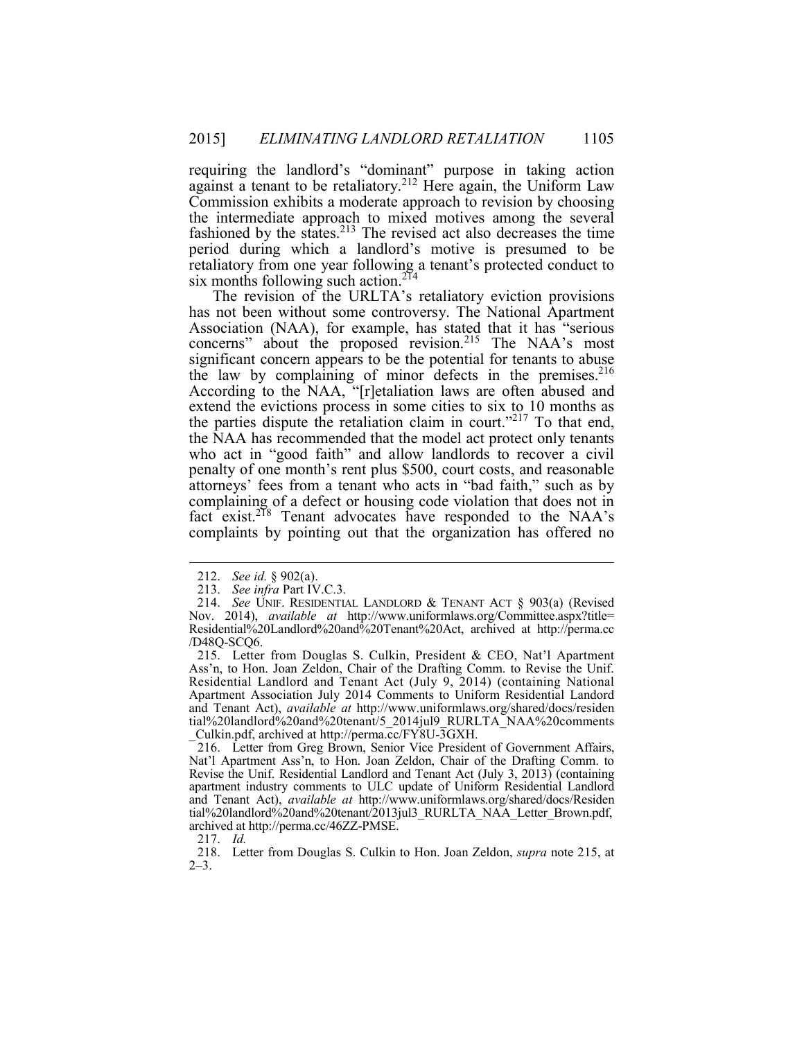requiring the landlord's "dominant" purpose in taking action against a tenant to be retaliatory.[212] Here again, the Uniform Law Commission exhibits a moderate approach to revision by choosing the intermediate approach to mixed motives among the several fashioned by the states.[213] The revised act also decreases the time period during which a landlord's motive is presumed to be retaliatory from one year following a tenant's protected conduct to six months following such action.[214]

The revision of the URLTA's retaliatory eviction provisions has not been without some controversy. The National Apartment Association (NAA), for example, has stated that it has "serious concerns" about the proposed revision.[215] The NAA's most significant concern appears to be the potential for tenants to abuse the law by complaining of minor defects in the premises.[216] According to the NAA, "[r]etaliation laws are often abused and extend the evictions process in some cities to six to 10 months as the parties dispute the retaliation claim in court."[217] To that end, the NAA has recommended that the model act protect only tenants who act in "good faith" and allow landlords to recover a civil penalty of one month's rent plus $500, court costs, and reasonable attorneys' fees from a tenant who acts in "bad faith," such as by complaining of a defect or housing code violation that does not in fact exist.[218] Tenant advocates have responded to the NAA's complaints by pointing out that the organization has offered no

---

212. *See id.* § 902(a).

213. *See infra* Part IV.C.3.

214. *See* UNIF. RESIDENTIAL LANDLORD & TENANT ACT § 903(a) (Revised Nov. 2014), *available at* http://www.uniformlaws.org/Committee.aspx?title=Residential%20Landlord%20and%20Tenant%20Act, archived at http://perma.cc/D48Q-SCQ6.

215. Letter from Douglas S. Culkin, President & CEO, Nat'l Apartment Ass'n, to Hon. Joan Zeldon, Chair of the Drafting Comm. to Revise the Unif. Residential Landlord and Tenant Act (July 9, 2014) (containing National Apartment Association July 2014 Comments to Uniform Residential Landord and Tenant Act), *available at* http://www.uniformlaws.org/shared/docs/residential%20landlord%20and%20tenant/5_2014jul9_RURLTA_NAA%20comments_Culkin.pdf, archived at http://perma.cc/FY8U-3GXH.

216. Letter from Greg Brown, Senior Vice President of Government Affairs, Nat'l Apartment Ass'n, to Hon. Joan Zeldon, Chair of the Drafting Comm. to Revise the Unif. Residential Landlord and Tenant Act (July 3, 2013) (containing apartment industry comments to ULC update of Uniform Residential Landlord and Tenant Act), *available at* http://www.uniformlaws.org/shared/docs/Residential%20landlord%20and%20tenant/2013jul3_RURLTA_NAA_Letter_Brown.pdf, archived at http://perma.cc/46ZZ-PMSE.

217. *Id.*

218. Letter from Douglas S. Culkin to Hon. Joan Zeldon, *supra* note 215, at 2–3.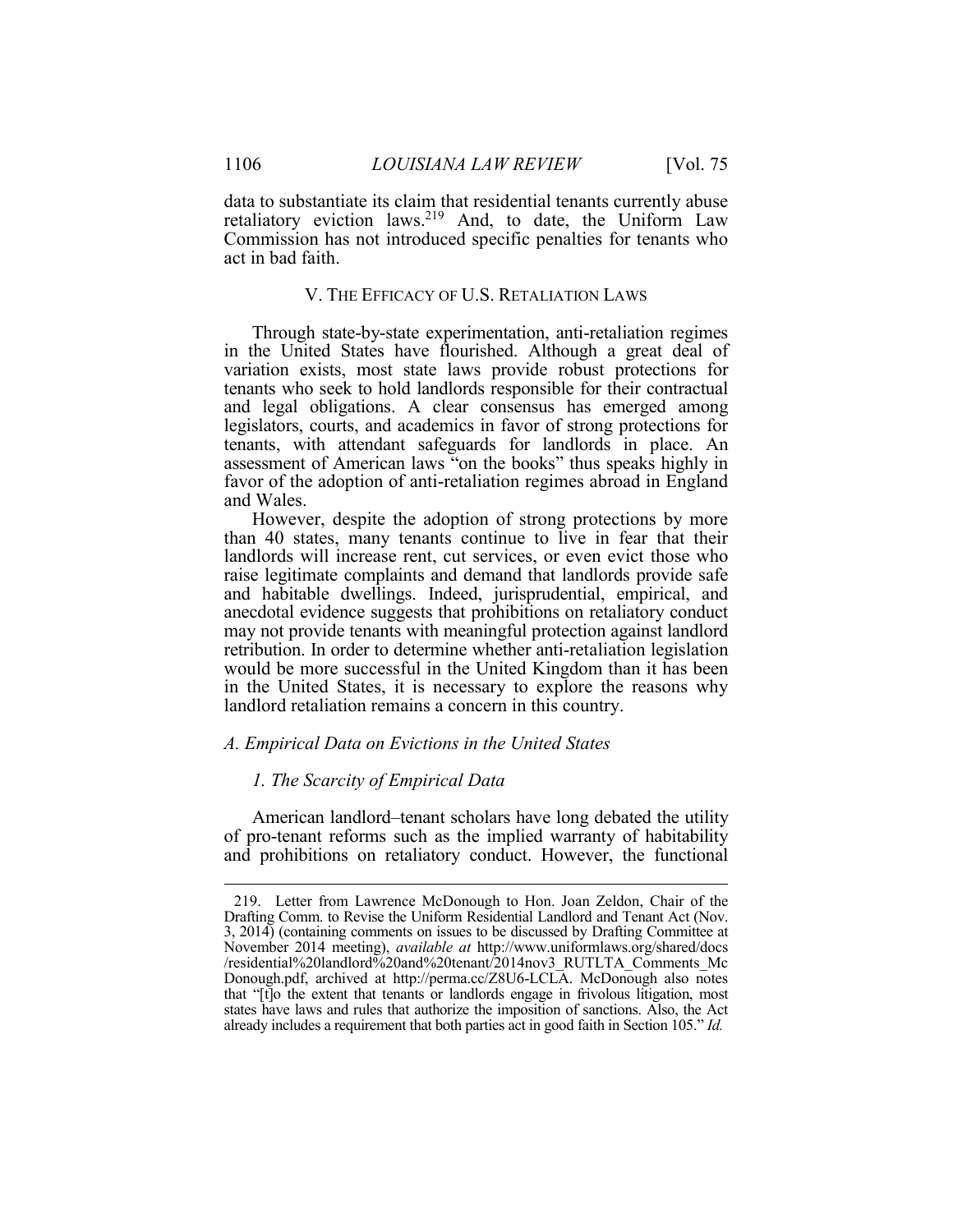data to substantiate its claim that residential tenants currently abuse retaliatory eviction laws.[219] And, to date, the Uniform Law Commission has not introduced specific penalties for tenants who act in bad faith.

## V. The Efficacy of U.S. Retaliation Laws

Through state-by-state experimentation, anti-retaliation regimes in the United States have flourished. Although a great deal of variation exists, most state laws provide robust protections for tenants who seek to hold landlords responsible for their contractual and legal obligations. A clear consensus has emerged among legislators, courts, and academics in favor of strong protections for tenants, with attendant safeguards for landlords in place. An assessment of American laws "on the books" thus speaks highly in favor of the adoption of anti-retaliation regimes abroad in England and Wales.

However, despite the adoption of strong protections by more than 40 states, many tenants continue to live in fear that their landlords will increase rent, cut services, or even evict those who raise legitimate complaints and demand that landlords provide safe and habitable dwellings. Indeed, jurisprudential, empirical, and anecdotal evidence suggests that prohibitions on retaliatory conduct may not provide tenants with meaningful protection against landlord retribution. In order to determine whether anti-retaliation legislation would be more successful in the United Kingdom than it has been in the United States, it is necessary to explore the reasons why landlord retaliation remains a concern in this country.

### *A. Empirical Data on Evictions in the United States*

#### *1. The Scarcity of Empirical Data*

American landlord–tenant scholars have long debated the utility of pro-tenant reforms such as the implied warranty of habitability and prohibitions on retaliatory conduct. However, the functional

---

219. Letter from Lawrence McDonough to Hon. Joan Zeldon, Chair of the Drafting Comm. to Revise the Uniform Residential Landlord and Tenant Act (Nov. 3, 2014) (containing comments on issues to be discussed by Drafting Committee at November 2014 meeting), *available at* http://www.uniformlaws.org/shared/docs/residential%20landlord%20and%20tenant/2014nov3_RUTLTA_Comments_McDonough.pdf, archived at http://perma.cc/Z8U6-LCLA. McDonough also notes that "[t]o the extent that tenants or landlords engage in frivolous litigation, most states have laws and rules that authorize the imposition of sanctions. Also, the Act already includes a requirement that both parties act in good faith in Section 105." *Id.*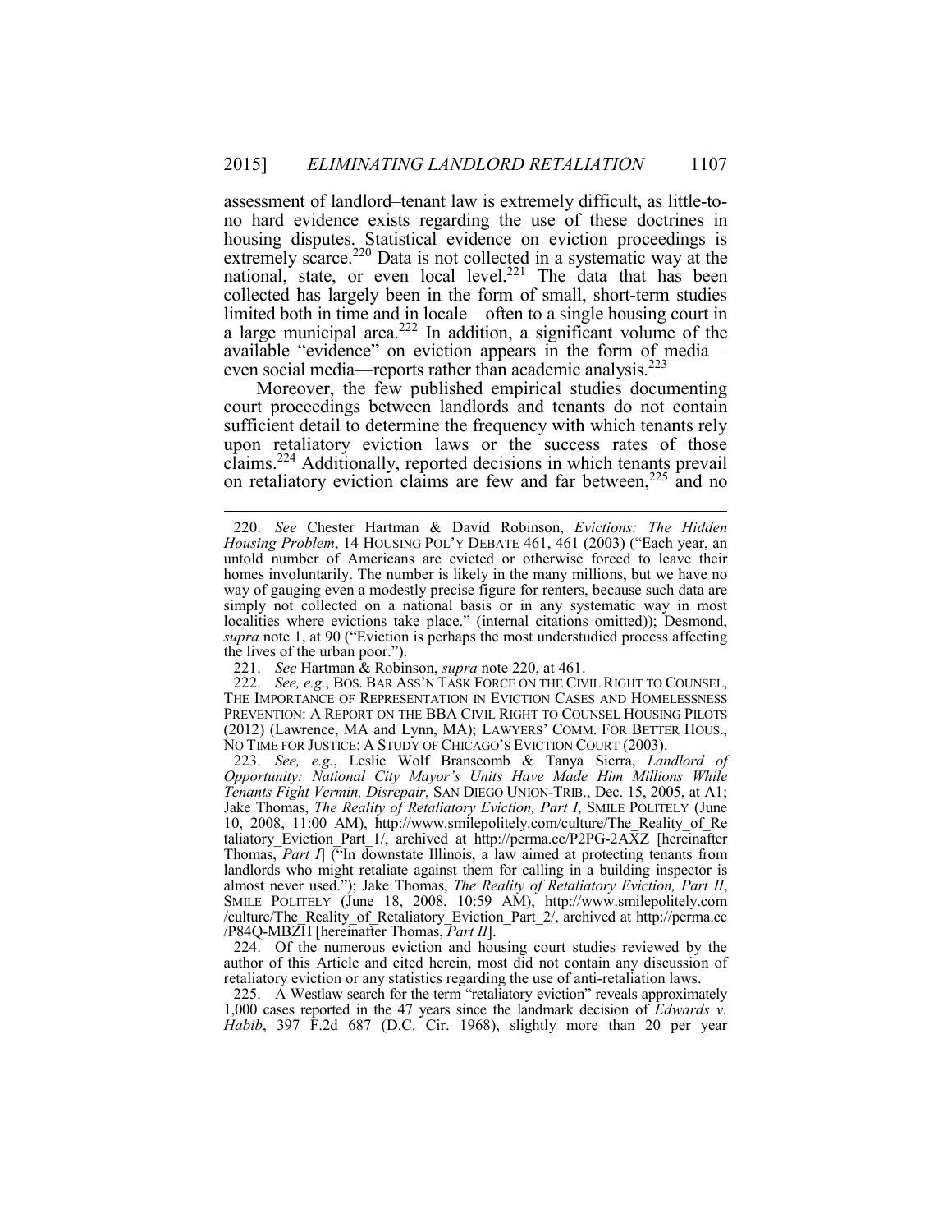assessment of landlord–tenant law is extremely difficult, as little-to-no hard evidence exists regarding the use of these doctrines in housing disputes. Statistical evidence on eviction proceedings is extremely scarce.[220] Data is not collected in a systematic way at the national, state, or even local level.[221] The data that has been collected has largely been in the form of small, short-term studies limited both in time and in locale—often to a single housing court in a large municipal area.[222] In addition, a significant volume of the available "evidence" on eviction appears in the form of media—even social media—reports rather than academic analysis.[223]

Moreover, the few published empirical studies documenting court proceedings between landlords and tenants do not contain sufficient detail to determine the frequency with which tenants rely upon retaliatory eviction laws or the success rates of those claims.[224] Additionally, reported decisions in which tenants prevail on retaliatory eviction claims are few and far between,[225] and no

---

220. *See* Chester Hartman & David Robinson, *Evictions: The Hidden Housing Problem*, 14 HOUSING POL'Y DEBATE 461, 461 (2003) ("Each year, an untold number of Americans are evicted or otherwise forced to leave their homes involuntarily. The number is likely in the many millions, but we have no way of gauging even a modestly precise figure for renters, because such data are simply not collected on a national basis or in any systematic way in most localities where evictions take place." (internal citations omitted)); Desmond, *supra* note 1, at 90 ("Eviction is perhaps the most understudied process affecting the lives of the urban poor.").

221. *See* Hartman & Robinson, *supra* note 220, at 461.

222. *See, e.g.*, BOS. BAR ASS'N TASK FORCE ON THE CIVIL RIGHT TO COUNSEL, THE IMPORTANCE OF REPRESENTATION IN EVICTION CASES AND HOMELESSNESS PREVENTION: A REPORT ON THE BBA CIVIL RIGHT TO COUNSEL HOUSING PILOTS (2012) (Lawrence, MA and Lynn, MA); LAWYERS' COMM. FOR BETTER HOUS., NO TIME FOR JUSTICE: A STUDY OF CHICAGO'S EVICTION COURT (2003).

223. *See, e.g.*, Leslie Wolf Branscomb & Tanya Sierra, *Landlord of Opportunity: National City Mayor's Units Have Made Him Millions While Tenants Fight Vermin, Disrepair*, SAN DIEGO UNION-TRIB., Dec. 15, 2005, at A1; Jake Thomas, *The Reality of Retaliatory Eviction, Part I*, SMILE POLITELY (June 10, 2008, 11:00 AM), http://www.smilepolitely.com/culture/The_Reality_of_Retaliatory_Eviction_Part_1/, archived at http://perma.cc/P2PG-2AXZ [hereinafter Thomas, *Part I*] ("In downstate Illinois, a law aimed at protecting tenants from landlords who might retaliate against them for calling in a building inspector is almost never used."); Jake Thomas, *The Reality of Retaliatory Eviction, Part II*, SMILE POLITELY (June 18, 2008, 10:59 AM), http://www.smilepolitely.com/culture/The_Reality_of_Retaliatory_Eviction_Part_2/, archived at http://perma.cc/P84Q-MBZH [hereinafter Thomas, *Part II*].

224. Of the numerous eviction and housing court studies reviewed by the author of this Article and cited herein, most did not contain any discussion of retaliatory eviction or any statistics regarding the use of anti-retaliation laws.

225. A Westlaw search for the term "retaliatory eviction" reveals approximately 1,000 cases reported in the 47 years since the landmark decision of *Edwards v. Habib*, 397 F.2d 687 (D.C. Cir. 1968), slightly more than 20 per year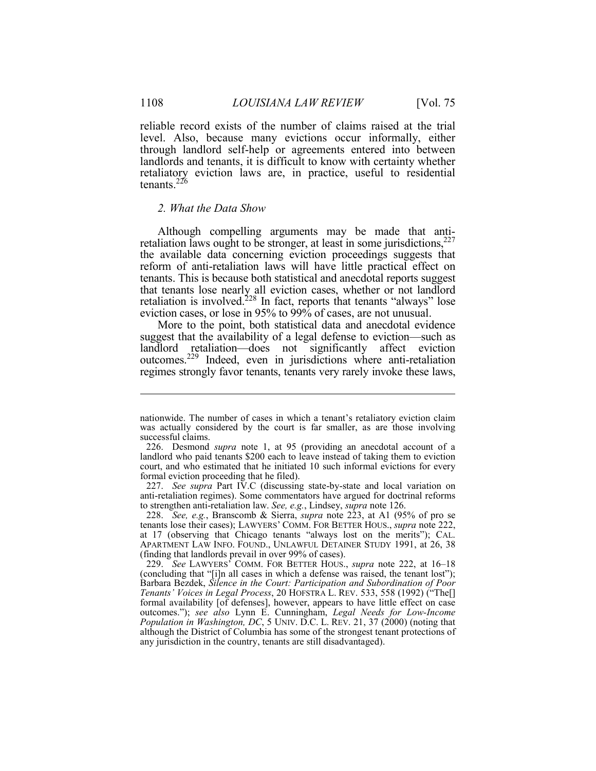reliable record exists of the number of claims raised at the trial level. Also, because many evictions occur informally, either through landlord self-help or agreements entered into between landlords and tenants, it is difficult to know with certainty whether retaliatory eviction laws are, in practice, useful to residential tenants.[226]

### *2. What the Data Show*

Although compelling arguments may be made that anti-retaliation laws ought to be stronger, at least in some jurisdictions,[227] the available data concerning eviction proceedings suggests that reform of anti-retaliation laws will have little practical effect on tenants. This is because both statistical and anecdotal reports suggest that tenants lose nearly all eviction cases, whether or not landlord retaliation is involved.[228] In fact, reports that tenants "always" lose eviction cases, or lose in 95% to 99% of cases, are not unusual.

More to the point, both statistical data and anecdotal evidence suggest that the availability of a legal defense to eviction—such as landlord retaliation—does not significantly affect eviction outcomes.[229] Indeed, even in jurisdictions where anti-retaliation regimes strongly favor tenants, tenants very rarely invoke these laws,

---

nationwide. The number of cases in which a tenant's retaliatory eviction claim was actually considered by the court is far smaller, as are those involving successful claims.

226. Desmond *supra* note 1, at 95 (providing an anecdotal account of a landlord who paid tenants $200 each to leave instead of taking them to eviction court, and who estimated that he initiated 10 such informal evictions for every formal eviction proceeding that he filed).

227. *See supra* Part IV.C (discussing state-by-state and local variation on anti-retaliation regimes). Some commentators have argued for doctrinal reforms to strengthen anti-retaliation law. *See, e.g.*, Lindsey, *supra* note 126.

228. *See, e.g.*, Branscomb & Sierra, *supra* note 223, at A1 (95% of pro se tenants lose their cases); LAWYERS' COMM. FOR BETTER HOUS., *supra* note 222, at 17 (observing that Chicago tenants "always lost on the merits"); CAL. APARTMENT LAW INFO. FOUND., UNLAWFUL DETAINER STUDY 1991, at 26, 38 (finding that landlords prevail in over 99% of cases).

229. *See* LAWYERS' COMM. FOR BETTER HOUS., *supra* note 222, at 16–18 (concluding that "[i]n all cases in which a defense was raised, the tenant lost"); Barbara Bezdek, *Silence in the Court: Participation and Subordination of Poor Tenants' Voices in Legal Process*, 20 HOFSTRA L. REV. 533, 558 (1992) ("The[] formal availability [of defenses], however, appears to have little effect on case outcomes."); *see also* Lynn E. Cunningham, *Legal Needs for Low-Income Population in Washington, DC*, 5 UNIV. D.C. L. REV. 21, 37 (2000) (noting that although the District of Columbia has some of the strongest tenant protections of any jurisdiction in the country, tenants are still disadvantaged).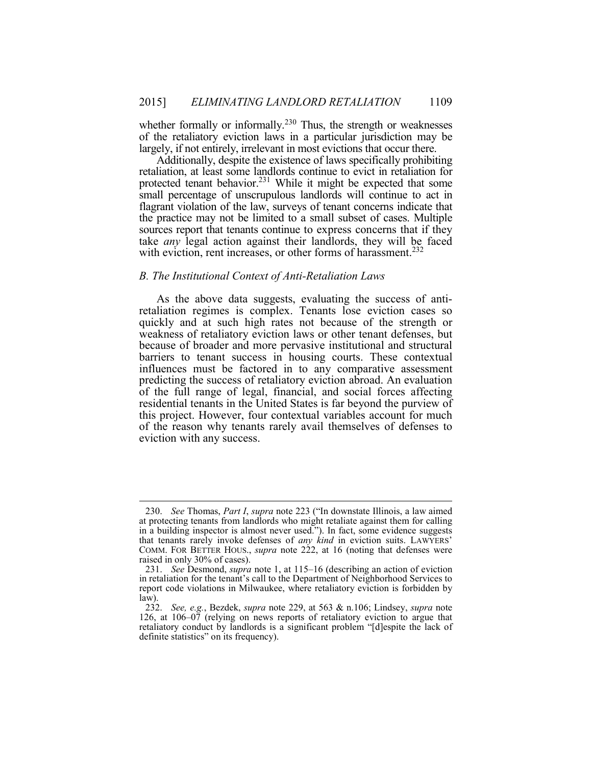whether formally or informally.[230] Thus, the strength or weaknesses of the retaliatory eviction laws in a particular jurisdiction may be largely, if not entirely, irrelevant in most evictions that occur there.

Additionally, despite the existence of laws specifically prohibiting retaliation, at least some landlords continue to evict in retaliation for protected tenant behavior.[231] While it might be expected that some small percentage of unscrupulous landlords will continue to act in flagrant violation of the law, surveys of tenant concerns indicate that the practice may not be limited to a small subset of cases. Multiple sources report that tenants continue to express concerns that if they take *any* legal action against their landlords, they will be faced with eviction, rent increases, or other forms of harassment.[232]

### *B. The Institutional Context of Anti-Retaliation Laws*

As the above data suggests, evaluating the success of anti-retaliation regimes is complex. Tenants lose eviction cases so quickly and at such high rates not because of the strength or weakness of retaliatory eviction laws or other tenant defenses, but because of broader and more pervasive institutional and structural barriers to tenant success in housing courts. These contextual influences must be factored in to any comparative assessment predicting the success of retaliatory eviction abroad. An evaluation of the full range of legal, financial, and social forces affecting residential tenants in the United States is far beyond the purview of this project. However, four contextual variables account for much of the reason why tenants rarely avail themselves of defenses to eviction with any success.

---

230. *See* Thomas, *Part I*, *supra* note 223 ("In downstate Illinois, a law aimed at protecting tenants from landlords who might retaliate against them for calling in a building inspector is almost never used."). In fact, some evidence suggests that tenants rarely invoke defenses of *any kind* in eviction suits. LAWYERS' COMM. FOR BETTER HOUS., *supra* note 222, at 16 (noting that defenses were raised in only 30% of cases).

231. *See* Desmond, *supra* note 1, at 115–16 (describing an action of eviction in retaliation for the tenant's call to the Department of Neighborhood Services to report code violations in Milwaukee, where retaliatory eviction is forbidden by law).

232. *See, e.g.*, Bezdek, *supra* note 229, at 563 & n.106; Lindsey, *supra* note 126, at 106–07 (relying on news reports of retaliatory eviction to argue that retaliatory conduct by landlords is a significant problem "[d]espite the lack of definite statistics" on its frequency).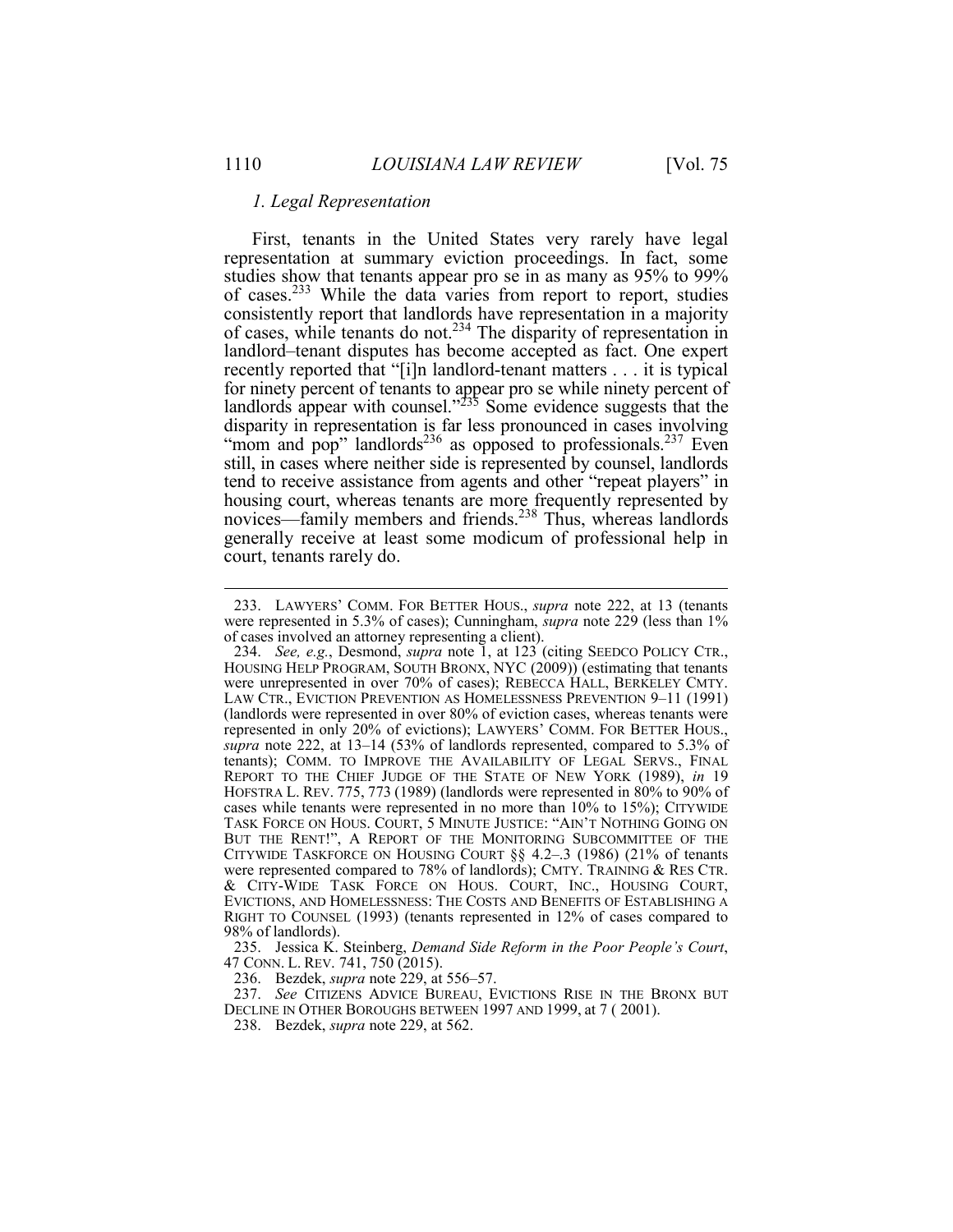### *1. Legal Representation*

First, tenants in the United States very rarely have legal representation at summary eviction proceedings. In fact, some studies show that tenants appear pro se in as many as 95% to 99% of cases.[233] While the data varies from report to report, studies consistently report that landlords have representation in a majority of cases, while tenants do not.[234] The disparity of representation in landlord–tenant disputes has become accepted as fact. One expert recently reported that "[i]n landlord-tenant matters . . . it is typical for ninety percent of tenants to appear pro se while ninety percent of landlords appear with counsel."[235] Some evidence suggests that the disparity in representation is far less pronounced in cases involving "mom and pop" landlords[236] as opposed to professionals.[237] Even still, in cases where neither side is represented by counsel, landlords tend to receive assistance from agents and other "repeat players" in housing court, whereas tenants are more frequently represented by novices—family members and friends.[238] Thus, whereas landlords generally receive at least some modicum of professional help in court, tenants rarely do.

---

233. LAWYERS' COMM. FOR BETTER HOUS., *supra* note 222, at 13 (tenants were represented in 5.3% of cases); Cunningham, *supra* note 229 (less than 1% of cases involved an attorney representing a client).

234. *See, e.g.*, Desmond, *supra* note 1, at 123 (citing SEEDCO POLICY CTR., HOUSING HELP PROGRAM, SOUTH BRONX, NYC (2009)) (estimating that tenants were unrepresented in over 70% of cases); REBECCA HALL, BERKELEY CMTY. LAW CTR., EVICTION PREVENTION AS HOMELESSNESS PREVENTION 9–11 (1991) (landlords were represented in over 80% of eviction cases, whereas tenants were represented in only 20% of evictions); LAWYERS' COMM. FOR BETTER HOUS., *supra* note 222, at 13–14 (53% of landlords represented, compared to 5.3% of tenants); COMM. TO IMPROVE THE AVAILABILITY OF LEGAL SERVS., FINAL REPORT TO THE CHIEF JUDGE OF THE STATE OF NEW YORK (1989), *in* 19 HOFSTRA L. REV. 775, 773 (1989) (landlords were represented in 80% to 90% of cases while tenants were represented in no more than 10% to 15%); CITYWIDE TASK FORCE ON HOUS. COURT, 5 MINUTE JUSTICE: "AIN'T NOTHING GOING ON BUT THE RENT!", A REPORT OF THE MONITORING SUBCOMMITTEE OF THE CITYWIDE TASKFORCE ON HOUSING COURT §§ 4.2–.3 (1986) (21% of tenants were represented compared to 78% of landlords); CMTY. TRAINING & RES CTR. & CITY-WIDE TASK FORCE ON HOUS. COURT, INC., HOUSING COURT, EVICTIONS, AND HOMELESSNESS: THE COSTS AND BENEFITS OF ESTABLISHING A RIGHT TO COUNSEL (1993) (tenants represented in 12% of cases compared to 98% of landlords).

235. Jessica K. Steinberg, *Demand Side Reform in the Poor People's Court*, 47 CONN. L. REV. 741, 750 (2015).

236. Bezdek, *supra* note 229, at 556–57.

237. *See* CITIZENS ADVICE BUREAU, EVICTIONS RISE IN THE BRONX BUT DECLINE IN OTHER BOROUGHS BETWEEN 1997 AND 1999, at 7 ( 2001).

238. Bezdek, *supra* note 229, at 562.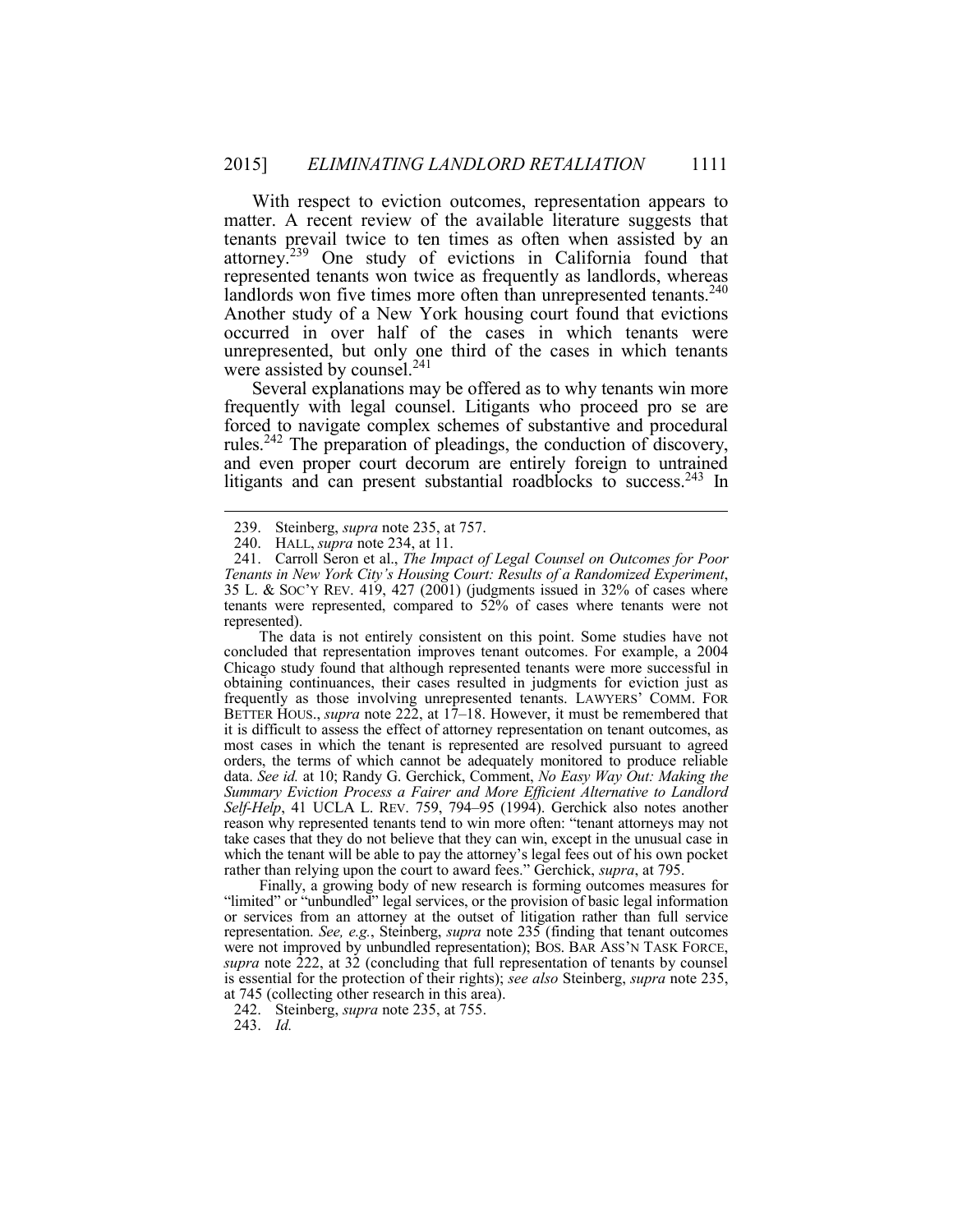With respect to eviction outcomes, representation appears to matter. A recent review of the available literature suggests that tenants prevail twice to ten times as often when assisted by an attorney.[239] One study of evictions in California found that represented tenants won twice as frequently as landlords, whereas landlords won five times more often than unrepresented tenants.[240] Another study of a New York housing court found that evictions occurred in over half of the cases in which tenants were unrepresented, but only one third of the cases in which tenants were assisted by counsel.[241]

Several explanations may be offered as to why tenants win more frequently with legal counsel. Litigants who proceed pro se are forced to navigate complex schemes of substantive and procedural rules.[242] The preparation of pleadings, the conduction of discovery, and even proper court decorum are entirely foreign to untrained litigants and can present substantial roadblocks to success.[243] In

---

239. Steinberg, *supra* note 235, at 757.

240. HALL, *supra* note 234, at 11.

241. Carroll Seron et al., *The Impact of Legal Counsel on Outcomes for Poor Tenants in New York City's Housing Court: Results of a Randomized Experiment*, 35 L. & SOC'Y REV. 419, 427 (2001) (judgments issued in 32% of cases where tenants were represented, compared to 52% of cases where tenants were not represented).

The data is not entirely consistent on this point. Some studies have not concluded that representation improves tenant outcomes. For example, a 2004 Chicago study found that although represented tenants were more successful in obtaining continuances, their cases resulted in judgments for eviction just as frequently as those involving unrepresented tenants. LAWYERS' COMM. FOR BETTER HOUS., *supra* note 222, at 17–18. However, it must be remembered that it is difficult to assess the effect of attorney representation on tenant outcomes, as most cases in which the tenant is represented are resolved pursuant to agreed orders, the terms of which cannot be adequately monitored to produce reliable data. *See id.* at 10; Randy G. Gerchick, Comment, *No Easy Way Out: Making the Summary Eviction Process a Fairer and More Efficient Alternative to Landlord Self-Help*, 41 UCLA L. REV. 759, 794–95 (1994). Gerchick also notes another reason why represented tenants tend to win more often: "tenant attorneys may not take cases that they do not believe that they can win, except in the unusual case in which the tenant will be able to pay the attorney's legal fees out of his own pocket rather than relying upon the court to award fees." Gerchick, *supra*, at 795.

Finally, a growing body of new research is forming outcomes measures for "limited" or "unbundled" legal services, or the provision of basic legal information or services from an attorney at the outset of litigation rather than full service representation. *See, e.g.*, Steinberg, *supra* note 235 (finding that tenant outcomes were not improved by unbundled representation); BOS. BAR ASS'N TASK FORCE, *supra* note 222, at 32 (concluding that full representation of tenants by counsel is essential for the protection of their rights); *see also* Steinberg, *supra* note 235, at 745 (collecting other research in this area).

242. Steinberg, *supra* note 235, at 755.

243. *Id.*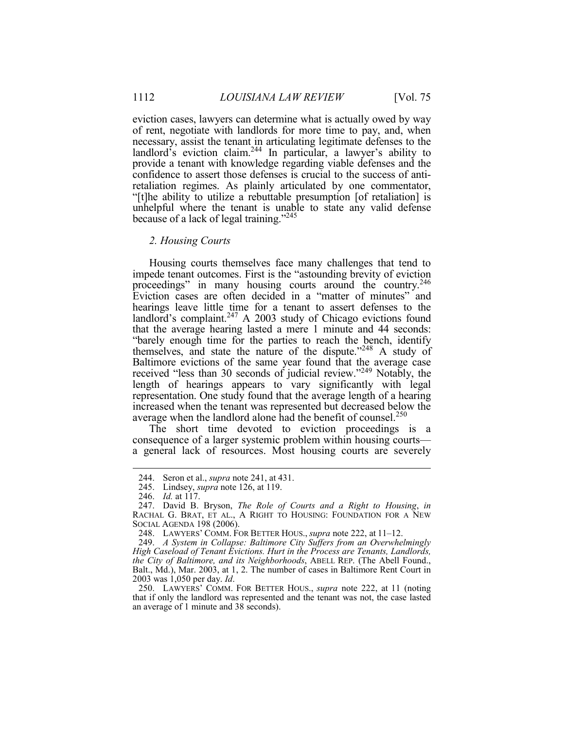eviction cases, lawyers can determine what is actually owed by way of rent, negotiate with landlords for more time to pay, and, when necessary, assist the tenant in articulating legitimate defenses to the landlord's eviction claim.[244] In particular, a lawyer's ability to provide a tenant with knowledge regarding viable defenses and the confidence to assert those defenses is crucial to the success of anti-retaliation regimes. As plainly articulated by one commentator, "[t]he ability to utilize a rebuttable presumption [of retaliation] is unhelpful where the tenant is unable to state any valid defense because of a lack of legal training."[245]

### *2. Housing Courts*

Housing courts themselves face many challenges that tend to impede tenant outcomes. First is the "astounding brevity of eviction proceedings" in many housing courts around the country.[246] Eviction cases are often decided in a "matter of minutes" and hearings leave little time for a tenant to assert defenses to the landlord's complaint.[247] A 2003 study of Chicago evictions found that the average hearing lasted a mere 1 minute and 44 seconds: "barely enough time for the parties to reach the bench, identify themselves, and state the nature of the dispute."[248] A study of Baltimore evictions of the same year found that the average case received "less than 30 seconds of judicial review."[249] Notably, the length of hearings appears to vary significantly with legal representation. One study found that the average length of a hearing increased when the tenant was represented but decreased below the average when the landlord alone had the benefit of counsel.[250]

The short time devoted to eviction proceedings is a consequence of a larger systemic problem within housing courts—a general lack of resources. Most housing courts are severely

---

244. Seron et al., *supra* note 241, at 431.

245. Lindsey, *supra* note 126, at 119.

246. *Id.* at 117.

247. David B. Bryson, *The Role of Courts and a Right to Housing*, *in* RACHAL G. BRAT, ET AL., A RIGHT TO HOUSING: FOUNDATION FOR A NEW SOCIAL AGENDA 198 (2006).

248. LAWYERS' COMM. FOR BETTER HOUS., *supra* note 222, at 11–12.

249. *A System in Collapse: Baltimore City Suffers from an Overwhelmingly High Caseload of Tenant Evictions. Hurt in the Process are Tenants, Landlords, the City of Baltimore, and its Neighborhoods*, ABELL REP. (The Abell Found., Balt., Md.), Mar. 2003, at 1, 2. The number of cases in Baltimore Rent Court in 2003 was 1,050 per day. *Id*.

250. LAWYERS' COMM. FOR BETTER HOUS., *supra* note 222, at 11 (noting that if only the landlord was represented and the tenant was not, the case lasted an average of 1 minute and 38 seconds).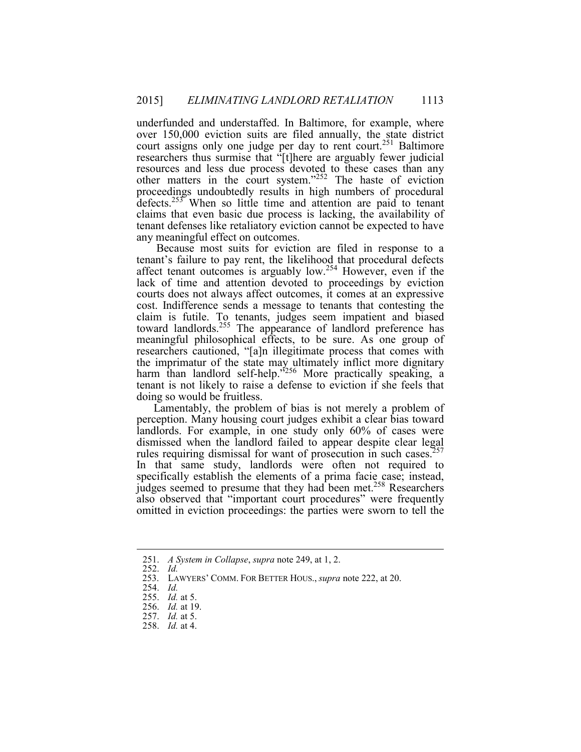underfunded and understaffed. In Baltimore, for example, where over 150,000 eviction suits are filed annually, the state district court assigns only one judge per day to rent court.[251] Baltimore researchers thus surmise that "[t]here are arguably fewer judicial resources and less due process devoted to these cases than any other matters in the court system."[252] The haste of eviction proceedings undoubtedly results in high numbers of procedural defects.[253] When so little time and attention are paid to tenant claims that even basic due process is lacking, the availability of tenant defenses like retaliatory eviction cannot be expected to have any meaningful effect on outcomes.

Because most suits for eviction are filed in response to a tenant's failure to pay rent, the likelihood that procedural defects affect tenant outcomes is arguably low.[254] However, even if the lack of time and attention devoted to proceedings by eviction courts does not always affect outcomes, it comes at an expressive cost. Indifference sends a message to tenants that contesting the claim is futile. To tenants, judges seem impatient and biased toward landlords.[255] The appearance of landlord preference has meaningful philosophical effects, to be sure. As one group of researchers cautioned, "[a]n illegitimate process that comes with the imprimatur of the state may ultimately inflict more dignitary harm than landlord self-help."[256] More practically speaking, a tenant is not likely to raise a defense to eviction if she feels that doing so would be fruitless.

Lamentably, the problem of bias is not merely a problem of perception. Many housing court judges exhibit a clear bias toward landlords. For example, in one study only 60% of cases were dismissed when the landlord failed to appear despite clear legal rules requiring dismissal for want of prosecution in such cases.[257] In that same study, landlords were often not required to specifically establish the elements of a prima facie case; instead, judges seemed to presume that they had been met.[258] Researchers also observed that "important court procedures" were frequently omitted in eviction proceedings: the parties were sworn to tell the

---

251. *A System in Collapse*, *supra* note 249, at 1, 2.

252. *Id.*

253. LAWYERS' COMM. FOR BETTER HOUS., *supra* note 222, at 20.

254. *Id.*

255. *Id.* at 5.

256. *Id.* at 19.

257. *Id.* at 5.

258. *Id.* at 4.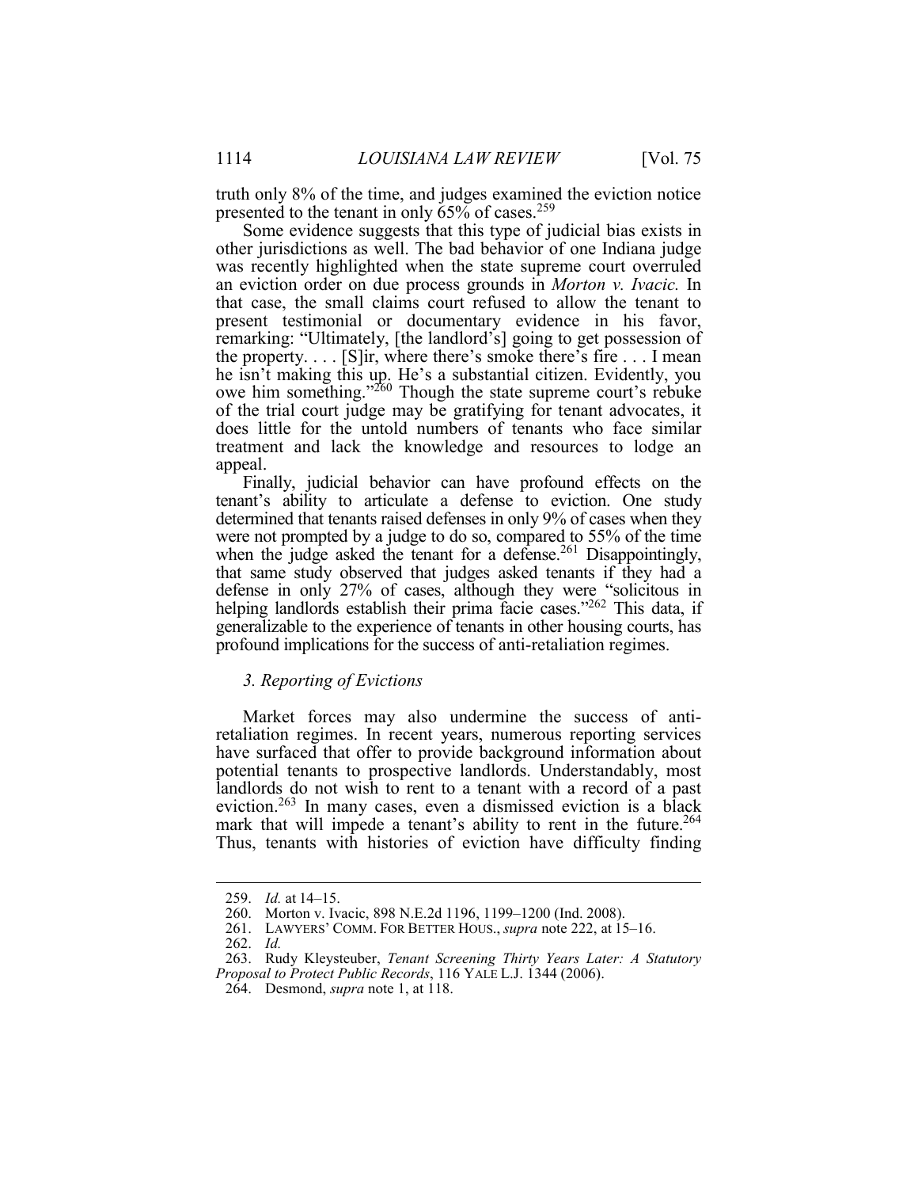truth only 8% of the time, and judges examined the eviction notice presented to the tenant in only 65% of cases.[259]

Some evidence suggests that this type of judicial bias exists in other jurisdictions as well. The bad behavior of one Indiana judge was recently highlighted when the state supreme court overruled an eviction order on due process grounds in *Morton v. Ivacic.* In that case, the small claims court refused to allow the tenant to present testimonial or documentary evidence in his favor, remarking: "Ultimately, [the landlord's] going to get possession of the property. . . . [S]ir, where there's smoke there's fire . . . I mean he isn't making this up. He's a substantial citizen. Evidently, you owe him something."[260] Though the state supreme court's rebuke of the trial court judge may be gratifying for tenant advocates, it does little for the untold numbers of tenants who face similar treatment and lack the knowledge and resources to lodge an appeal.

Finally, judicial behavior can have profound effects on the tenant's ability to articulate a defense to eviction. One study determined that tenants raised defenses in only 9% of cases when they were not prompted by a judge to do so, compared to 55% of the time when the judge asked the tenant for a defense.[261] Disappointingly, that same study observed that judges asked tenants if they had a defense in only 27% of cases, although they were "solicitous in helping landlords establish their prima facie cases."[262] This data, if generalizable to the experience of tenants in other housing courts, has profound implications for the success of anti-retaliation regimes.

### *3. Reporting of Evictions*

Market forces may also undermine the success of anti-retaliation regimes. In recent years, numerous reporting services have surfaced that offer to provide background information about potential tenants to prospective landlords. Understandably, most landlords do not wish to rent to a tenant with a record of a past eviction.[263] In many cases, even a dismissed eviction is a black mark that will impede a tenant's ability to rent in the future.[264] Thus, tenants with histories of eviction have difficulty finding

---

259. *Id.* at 14–15.

260. Morton v. Ivacic, 898 N.E.2d 1196, 1199–1200 (Ind. 2008).

261. LAWYERS' COMM. FOR BETTER HOUS., *supra* note 222, at 15–16.

262. *Id.*

263. Rudy Kleysteuber, *Tenant Screening Thirty Years Later: A Statutory Proposal to Protect Public Records*, 116 YALE L.J. 1344 (2006).

264. Desmond, *supra* note 1, at 118.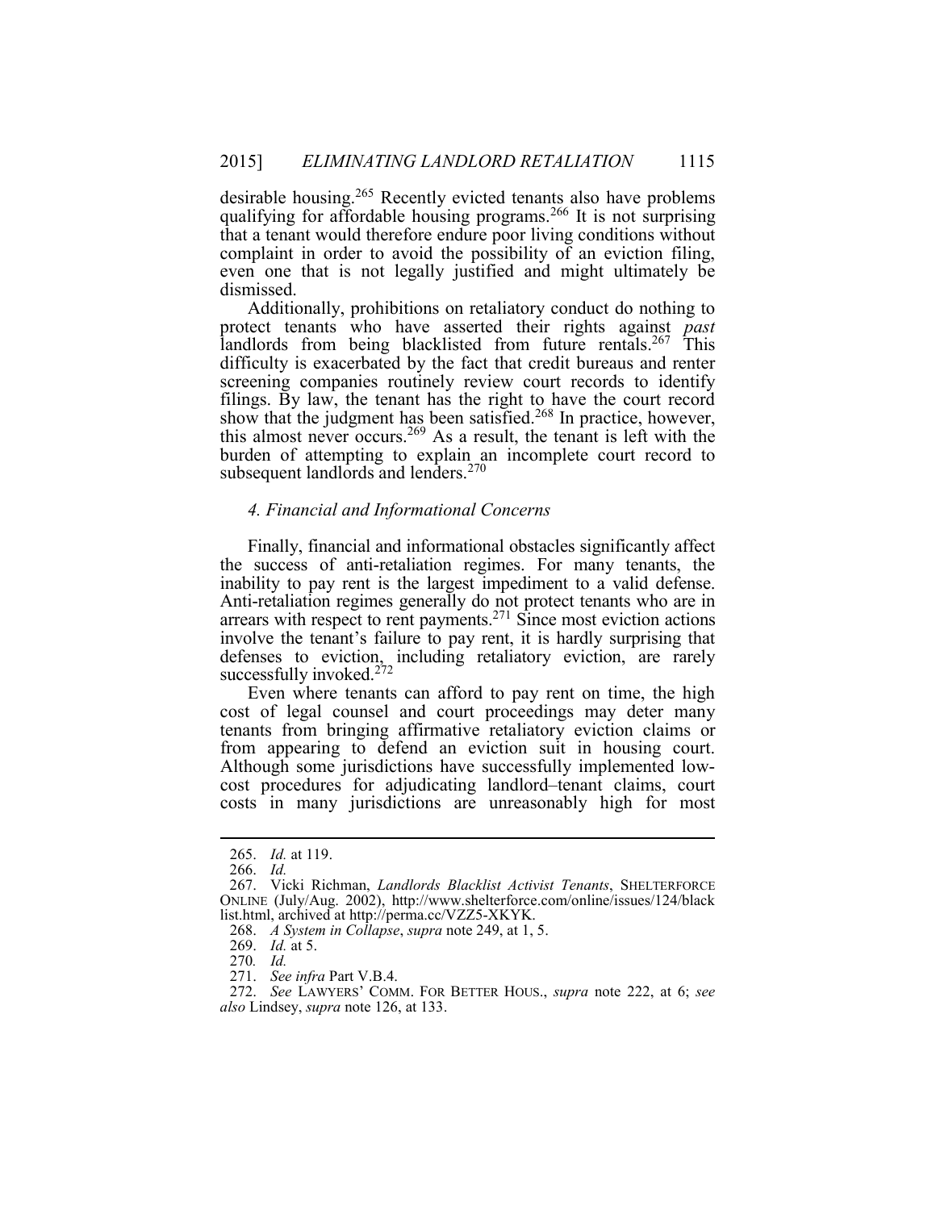desirable housing.[265] Recently evicted tenants also have problems qualifying for affordable housing programs.[266] It is not surprising that a tenant would therefore endure poor living conditions without complaint in order to avoid the possibility of an eviction filing, even one that is not legally justified and might ultimately be dismissed.

Additionally, prohibitions on retaliatory conduct do nothing to protect tenants who have asserted their rights against *past* landlords from being blacklisted from future rentals.[267] This difficulty is exacerbated by the fact that credit bureaus and renter screening companies routinely review court records to identify filings. By law, the tenant has the right to have the court record show that the judgment has been satisfied.[268] In practice, however, this almost never occurs.[269] As a result, the tenant is left with the burden of attempting to explain an incomplete court record to subsequent landlords and lenders.[270]

#### *4. Financial and Informational Concerns*

Finally, financial and informational obstacles significantly affect the success of anti-retaliation regimes. For many tenants, the inability to pay rent is the largest impediment to a valid defense. Anti-retaliation regimes generally do not protect tenants who are in arrears with respect to rent payments.[271] Since most eviction actions involve the tenant's failure to pay rent, it is hardly surprising that defenses to eviction, including retaliatory eviction, are rarely successfully invoked.[272]

Even where tenants can afford to pay rent on time, the high cost of legal counsel and court proceedings may deter many tenants from bringing affirmative retaliatory eviction claims or from appearing to defend an eviction suit in housing court. Although some jurisdictions have successfully implemented low-cost procedures for adjudicating landlord–tenant claims, court costs in many jurisdictions are unreasonably high for most

---

265. *Id.* at 119.

266. *Id.*

267. Vicki Richman, *Landlords Blacklist Activist Tenants*, SHELTERFORCE ONLINE (July/Aug. 2002), http://www.shelterforce.com/online/issues/124/blacklist.html, archived at http://perma.cc/VZZ5-XKYK.

268. *A System in Collapse*, *supra* note 249, at 1, 5.

269. *Id.* at 5.

270. *Id.*

271. *See infra* Part V.B.4.

272. *See* LAWYERS' COMM. FOR BETTER HOUS., *supra* note 222, at 6; *see also* Lindsey, *supra* note 126, at 133.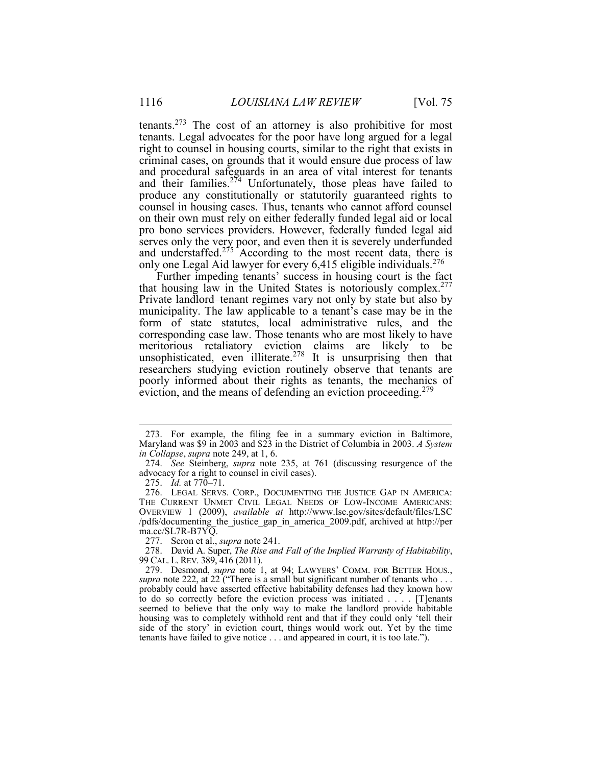tenants.[273] The cost of an attorney is also prohibitive for most tenants. Legal advocates for the poor have long argued for a legal right to counsel in housing courts, similar to the right that exists in criminal cases, on grounds that it would ensure due process of law and procedural safeguards in an area of vital interest for tenants and their families.[274] Unfortunately, those pleas have failed to produce any constitutionally or statutorily guaranteed rights to counsel in housing cases. Thus, tenants who cannot afford counsel on their own must rely on either federally funded legal aid or local pro bono services providers. However, federally funded legal aid serves only the very poor, and even then it is severely underfunded and understaffed.[275] According to the most recent data, there is only one Legal Aid lawyer for every 6,415 eligible individuals.[276]

Further impeding tenants' success in housing court is the fact that housing law in the United States is notoriously complex.[277] Private landlord–tenant regimes vary not only by state but also by municipality. The law applicable to a tenant's case may be in the form of state statutes, local administrative rules, and the corresponding case law. Those tenants who are most likely to have meritorious retaliatory eviction claims are likely to be unsophisticated, even illiterate.[278] It is unsurprising then that researchers studying eviction routinely observe that tenants are poorly informed about their rights as tenants, the mechanics of eviction, and the means of defending an eviction proceeding.[279]

---

273. For example, the filing fee in a summary eviction in Baltimore, Maryland was $9 in 2003 and $23 in the District of Columbia in 2003. *A System in Collapse*, *supra* note 249, at 1, 6.

274. *See* Steinberg, *supra* note 235, at 761 (discussing resurgence of the advocacy for a right to counsel in civil cases).

275. *Id.* at 770–71.

276. LEGAL SERVS. CORP., DOCUMENTING THE JUSTICE GAP IN AMERICA: THE CURRENT UNMET CIVIL LEGAL NEEDS OF LOW-INCOME AMERICANS: OVERVIEW 1 (2009), *available at* http://www.lsc.gov/sites/default/files/LSC/pdfs/documenting_the_justice_gap_in_america_2009.pdf, archived at http://perma.cc/SL7R-B7YQ.

277. Seron et al., *supra* note 241.

278. David A. Super, *The Rise and Fall of the Implied Warranty of Habitability*, 99 CAL. L. REV. 389, 416 (2011).

279. Desmond, *supra* note 1, at 94; LAWYERS' COMM. FOR BETTER HOUS., *supra* note 222, at 22 ("There is a small but significant number of tenants who . . . probably could have asserted effective habitability defenses had they known how to do so correctly before the eviction process was initiated . . . . [T]enants seemed to believe that the only way to make the landlord provide habitable housing was to completely withhold rent and that if they could only 'tell their side of the story' in eviction court, things would work out. Yet by the time tenants have failed to give notice . . . and appeared in court, it is too late.").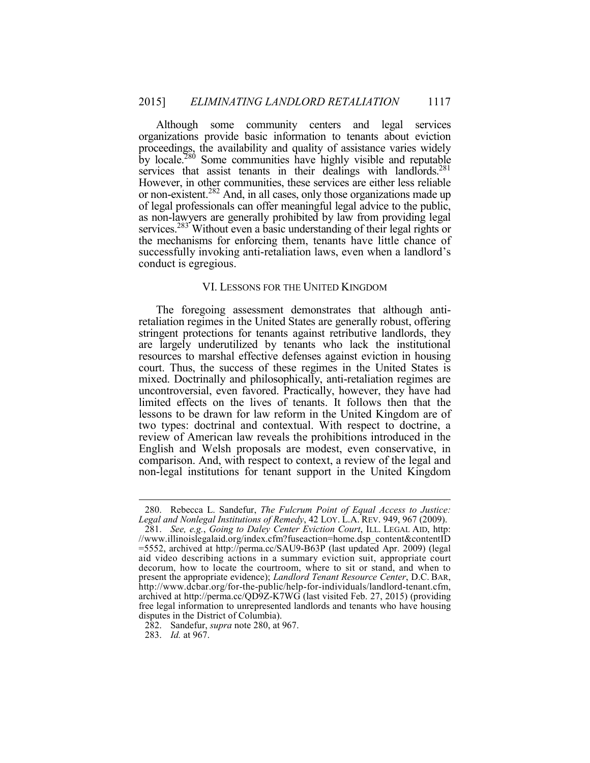Although some community centers and legal services organizations provide basic information to tenants about eviction proceedings, the availability and quality of assistance varies widely by locale.[280] Some communities have highly visible and reputable services that assist tenants in their dealings with landlords.[281] However, in other communities, these services are either less reliable or non-existent.[282] And, in all cases, only those organizations made up of legal professionals can offer meaningful legal advice to the public, as non-lawyers are generally prohibited by law from providing legal services.[283] Without even a basic understanding of their legal rights or the mechanisms for enforcing them, tenants have little chance of successfully invoking anti-retaliation laws, even when a landlord's conduct is egregious.

## VI. LESSONS FOR THE UNITED KINGDOM

The foregoing assessment demonstrates that although anti-retaliation regimes in the United States are generally robust, offering stringent protections for tenants against retributive landlords, they are largely underutilized by tenants who lack the institutional resources to marshal effective defenses against eviction in housing court. Thus, the success of these regimes in the United States is mixed. Doctrinally and philosophically, anti-retaliation regimes are uncontroversial, even favored. Practically, however, they have had limited effects on the lives of tenants. It follows then that the lessons to be drawn for law reform in the United Kingdom are of two types: doctrinal and contextual. With respect to doctrine, a review of American law reveals the prohibitions introduced in the English and Welsh proposals are modest, even conservative, in comparison. And, with respect to context, a review of the legal and non-legal institutions for tenant support in the United Kingdom

---

280. Rebecca L. Sandefur, *The Fulcrum Point of Equal Access to Justice: Legal and Nonlegal Institutions of Remedy*, 42 LOY. L.A. REV. 949, 967 (2009).

281. *See, e.g.*, *Going to Daley Center Eviction Court*, ILL. LEGAL AID, http://www.illinoislegalaid.org/index.cfm?fuseaction=home.dsp_content&contentID=5552, archived at http://perma.cc/SAU9-B63P (last updated Apr. 2009) (legal aid video describing actions in a summary eviction suit, appropriate court decorum, how to locate the courtroom, where to sit or stand, and when to present the appropriate evidence); *Landlord Tenant Resource Center*, D.C. BAR, http://www.dcbar.org/for-the-public/help-for-individuals/landlord-tenant.cfm, archived at http://perma.cc/QD9Z-K7WG (last visited Feb. 27, 2015) (providing free legal information to unrepresented landlords and tenants who have housing disputes in the District of Columbia).

282. Sandefur, *supra* note 280, at 967.

283. *Id.* at 967.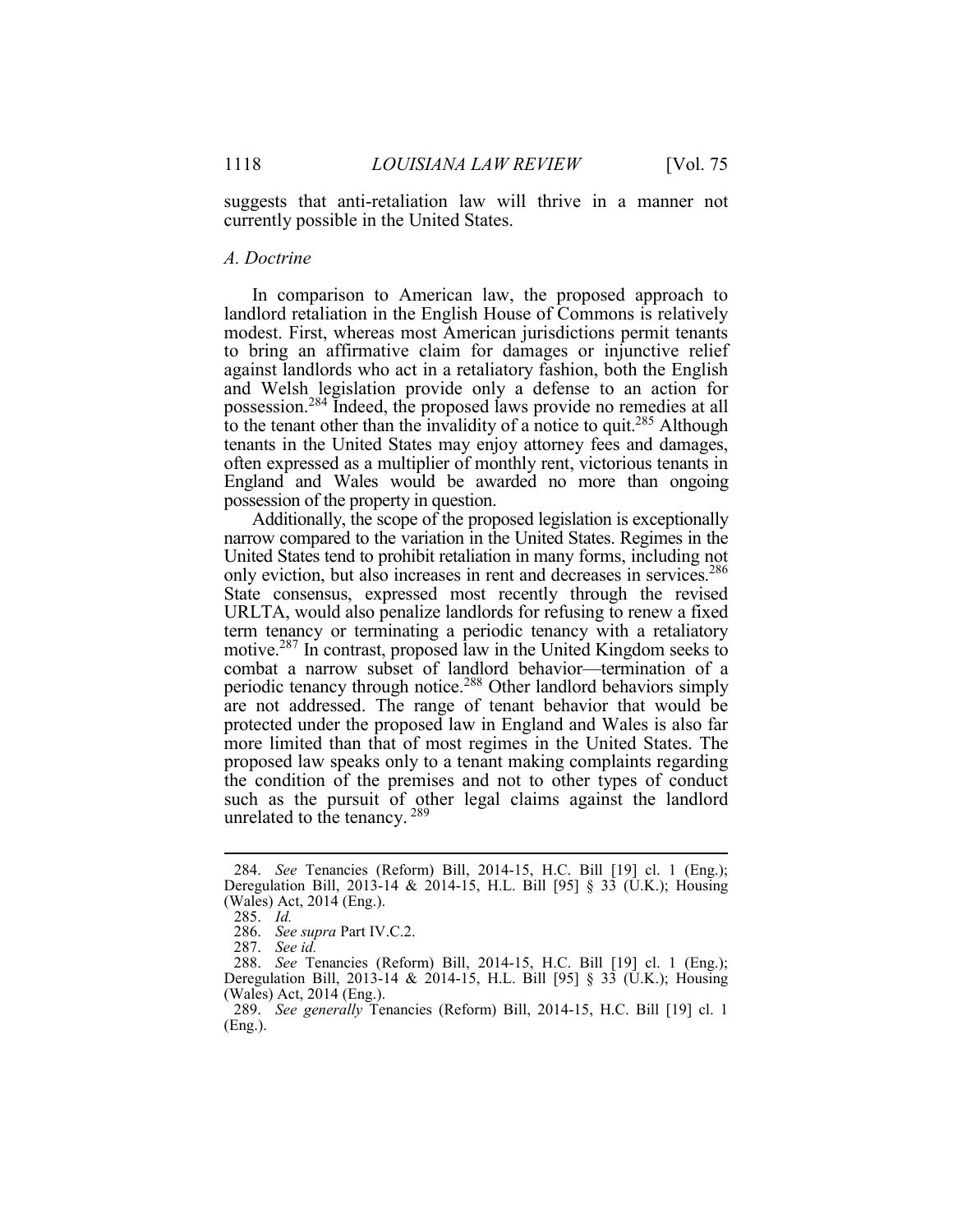suggests that anti-retaliation law will thrive in a manner not currently possible in the United States.

### *A. Doctrine*

In comparison to American law, the proposed approach to landlord retaliation in the English House of Commons is relatively modest. First, whereas most American jurisdictions permit tenants to bring an affirmative claim for damages or injunctive relief against landlords who act in a retaliatory fashion, both the English and Welsh legislation provide only a defense to an action for possession.[284] Indeed, the proposed laws provide no remedies at all to the tenant other than the invalidity of a notice to quit.[285] Although tenants in the United States may enjoy attorney fees and damages, often expressed as a multiplier of monthly rent, victorious tenants in England and Wales would be awarded no more than ongoing possession of the property in question.

Additionally, the scope of the proposed legislation is exceptionally narrow compared to the variation in the United States. Regimes in the United States tend to prohibit retaliation in many forms, including not only eviction, but also increases in rent and decreases in services.[286] State consensus, expressed most recently through the revised URLTA, would also penalize landlords for refusing to renew a fixed term tenancy or terminating a periodic tenancy with a retaliatory motive.[287] In contrast, proposed law in the United Kingdom seeks to combat a narrow subset of landlord behavior—termination of a periodic tenancy through notice.[288] Other landlord behaviors simply are not addressed. The range of tenant behavior that would be protected under the proposed law in England and Wales is also far more limited than that of most regimes in the United States. The proposed law speaks only to a tenant making complaints regarding the condition of the premises and not to other types of conduct such as the pursuit of other legal claims against the landlord unrelated to the tenancy.[289]

---

284. *See* Tenancies (Reform) Bill, 2014-15, H.C. Bill [19] cl. 1 (Eng.); Deregulation Bill, 2013-14 & 2014-15, H.L. Bill [95] § 33 (U.K.); Housing (Wales) Act, 2014 (Eng.).

285. *Id.*

286. *See supra* Part IV.C.2.

287. *See id.*

288. *See* Tenancies (Reform) Bill, 2014-15, H.C. Bill [19] cl. 1 (Eng.); Deregulation Bill, 2013-14 & 2014-15, H.L. Bill [95] § 33 (U.K.); Housing (Wales) Act, 2014 (Eng.).

289. *See generally* Tenancies (Reform) Bill, 2014-15, H.C. Bill [19] cl. 1 (Eng.).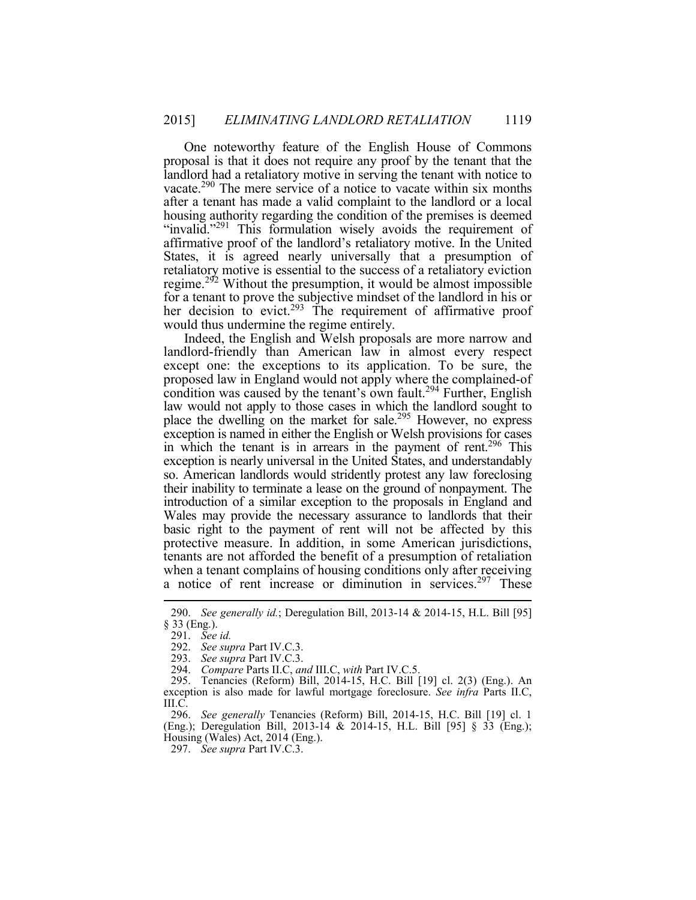One noteworthy feature of the English House of Commons proposal is that it does not require any proof by the tenant that the landlord had a retaliatory motive in serving the tenant with notice to vacate.[290] The mere service of a notice to vacate within six months after a tenant has made a valid complaint to the landlord or a local housing authority regarding the condition of the premises is deemed "invalid."[291] This formulation wisely avoids the requirement of affirmative proof of the landlord's retaliatory motive. In the United States, it is agreed nearly universally that a presumption of retaliatory motive is essential to the success of a retaliatory eviction regime.[292] Without the presumption, it would be almost impossible for a tenant to prove the subjective mindset of the landlord in his or her decision to evict.[293] The requirement of affirmative proof would thus undermine the regime entirely.

Indeed, the English and Welsh proposals are more narrow and landlord-friendly than American law in almost every respect except one: the exceptions to its application. To be sure, the proposed law in England would not apply where the complained-of condition was caused by the tenant's own fault.[294] Further, English law would not apply to those cases in which the landlord sought to place the dwelling on the market for sale.[295] However, no express exception is named in either the English or Welsh provisions for cases in which the tenant is in arrears in the payment of rent.[296] This exception is nearly universal in the United States, and understandably so. American landlords would stridently protest any law foreclosing their inability to terminate a lease on the ground of nonpayment. The introduction of a similar exception to the proposals in England and Wales may provide the necessary assurance to landlords that their basic right to the payment of rent will not be affected by this protective measure. In addition, in some American jurisdictions, tenants are not afforded the benefit of a presumption of retaliation when a tenant complains of housing conditions only after receiving a notice of rent increase or diminution in services.[297] These

---

290. *See generally id.*; Deregulation Bill, 2013-14 & 2014-15, H.L. Bill [95] § 33 (Eng.).

291. *See id.*

292. *See supra* Part IV.C.3.

293. *See supra* Part IV.C.3.

294. *Compare* Parts II.C, *and* III.C, *with* Part IV.C.5.

295. Tenancies (Reform) Bill, 2014-15, H.C. Bill [19] cl. 2(3) (Eng.). An exception is also made for lawful mortgage foreclosure. *See infra* Parts II.C, III.C.

296. *See generally* Tenancies (Reform) Bill, 2014-15, H.C. Bill [19] cl. 1 (Eng.); Deregulation Bill, 2013-14 & 2014-15, H.L. Bill [95] § 33 (Eng.); Housing (Wales) Act, 2014 (Eng.).

297. *See supra* Part IV.C.3.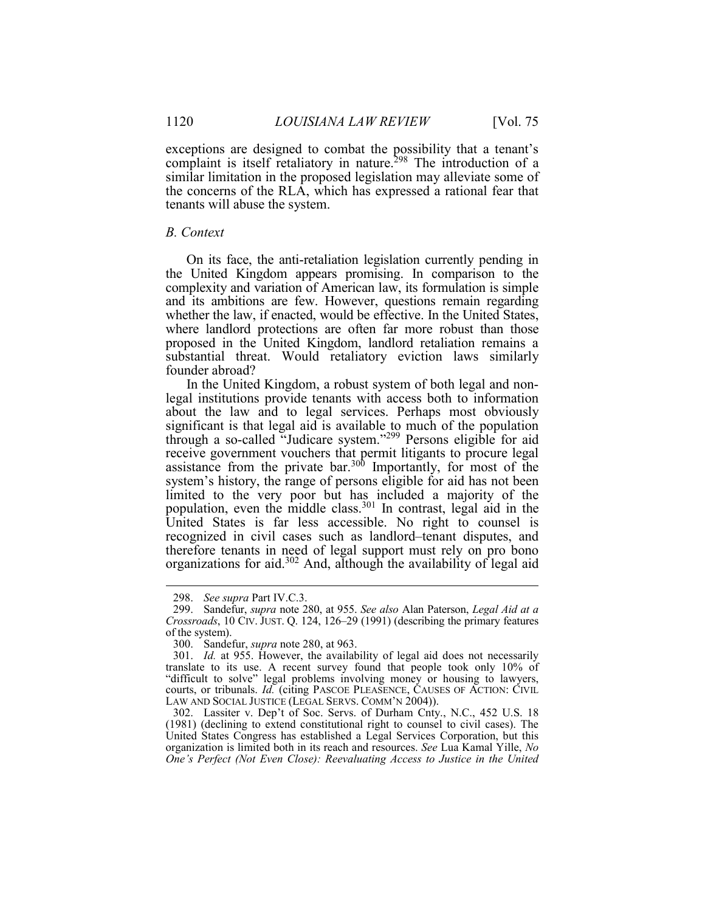exceptions are designed to combat the possibility that a tenant's complaint is itself retaliatory in nature.[298] The introduction of a similar limitation in the proposed legislation may alleviate some of the concerns of the RLA, which has expressed a rational fear that tenants will abuse the system.

### *B. Context*

On its face, the anti-retaliation legislation currently pending in the United Kingdom appears promising. In comparison to the complexity and variation of American law, its formulation is simple and its ambitions are few. However, questions remain regarding whether the law, if enacted, would be effective. In the United States, where landlord protections are often far more robust than those proposed in the United Kingdom, landlord retaliation remains a substantial threat. Would retaliatory eviction laws similarly founder abroad?

In the United Kingdom, a robust system of both legal and non-legal institutions provide tenants with access both to information about the law and to legal services. Perhaps most obviously significant is that legal aid is available to much of the population through a so-called "Judicare system."[299] Persons eligible for aid receive government vouchers that permit litigants to procure legal assistance from the private bar.[300] Importantly, for most of the system's history, the range of persons eligible for aid has not been limited to the very poor but has included a majority of the population, even the middle class.[301] In contrast, legal aid in the United States is far less accessible. No right to counsel is recognized in civil cases such as landlord–tenant disputes, and therefore tenants in need of legal support must rely on pro bono organizations for aid.[302] And, although the availability of legal aid

---

298. *See supra* Part IV.C.3.

299. Sandefur, *supra* note 280, at 955. *See also* Alan Paterson, *Legal Aid at a Crossroads*, 10 CIV. JUST. Q. 124, 126–29 (1991) (describing the primary features of the system).

300. Sandefur, *supra* note 280, at 963.

301. *Id.* at 955. However, the availability of legal aid does not necessarily translate to its use. A recent survey found that people took only 10% of "difficult to solve" legal problems involving money or housing to lawyers, courts, or tribunals. *Id.* (citing PASCOE PLEASENCE, CAUSES OF ACTION: CIVIL LAW AND SOCIAL JUSTICE (LEGAL SERVS. COMM'N 2004)).

302. Lassiter v. Dep't of Soc. Servs. of Durham Cnty., N.C., 452 U.S. 18 (1981) (declining to extend constitutional right to counsel to civil cases). The United States Congress has established a Legal Services Corporation, but this organization is limited both in its reach and resources. *See* Lua Kamal Yille, *No One's Perfect (Not Even Close): Reevaluating Access to Justice in the United*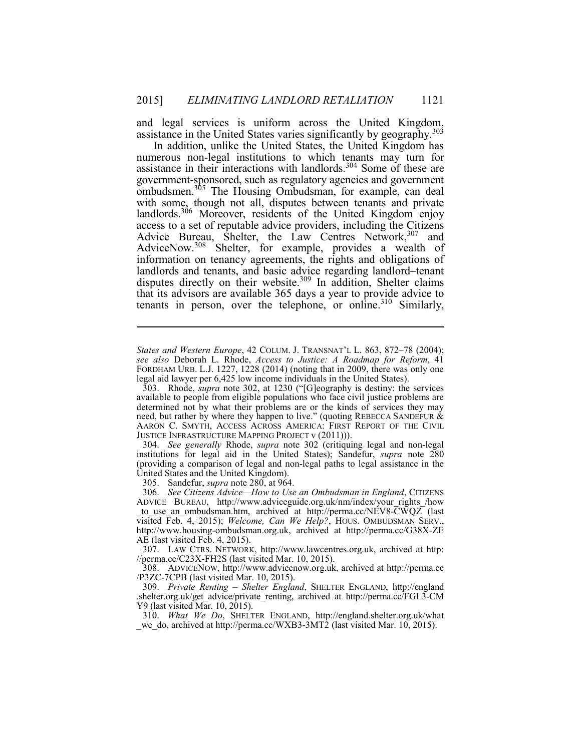and legal services is uniform across the United Kingdom, assistance in the United States varies significantly by geography.[303]

In addition, unlike the United States, the United Kingdom has numerous non-legal institutions to which tenants may turn for assistance in their interactions with landlords.[304] Some of these are government-sponsored, such as regulatory agencies and government ombudsmen.[305] The Housing Ombudsman, for example, can deal with some, though not all, disputes between tenants and private landlords.[306] Moreover, residents of the United Kingdom enjoy access to a set of reputable advice providers, including the Citizens Advice Bureau, Shelter, the Law Centres Network,[307] and AdviceNow.[308] Shelter, for example, provides a wealth of information on tenancy agreements, the rights and obligations of landlords and tenants, and basic advice regarding landlord–tenant disputes directly on their website.[309] In addition, Shelter claims that its advisors are available 365 days a year to provide advice to tenants in person, over the telephone, or online.[310] Similarly,

---

*States and Western Europe*, 42 COLUM. J. TRANSNAT'L L. 863, 872–78 (2004); *see also* Deborah L. Rhode, *Access to Justice: A Roadmap for Reform*, 41 FORDHAM URB. L.J. 1227, 1228 (2014) (noting that in 2009, there was only one legal aid lawyer per 6,425 low income individuals in the United States).

303. Rhode, *supra* note 302, at 1230 ("[G]eography is destiny: the services available to people from eligible populations who face civil justice problems are determined not by what their problems are or the kinds of services they may need, but rather by where they happen to live." (quoting REBECCA SANDEFUR & AARON C. SMYTH, ACCESS ACROSS AMERICA: FIRST REPORT OF THE CIVIL JUSTICE INFRASTRUCTURE MAPPING PROJECT v (2011))).

304. *See generally* Rhode, *supra* note 302 (critiquing legal and non-legal institutions for legal aid in the United States); Sandefur, *supra* note 280 (providing a comparison of legal and non-legal paths to legal assistance in the United States and the United Kingdom).

305. Sandefur, *supra* note 280, at 964.

306. *See Citizens Advice—How to Use an Ombudsman in England*, CITIZENS ADVICE BUREAU, http://www.adviceguide.org.uk/nm/index/your_rights_/how_to_use_an_ombudsman.htm, archived at http://perma.cc/NEV8-CWQZ (last visited Feb. 4, 2015); *Welcome, Can We Help?*, HOUS. OMBUDSMAN SERV., http://www.housing-ombudsman.org.uk, archived at http://perma.cc/G38X-ZEAE (last visited Feb. 4, 2015).

307. LAW CTRS. NETWORK, http://www.lawcentres.org.uk, archived at http://perma.cc/C23X-FH2S (last visited Mar. 10, 2015).

308. ADVICENOW, http://www.advicenow.org.uk, archived at http://perma.cc/P3ZC-7CPB (last visited Mar. 10, 2015).

309. *Private Renting – Shelter England*, SHELTER ENGLAND, http://england.shelter.org.uk/get_advice/private_renting, archived at http://perma.cc/FGL3-CMY9 (last visited Mar. 10, 2015).

310. *What We Do*, SHELTER ENGLAND, http://england.shelter.org.uk/what_we_do, archived at http://perma.cc/WXB3-3MT2 (last visited Mar. 10, 2015).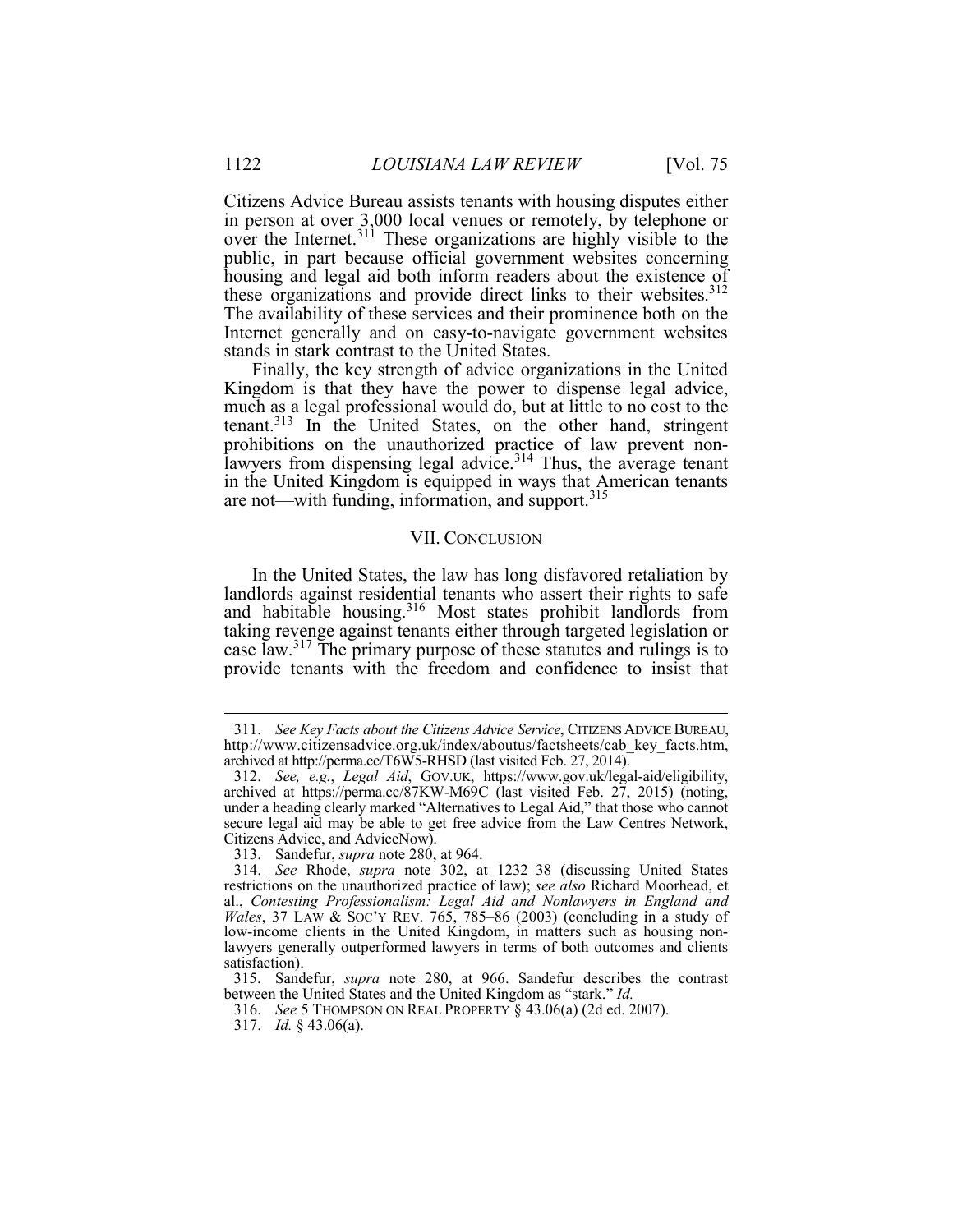Citizens Advice Bureau assists tenants with housing disputes either in person at over 3,000 local venues or remotely, by telephone or over the Internet.[311] These organizations are highly visible to the public, in part because official government websites concerning housing and legal aid both inform readers about the existence of these organizations and provide direct links to their websites.[312] The availability of these services and their prominence both on the Internet generally and on easy-to-navigate government websites stands in stark contrast to the United States.

Finally, the key strength of advice organizations in the United Kingdom is that they have the power to dispense legal advice, much as a legal professional would do, but at little to no cost to the tenant.[313] In the United States, on the other hand, stringent prohibitions on the unauthorized practice of law prevent non-lawyers from dispensing legal advice.[314] Thus, the average tenant in the United Kingdom is equipped in ways that American tenants are not—with funding, information, and support.[315]

## VII. CONCLUSION

In the United States, the law has long disfavored retaliation by landlords against residential tenants who assert their rights to safe and habitable housing.[316] Most states prohibit landlords from taking revenge against tenants either through targeted legislation or case law.[317] The primary purpose of these statutes and rulings is to provide tenants with the freedom and confidence to insist that

---

311. *See Key Facts about the Citizens Advice Service*, CITIZENS ADVICE BUREAU, http://www.citizensadvice.org.uk/index/aboutus/factsheets/cab_key_facts.htm, archived at http://perma.cc/T6W5-RHSD (last visited Feb. 27, 2014).

312. *See, e.g.*, *Legal Aid*, GOV.UK, https://www.gov.uk/legal-aid/eligibility, archived at https://perma.cc/87KW-M69C (last visited Feb. 27, 2015) (noting, under a heading clearly marked "Alternatives to Legal Aid," that those who cannot secure legal aid may be able to get free advice from the Law Centres Network, Citizens Advice, and AdviceNow).

313. Sandefur, *supra* note 280, at 964.

314. *See* Rhode, *supra* note 302, at 1232–38 (discussing United States restrictions on the unauthorized practice of law); *see also* Richard Moorhead, et al., *Contesting Professionalism: Legal Aid and Nonlawyers in England and Wales*, 37 LAW & SOC'Y REV. 765, 785–86 (2003) (concluding in a study of low-income clients in the United Kingdom, in matters such as housing non-lawyers generally outperformed lawyers in terms of both outcomes and clients satisfaction).

315. Sandefur, *supra* note 280, at 966. Sandefur describes the contrast between the United States and the United Kingdom as "stark." *Id.*

316. *See* 5 THOMPSON ON REAL PROPERTY § 43.06(a) (2d ed. 2007).

317. *Id.* § 43.06(a).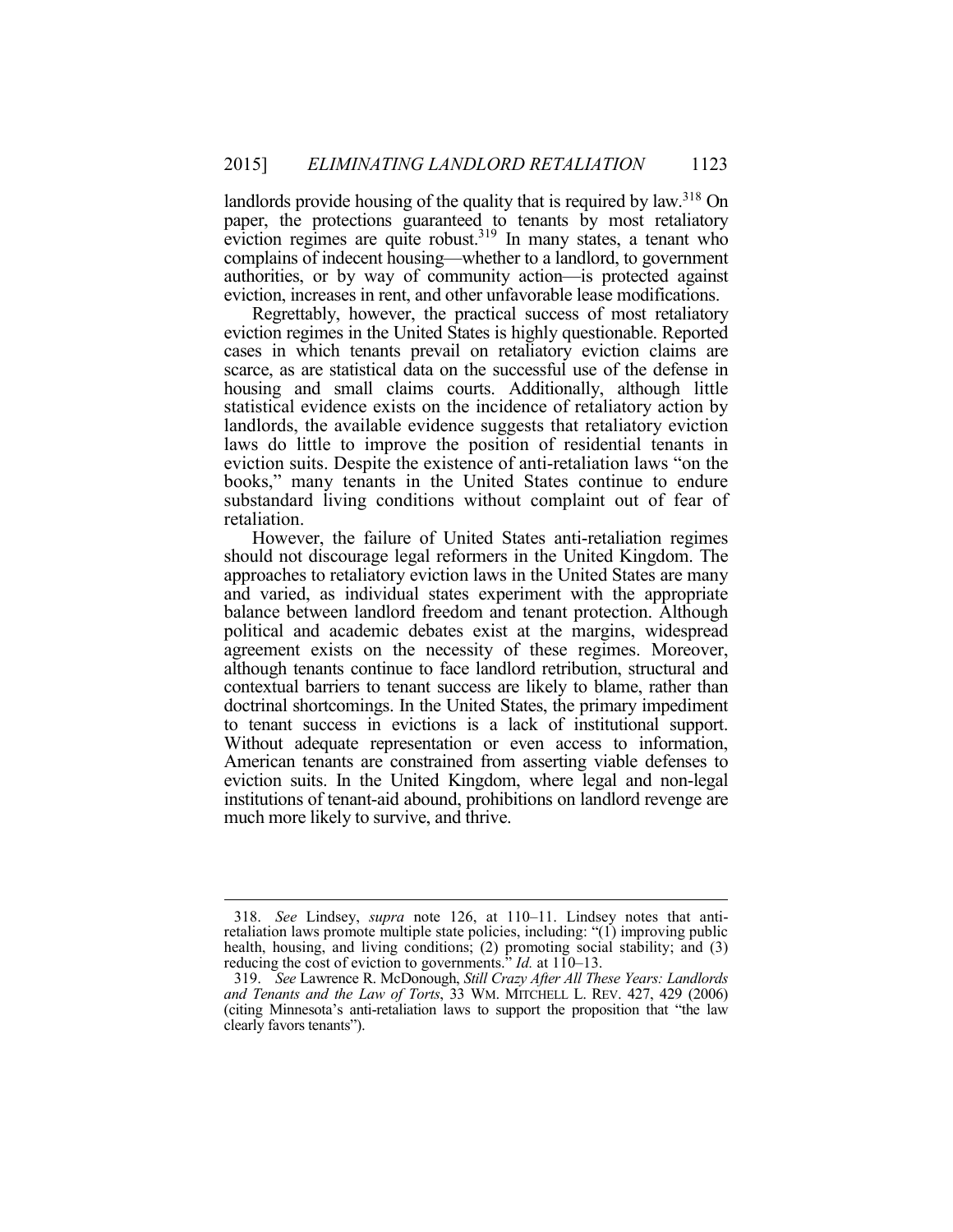landlords provide housing of the quality that is required by law.[318] On paper, the protections guaranteed to tenants by most retaliatory eviction regimes are quite robust.[319] In many states, a tenant who complains of indecent housing—whether to a landlord, to government authorities, or by way of community action—is protected against eviction, increases in rent, and other unfavorable lease modifications.

Regrettably, however, the practical success of most retaliatory eviction regimes in the United States is highly questionable. Reported cases in which tenants prevail on retaliatory eviction claims are scarce, as are statistical data on the successful use of the defense in housing and small claims courts. Additionally, although little statistical evidence exists on the incidence of retaliatory action by landlords, the available evidence suggests that retaliatory eviction laws do little to improve the position of residential tenants in eviction suits. Despite the existence of anti-retaliation laws "on the books," many tenants in the United States continue to endure substandard living conditions without complaint out of fear of retaliation.

However, the failure of United States anti-retaliation regimes should not discourage legal reformers in the United Kingdom. The approaches to retaliatory eviction laws in the United States are many and varied, as individual states experiment with the appropriate balance between landlord freedom and tenant protection. Although political and academic debates exist at the margins, widespread agreement exists on the necessity of these regimes. Moreover, although tenants continue to face landlord retribution, structural and contextual barriers to tenant success are likely to blame, rather than doctrinal shortcomings. In the United States, the primary impediment to tenant success in evictions is a lack of institutional support. Without adequate representation or even access to information, American tenants are constrained from asserting viable defenses to eviction suits. In the United Kingdom, where legal and non-legal institutions of tenant-aid abound, prohibitions on landlord revenge are much more likely to survive, and thrive.

---

318. *See* Lindsey, *supra* note 126, at 110–11. Lindsey notes that anti-retaliation laws promote multiple state policies, including: "(1) improving public health, housing, and living conditions; (2) promoting social stability; and (3) reducing the cost of eviction to governments." *Id.* at 110–13.

319. *See* Lawrence R. McDonough, *Still Crazy After All These Years: Landlords and Tenants and the Law of Torts*, 33 WM. MITCHELL L. REV. 427, 429 (2006) (citing Minnesota's anti-retaliation laws to support the proposition that "the law clearly favors tenants").